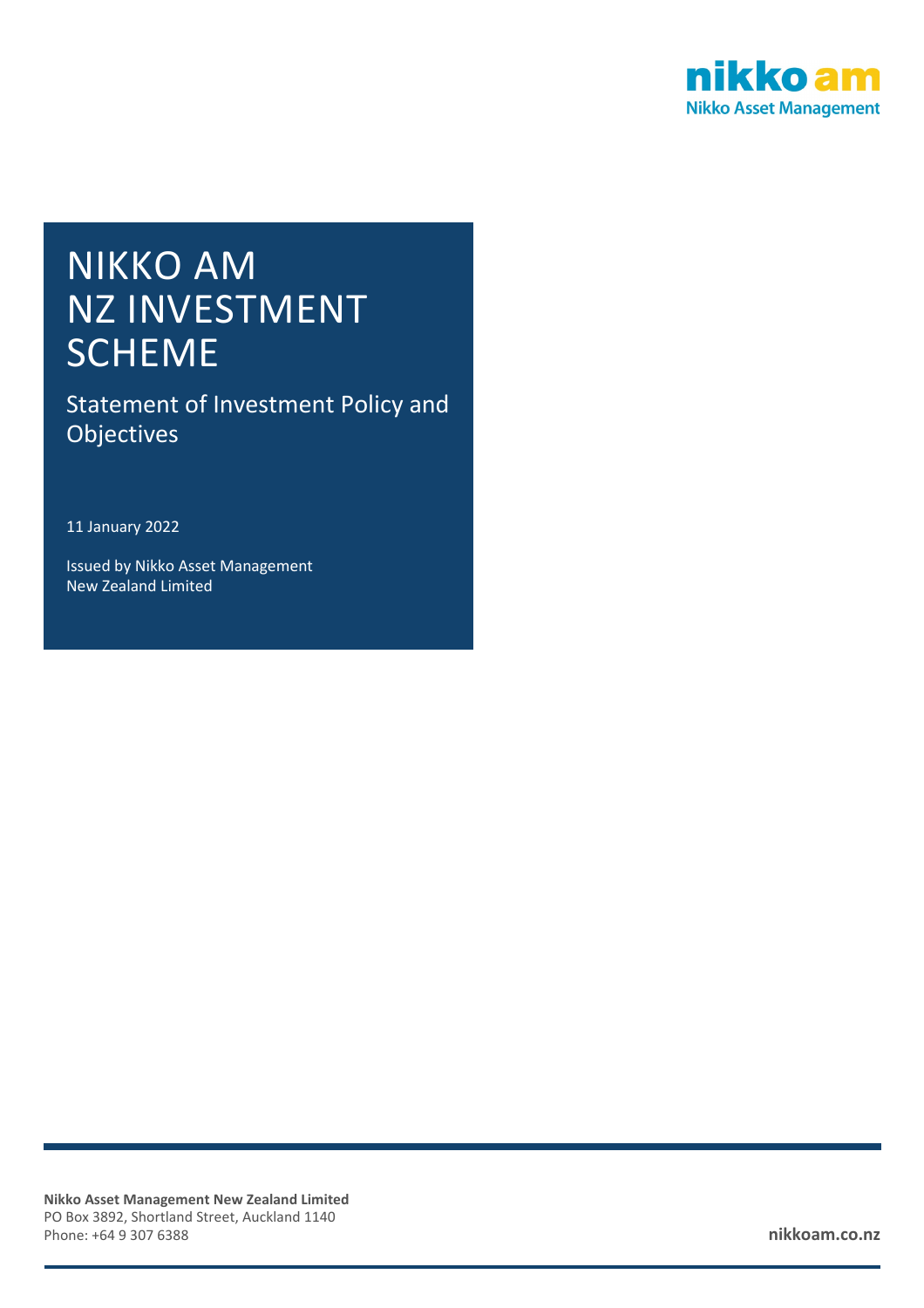nikko am
Nikko Asset Management

# NIKKO AM NZ INVESTMENT SCHEME

## Statement of Investment Policy and Objectives

11 January 2022

Issued by Nikko Asset Management New Zealand Limited

**Nikko Asset Management New Zealand Limited**
PO Box 3892, Shortland Street, Auckland 1140
Phone: +64 9 307 6388

**nikkoam.co.nz**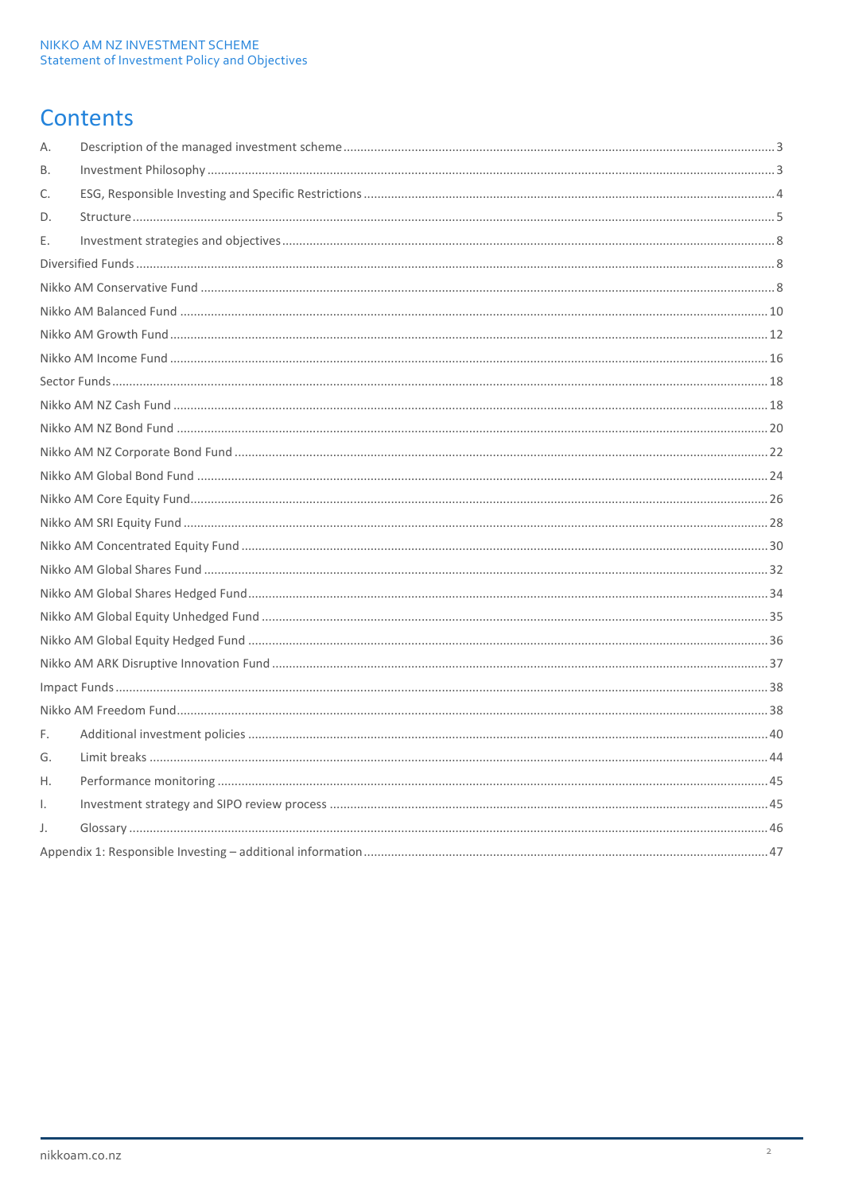# Contents

| | | |
|---|---|---|
| A. | Description of the managed investment scheme | 3 |
| B. | Investment Philosophy | 3 |
| C. | ESG, Responsible Investing and Specific Restrictions | 4 |
| D. | Structure | 5 |
| E. | Investment strategies and objectives | 8 |
| Diversified Funds | | 8 |
| Nikko AM Conservative Fund | | 8 |
| Nikko AM Balanced Fund | | 10 |
| Nikko AM Growth Fund | | 12 |
| Nikko AM Income Fund | | 16 |
| Sector Funds | | 18 |
| Nikko AM NZ Cash Fund | | 18 |
| Nikko AM NZ Bond Fund | | 20 |
| Nikko AM NZ Corporate Bond Fund | | 22 |
| Nikko AM Global Bond Fund | | 24 |
| Nikko AM Core Equity Fund | | 26 |
| Nikko AM SRI Equity Fund | | 28 |
| Nikko AM Concentrated Equity Fund | | 30 |
| Nikko AM Global Shares Fund | | 32 |
| Nikko AM Global Shares Hedged Fund | | 34 |
| Nikko AM Global Equity Unhedged Fund | | 35 |
| Nikko AM Global Equity Hedged Fund | | 36 |
| Nikko AM ARK Disruptive Innovation Fund | | 37 |
| Impact Funds | | 38 |
| Nikko AM Freedom Fund | | 38 |
| F. | Additional investment policies | 40 |
| G. | Limit breaks | 44 |
| H. | Performance monitoring | 45 |
| I. | Investment strategy and SIPO review process | 45 |
| J. | Glossary | 46 |
| Appendix 1: Responsible Investing – additional information | | 47 |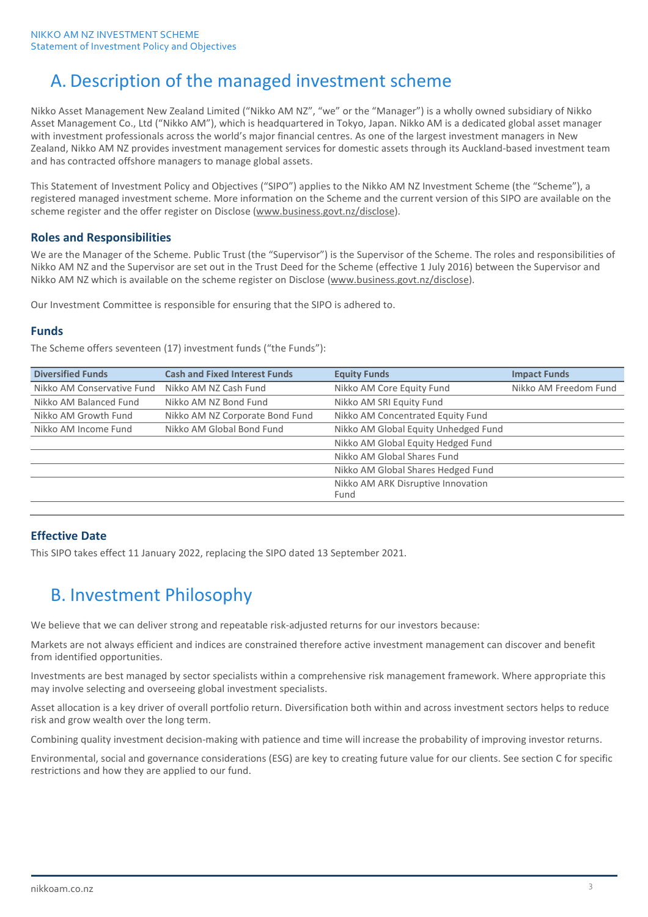# A. Description of the managed investment scheme

Nikko Asset Management New Zealand Limited ("Nikko AM NZ", "we" or the "Manager") is a wholly owned subsidiary of Nikko Asset Management Co., Ltd ("Nikko AM"), which is headquartered in Tokyo, Japan. Nikko AM is a dedicated global asset manager with investment professionals across the world's major financial centres. As one of the largest investment managers in New Zealand, Nikko AM NZ provides investment management services for domestic assets through its Auckland-based investment team and has contracted offshore managers to manage global assets.

This Statement of Investment Policy and Objectives ("SIPO") applies to the Nikko AM NZ Investment Scheme (the "Scheme"), a registered managed investment scheme. More information on the Scheme and the current version of this SIPO are available on the scheme register and the offer register on Disclose (www.business.govt.nz/disclose).

## Roles and Responsibilities

We are the Manager of the Scheme. Public Trust (the "Supervisor") is the Supervisor of the Scheme. The roles and responsibilities of Nikko AM NZ and the Supervisor are set out in the Trust Deed for the Scheme (effective 1 July 2016) between the Supervisor and Nikko AM NZ which is available on the scheme register on Disclose (www.business.govt.nz/disclose).

Our Investment Committee is responsible for ensuring that the SIPO is adhered to.

## Funds

The Scheme offers seventeen (17) investment funds ("the Funds"):

| Diversified Funds | Cash and Fixed Interest Funds | Equity Funds | Impact Funds |
|---|---|---|---|
| Nikko AM Conservative Fund | Nikko AM NZ Cash Fund | Nikko AM Core Equity Fund | Nikko AM Freedom Fund |
| Nikko AM Balanced Fund | Nikko AM NZ Bond Fund | Nikko AM SRI Equity Fund | |
| Nikko AM Growth Fund | Nikko AM NZ Corporate Bond Fund | Nikko AM Concentrated Equity Fund | |
| Nikko AM Income Fund | Nikko AM Global Bond Fund | Nikko AM Global Equity Unhedged Fund | |
| | | Nikko AM Global Equity Hedged Fund | |
| | | Nikko AM Global Shares Fund | |
| | | Nikko AM Global Shares Hedged Fund | |
| | | Nikko AM ARK Disruptive Innovation Fund | |

## Effective Date

This SIPO takes effect 11 January 2022, replacing the SIPO dated 13 September 2021.

# B. Investment Philosophy

We believe that we can deliver strong and repeatable risk-adjusted returns for our investors because:

Markets are not always efficient and indices are constrained therefore active investment management can discover and benefit from identified opportunities.

Investments are best managed by sector specialists within a comprehensive risk management framework. Where appropriate this may involve selecting and overseeing global investment specialists.

Asset allocation is a key driver of overall portfolio return. Diversification both within and across investment sectors helps to reduce risk and grow wealth over the long term.

Combining quality investment decision-making with patience and time will increase the probability of improving investor returns.

Environmental, social and governance considerations (ESG) are key to creating future value for our clients. See section C for specific restrictions and how they are applied to our fund.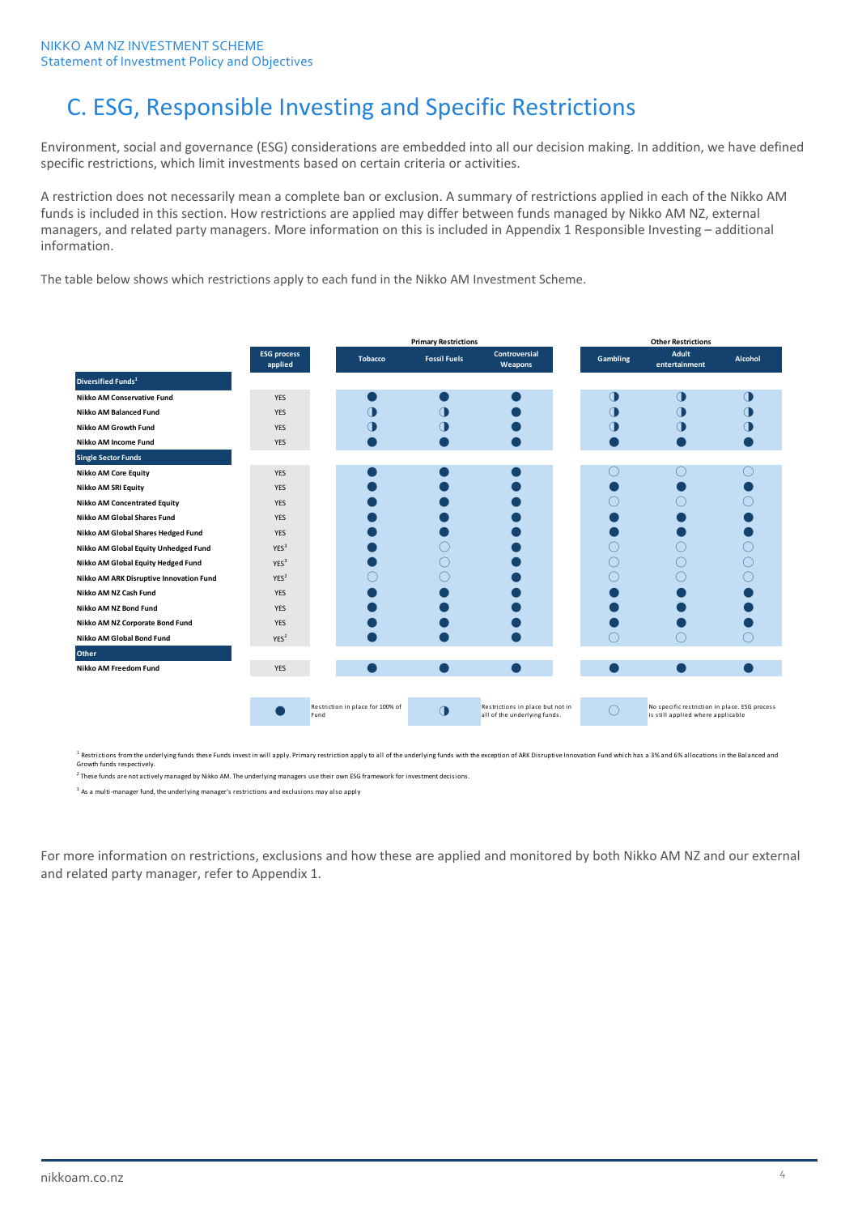# C. ESG, Responsible Investing and Specific Restrictions

Environment, social and governance (ESG) considerations are embedded into all our decision making. In addition, we have defined specific restrictions, which limit investments based on certain criteria or activities.

A restriction does not necessarily mean a complete ban or exclusion. A summary of restrictions applied in each of the Nikko AM funds is included in this section. How restrictions are applied may differ between funds managed by Nikko AM NZ, external managers, and related party managers. More information on this is included in Appendix 1 Responsible Investing – additional information.

The table below shows which restrictions apply to each fund in the Nikko AM Investment Scheme.

| | | Primary Restrictions | | | Other Restrictions | | |
|---|---|---|---|---|---|---|---|
| | ESG process applied | Tobacco | Fossil Fuels | Controversial Weapons | Gambling | Adult entertainment | Alcohol |
| **Diversified Funds[1]** | | | | | | | |
| Nikko AM Conservative Fund | YES | ● | ● | ● | ◑ | ◑ | ◑ |
| Nikko AM Balanced Fund | YES | ◑ | ◑ | ● | ◑ | ◑ | ◑ |
| Nikko AM Growth Fund | YES | ◑ | ◑ | ● | ◑ | ◑ | ◑ |
| Nikko AM Income Fund | YES | ● | ● | ● | ● | ● | ● |
| **Single Sector Funds** | | | | | | | |
| Nikko AM Core Equity | YES | ● | ● | ● | ○ | ○ | ○ |
| Nikko AM SRI Equity | YES | ● | ● | ● | ● | ● | ● |
| Nikko AM Concentrated Equity | YES | ● | ● | ● | ○ | ○ | ○ |
| Nikko AM Global Shares Fund | YES | ● | ● | ● | ● | ● | ● |
| Nikko AM Global Shares Hedged Fund | YES | ● | ● | ● | ● | ● | ● |
| Nikko AM Global Equity Unhedged Fund | YES[3] | ● | ○ | ● | ○ | ○ | ○ |
| Nikko AM Global Equity Hedged Fund | YES[3] | ● | ○ | ● | ○ | ○ | ○ |
| Nikko AM ARK Disruptive Innovation Fund | YES[2] | ○ | ○ | ● | ○ | ○ | ○ |
| Nikko AM NZ Cash Fund | YES | ● | ● | ● | ● | ● | ● |
| Nikko AM NZ Bond Fund | YES | ● | ● | ● | ● | ● | ● |
| Nikko AM NZ Corporate Bond Fund | YES | ● | ● | ● | ● | ● | ● |
| Nikko AM Global Bond Fund | YES[2] | ● | ● | ● | ○ | ○ | ○ |
| **Other** | | | | | | | |
| Nikko AM Freedom Fund | YES | ● | ● | ● | ● | ● | ● |

● Restriction in place for 100% of Fund

◑ Restrictions in place but not in all of the underlying funds.

○ No specific restriction in place. ESG process is still applied where applicable

[1] Restrictions from the underlying funds these Funds invest in will apply. Primary restriction apply to all of the underlying funds with the exception of ARK Disruptive Innovation Fund which has a 3% and 6% allocations in the Balanced and Growth funds respectively.

[2] These funds are not actively managed by Nikko AM. The underlying managers use their own ESG framework for investment decisions.

[3] As a multi-manager fund, the underlying manager's restrictions and exclusions may also apply

For more information on restrictions, exclusions and how these are applied and monitored by both Nikko AM NZ and our external and related party manager, refer to Appendix 1.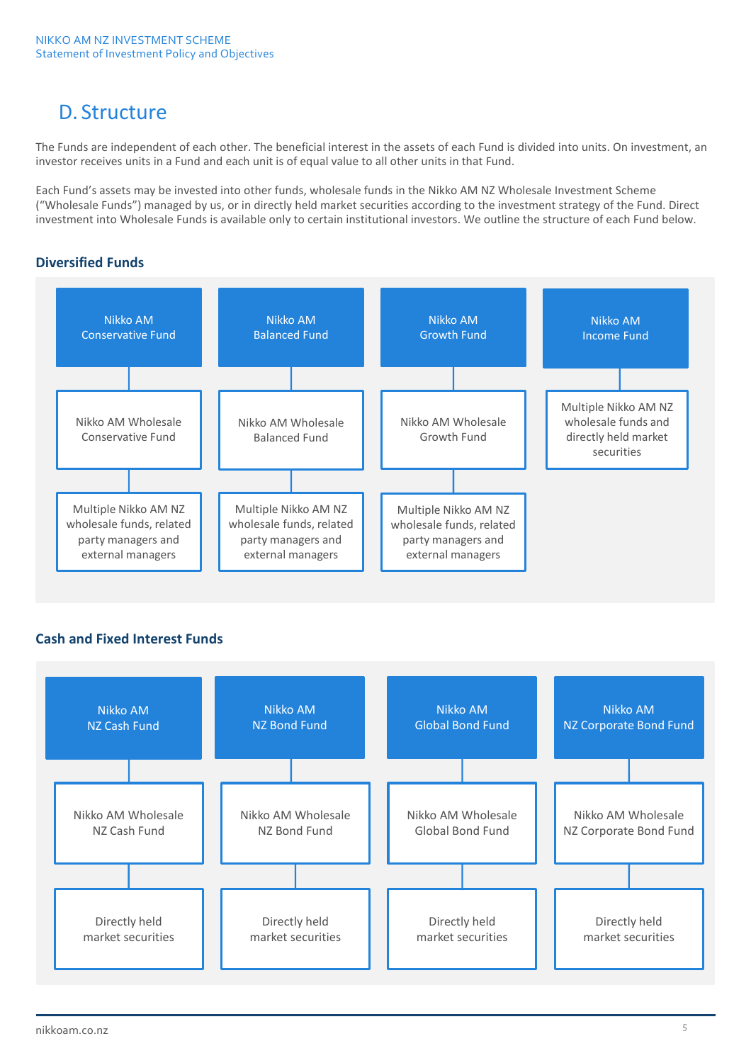# D. Structure

The Funds are independent of each other. The beneficial interest in the assets of each Fund is divided into units. On investment, an investor receives units in a Fund and each unit is of equal value to all other units in that Fund.

Each Fund's assets may be invested into other funds, wholesale funds in the Nikko AM NZ Wholesale Investment Scheme ("Wholesale Funds") managed by us, or in directly held market securities according to the investment strategy of the Fund. Direct investment into Wholesale Funds is available only to certain institutional investors. We outline the structure of each Fund below.

## Diversified Funds

| Nikko AM Conservative Fund | Nikko AM Balanced Fund | Nikko AM Growth Fund | Nikko AM Income Fund |
| --- | --- | --- | --- |
| Nikko AM Wholesale Conservative Fund | Nikko AM Wholesale Balanced Fund | Nikko AM Wholesale Growth Fund | Multiple Nikko AM NZ wholesale funds and directly held market securities |
| Multiple Nikko AM NZ wholesale funds, related party managers and external managers | Multiple Nikko AM NZ wholesale funds, related party managers and external managers | Multiple Nikko AM NZ wholesale funds, related party managers and external managers | |

## Cash and Fixed Interest Funds

| Nikko AM NZ Cash Fund | Nikko AM NZ Bond Fund | Nikko AM Global Bond Fund | Nikko AM NZ Corporate Bond Fund |
| --- | --- | --- | --- |
| Nikko AM Wholesale NZ Cash Fund | Nikko AM Wholesale NZ Bond Fund | Nikko AM Wholesale Global Bond Fund | Nikko AM Wholesale NZ Corporate Bond Fund |
| Directly held market securities | Directly held market securities | Directly held market securities | Directly held market securities |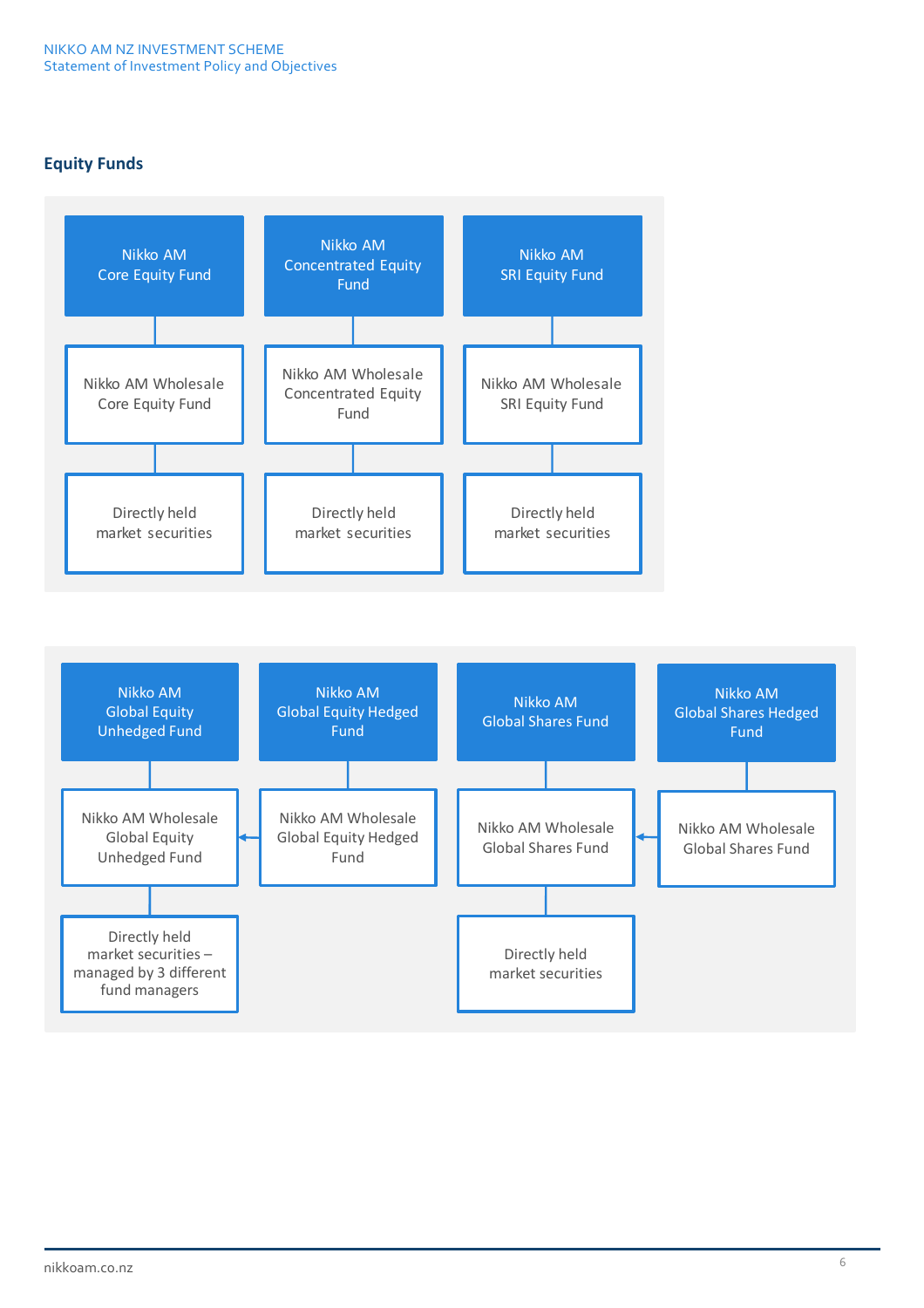## Equity Funds

Nikko AM Core Equity Fund → Nikko AM Wholesale Core Equity Fund → Directly held market securities

Nikko AM Concentrated Equity Fund → Nikko AM Wholesale Concentrated Equity Fund → Directly held market securities

Nikko AM SRI Equity Fund → Nikko AM Wholesale SRI Equity Fund → Directly held market securities

Nikko AM Global Equity Unhedged Fund → Nikko AM Wholesale Global Equity Unhedged Fund → Directly held market securities – managed by 3 different fund managers

Nikko AM Global Equity Hedged Fund → Nikko AM Wholesale Global Equity Hedged Fund → Nikko AM Wholesale Global Equity Unhedged Fund

Nikko AM Global Shares Fund → Nikko AM Wholesale Global Shares Fund → Directly held market securities

Nikko AM Global Shares Hedged Fund → Nikko AM Wholesale Global Shares Fund → Nikko AM Wholesale Global Shares Fund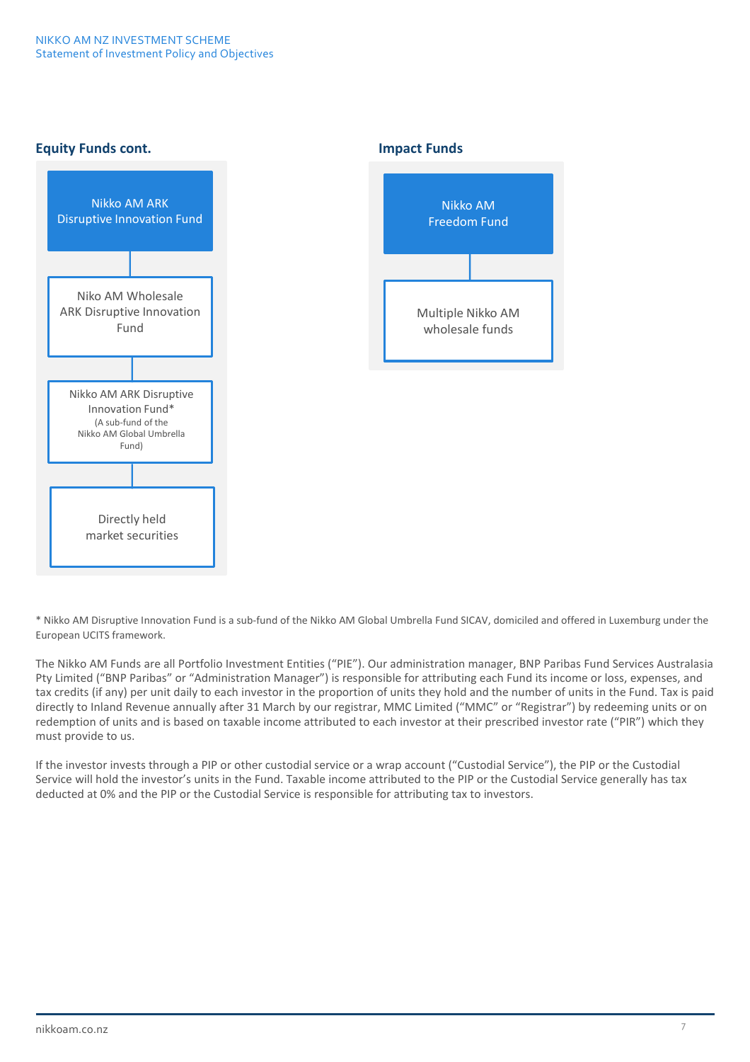### Equity Funds cont.

Nikko AM ARK Disruptive Innovation Fund

↓

Niko AM Wholesale ARK Disruptive Innovation Fund

↓

Nikko AM ARK Disruptive Innovation Fund*
(A sub-fund of the Nikko AM Global Umbrella Fund)

↓

Directly held market securities

### Impact Funds

Nikko AM Freedom Fund

↓

Multiple Nikko AM wholesale funds

\* Nikko AM Disruptive Innovation Fund is a sub-fund of the Nikko AM Global Umbrella Fund SICAV, domiciled and offered in Luxemburg under the European UCITS framework.

The Nikko AM Funds are all Portfolio Investment Entities ("PIE"). Our administration manager, BNP Paribas Fund Services Australasia Pty Limited ("BNP Paribas" or "Administration Manager") is responsible for attributing each Fund its income or loss, expenses, and tax credits (if any) per unit daily to each investor in the proportion of units they hold and the number of units in the Fund. Tax is paid directly to Inland Revenue annually after 31 March by our registrar, MMC Limited ("MMC" or "Registrar") by redeeming units or on redemption of units and is based on taxable income attributed to each investor at their prescribed investor rate ("PIR") which they must provide to us.

If the investor invests through a PIP or other custodial service or a wrap account ("Custodial Service"), the PIP or the Custodial Service will hold the investor's units in the Fund. Taxable income attributed to the PIP or the Custodial Service generally has tax deducted at 0% and the PIP or the Custodial Service is responsible for attributing tax to investors.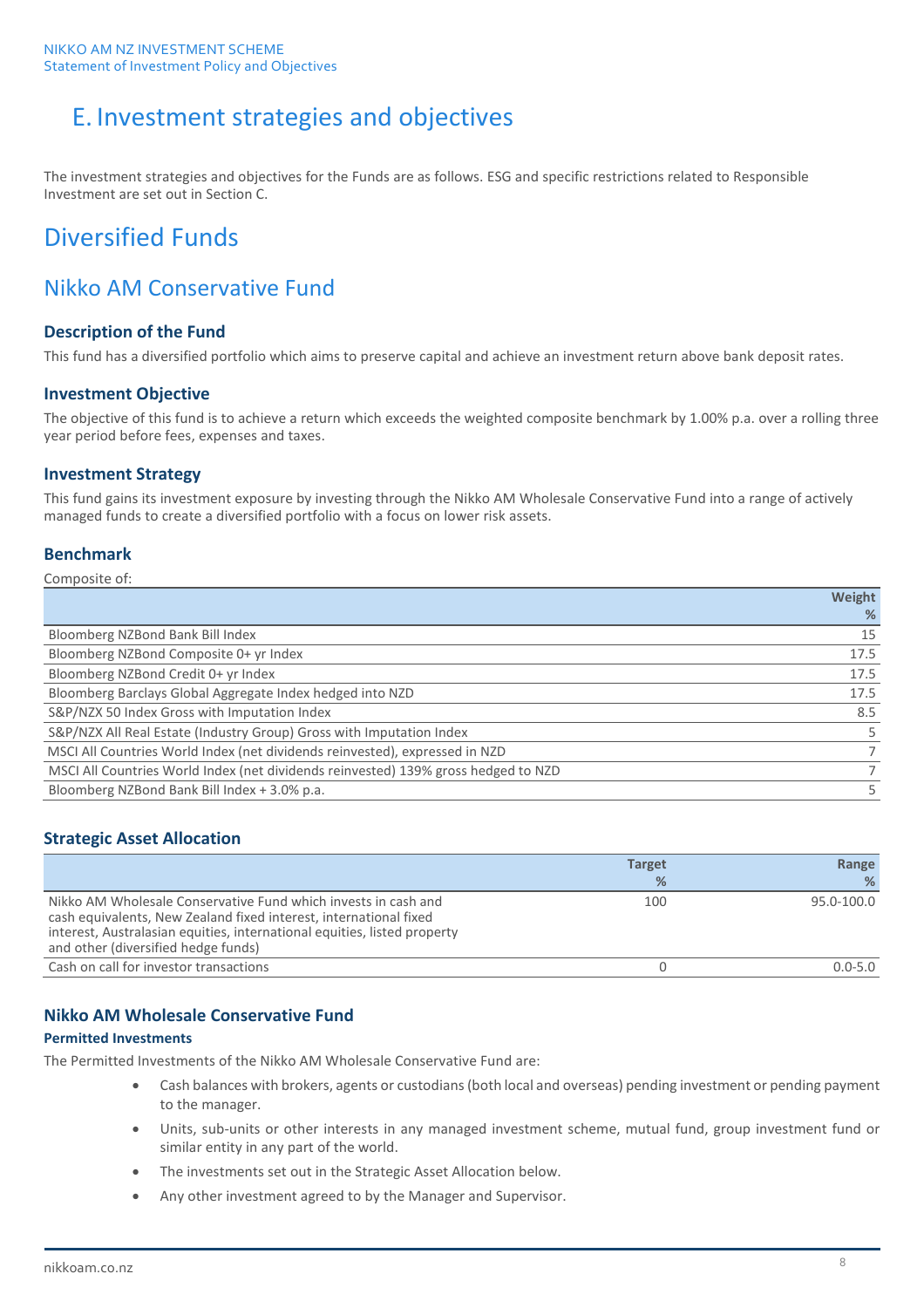# E. Investment strategies and objectives

The investment strategies and objectives for the Funds are as follows. ESG and specific restrictions related to Responsible Investment are set out in Section C.

# Diversified Funds

## Nikko AM Conservative Fund

### Description of the Fund

This fund has a diversified portfolio which aims to preserve capital and achieve an investment return above bank deposit rates.

### Investment Objective

The objective of this fund is to achieve a return which exceeds the weighted composite benchmark by 1.00% p.a. over a rolling three year period before fees, expenses and taxes.

### Investment Strategy

This fund gains its investment exposure by investing through the Nikko AM Wholesale Conservative Fund into a range of actively managed funds to create a diversified portfolio with a focus on lower risk assets.

### Benchmark

Composite of:

| | Weight % |
|---|---|
| Bloomberg NZBond Bank Bill Index | 15 |
| Bloomberg NZBond Composite 0+ yr Index | 17.5 |
| Bloomberg NZBond Credit 0+ yr Index | 17.5 |
| Bloomberg Barclays Global Aggregate Index hedged into NZD | 17.5 |
| S&P/NZX 50 Index Gross with Imputation Index | 8.5 |
| S&P/NZX All Real Estate (Industry Group) Gross with Imputation Index | 5 |
| MSCI All Countries World Index (net dividends reinvested), expressed in NZD | 7 |
| MSCI All Countries World Index (net dividends reinvested) 139% gross hedged to NZD | 7 |
| Bloomberg NZBond Bank Bill Index + 3.0% p.a. | 5 |

### Strategic Asset Allocation

| | Target % | Range % |
|---|---|---|
| Nikko AM Wholesale Conservative Fund which invests in cash and cash equivalents, New Zealand fixed interest, international fixed interest, Australasian equities, international equities, listed property and other (diversified hedge funds) | 100 | 95.0-100.0 |
| Cash on call for investor transactions | 0 | 0.0-5.0 |

### Nikko AM Wholesale Conservative Fund

**Permitted Investments**

The Permitted Investments of the Nikko AM Wholesale Conservative Fund are:

- Cash balances with brokers, agents or custodians (both local and overseas) pending investment or pending payment to the manager.
- Units, sub-units or other interests in any managed investment scheme, mutual fund, group investment fund or similar entity in any part of the world.
- The investments set out in the Strategic Asset Allocation below.
- Any other investment agreed to by the Manager and Supervisor.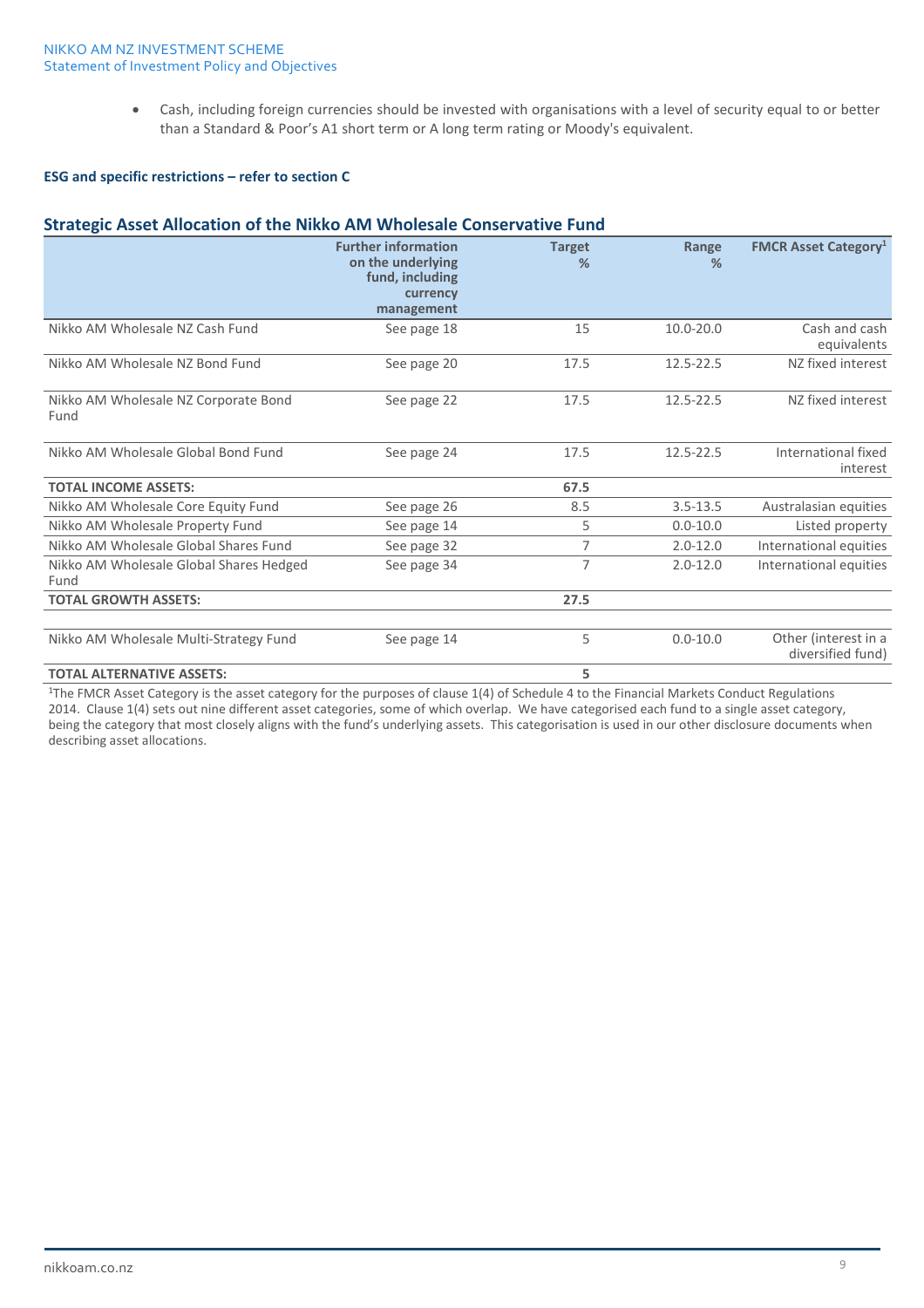- Cash, including foreign currencies should be invested with organisations with a level of security equal to or better than a Standard & Poor's A1 short term or A long term rating or Moody's equivalent.

**ESG and specific restrictions – refer to section C**

## Strategic Asset Allocation of the Nikko AM Wholesale Conservative Fund

| | Further information on the underlying fund, including currency management | Target % | Range % | FMCR Asset Category[1] |
|---|---|---|---|---|
| Nikko AM Wholesale NZ Cash Fund | See page 18 | 15 | 10.0-20.0 | Cash and cash equivalents |
| Nikko AM Wholesale NZ Bond Fund | See page 20 | 17.5 | 12.5-22.5 | NZ fixed interest |
| Nikko AM Wholesale NZ Corporate Bond Fund | See page 22 | 17.5 | 12.5-22.5 | NZ fixed interest |
| Nikko AM Wholesale Global Bond Fund | See page 24 | 17.5 | 12.5-22.5 | International fixed interest |
| **TOTAL INCOME ASSETS:** | | **67.5** | | |
| Nikko AM Wholesale Core Equity Fund | See page 26 | 8.5 | 3.5-13.5 | Australasian equities |
| Nikko AM Wholesale Property Fund | See page 14 | 5 | 0.0-10.0 | Listed property |
| Nikko AM Wholesale Global Shares Fund | See page 32 | 7 | 2.0-12.0 | International equities |
| Nikko AM Wholesale Global Shares Hedged Fund | See page 34 | 7 | 2.0-12.0 | International equities |
| **TOTAL GROWTH ASSETS:** | | **27.5** | | |
| Nikko AM Wholesale Multi-Strategy Fund | See page 14 | 5 | 0.0-10.0 | Other (interest in a diversified fund) |
| **TOTAL ALTERNATIVE ASSETS:** | | **5** | | |

[1]The FMCR Asset Category is the asset category for the purposes of clause 1(4) of Schedule 4 to the Financial Markets Conduct Regulations 2014. Clause 1(4) sets out nine different asset categories, some of which overlap. We have categorised each fund to a single asset category, being the category that most closely aligns with the fund's underlying assets. This categorisation is used in our other disclosure documents when describing asset allocations.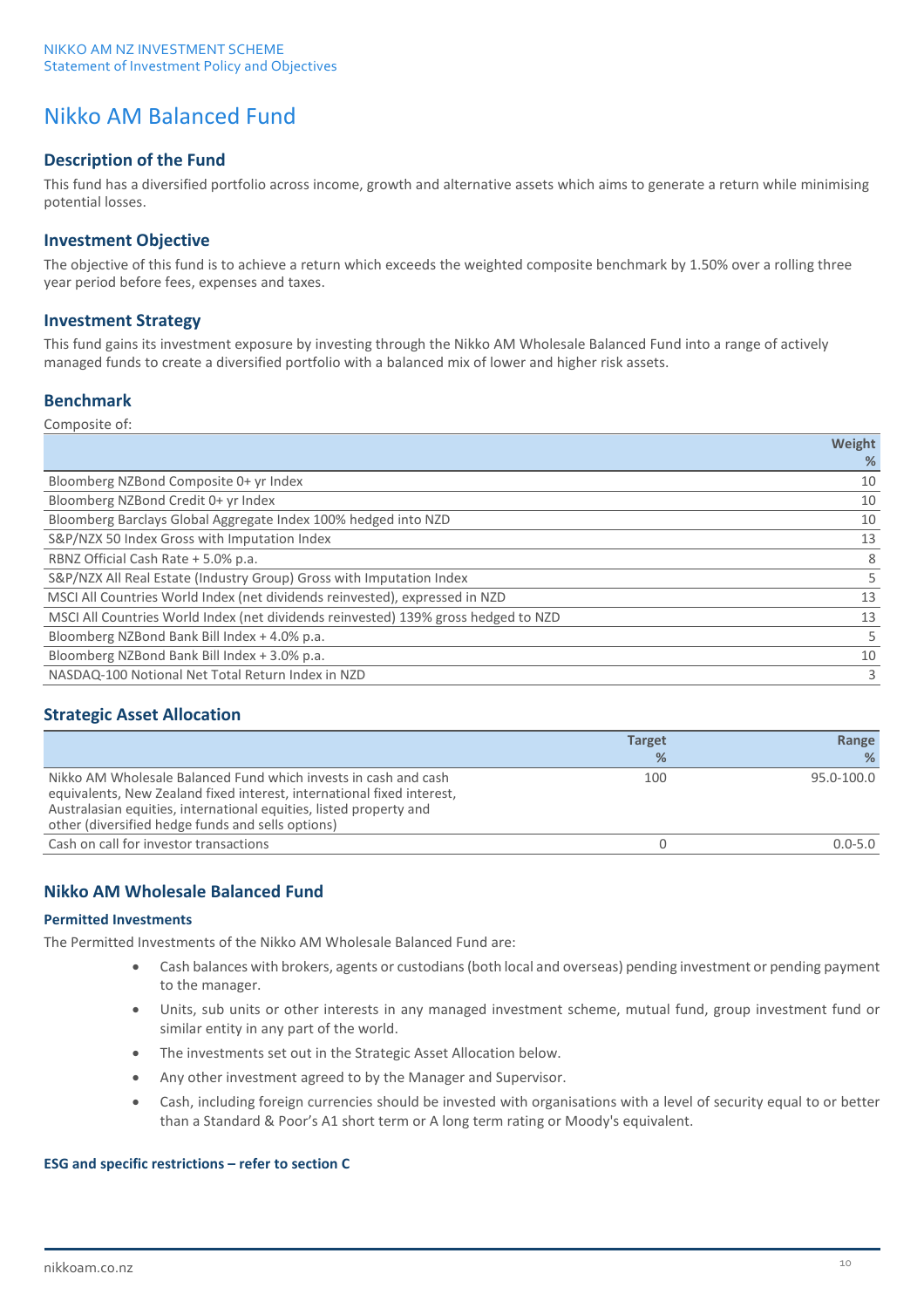# Nikko AM Balanced Fund

## Description of the Fund

This fund has a diversified portfolio across income, growth and alternative assets which aims to generate a return while minimising potential losses.

## Investment Objective

The objective of this fund is to achieve a return which exceeds the weighted composite benchmark by 1.50% over a rolling three year period before fees, expenses and taxes.

## Investment Strategy

This fund gains its investment exposure by investing through the Nikko AM Wholesale Balanced Fund into a range of actively managed funds to create a diversified portfolio with a balanced mix of lower and higher risk assets.

## Benchmark

Composite of:

| | Weight % |
|---|---|
| Bloomberg NZBond Composite 0+ yr Index | 10 |
| Bloomberg NZBond Credit 0+ yr Index | 10 |
| Bloomberg Barclays Global Aggregate Index 100% hedged into NZD | 10 |
| S&P/NZX 50 Index Gross with Imputation Index | 13 |
| RBNZ Official Cash Rate + 5.0% p.a. | 8 |
| S&P/NZX All Real Estate (Industry Group) Gross with Imputation Index | 5 |
| MSCI All Countries World Index (net dividends reinvested), expressed in NZD | 13 |
| MSCI All Countries World Index (net dividends reinvested) 139% gross hedged to NZD | 13 |
| Bloomberg NZBond Bank Bill Index + 4.0% p.a. | 5 |
| Bloomberg NZBond Bank Bill Index + 3.0% p.a. | 10 |
| NASDAQ-100 Notional Net Total Return Index in NZD | 3 |

## Strategic Asset Allocation

| | Target % | Range % |
|---|---|---|
| Nikko AM Wholesale Balanced Fund which invests in cash and cash equivalents, New Zealand fixed interest, international fixed interest, Australasian equities, international equities, listed property and other (diversified hedge funds and sells options) | 100 | 95.0-100.0 |
| Cash on call for investor transactions | 0 | 0.0-5.0 |

## Nikko AM Wholesale Balanced Fund

### Permitted Investments

The Permitted Investments of the Nikko AM Wholesale Balanced Fund are:

- Cash balances with brokers, agents or custodians (both local and overseas) pending investment or pending payment to the manager.
- Units, sub units or other interests in any managed investment scheme, mutual fund, group investment fund or similar entity in any part of the world.
- The investments set out in the Strategic Asset Allocation below.
- Any other investment agreed to by the Manager and Supervisor.
- Cash, including foreign currencies should be invested with organisations with a level of security equal to or better than a Standard & Poor's A1 short term or A long term rating or Moody's equivalent.

**ESG and specific restrictions – refer to section C**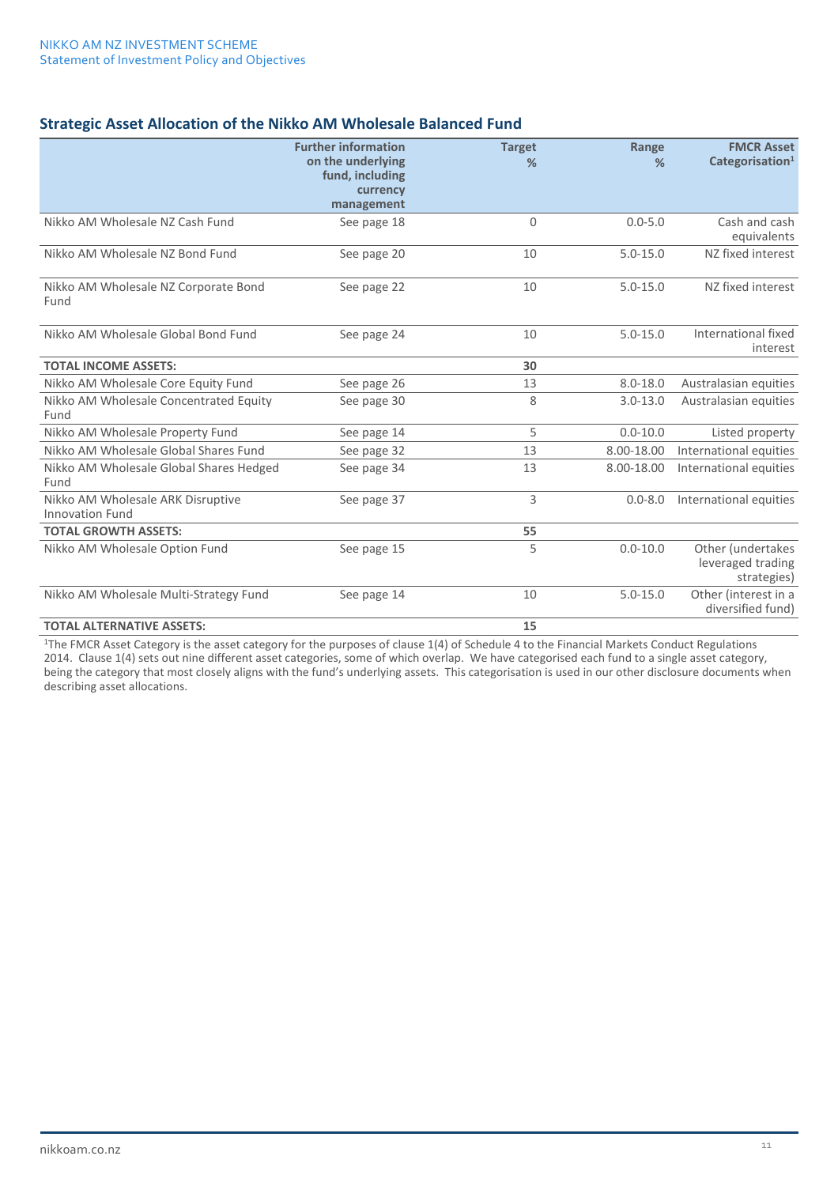## Strategic Asset Allocation of the Nikko AM Wholesale Balanced Fund

| | Further information on the underlying fund, including currency management | Target % | Range % | FMCR Asset Categorisation[1] |
|---|---|---|---|---|
| Nikko AM Wholesale NZ Cash Fund | See page 18 | 0 | 0.0-5.0 | Cash and cash equivalents |
| Nikko AM Wholesale NZ Bond Fund | See page 20 | 10 | 5.0-15.0 | NZ fixed interest |
| Nikko AM Wholesale NZ Corporate Bond Fund | See page 22 | 10 | 5.0-15.0 | NZ fixed interest |
| Nikko AM Wholesale Global Bond Fund | See page 24 | 10 | 5.0-15.0 | International fixed interest |
| **TOTAL INCOME ASSETS:** | | **30** | | |
| Nikko AM Wholesale Core Equity Fund | See page 26 | 13 | 8.0-18.0 | Australasian equities |
| Nikko AM Wholesale Concentrated Equity Fund | See page 30 | 8 | 3.0-13.0 | Australasian equities |
| Nikko AM Wholesale Property Fund | See page 14 | 5 | 0.0-10.0 | Listed property |
| Nikko AM Wholesale Global Shares Fund | See page 32 | 13 | 8.00-18.00 | International equities |
| Nikko AM Wholesale Global Shares Hedged Fund | See page 34 | 13 | 8.00-18.00 | International equities |
| Nikko AM Wholesale ARK Disruptive Innovation Fund | See page 37 | 3 | 0.0-8.0 | International equities |
| **TOTAL GROWTH ASSETS:** | | **55** | | |
| Nikko AM Wholesale Option Fund | See page 15 | 5 | 0.0-10.0 | Other (undertakes leveraged trading strategies) |
| Nikko AM Wholesale Multi-Strategy Fund | See page 14 | 10 | 5.0-15.0 | Other (interest in a diversified fund) |
| **TOTAL ALTERNATIVE ASSETS:** | | **15** | | |

[1]The FMCR Asset Category is the asset category for the purposes of clause 1(4) of Schedule 4 to the Financial Markets Conduct Regulations 2014. Clause 1(4) sets out nine different asset categories, some of which overlap. We have categorised each fund to a single asset category, being the category that most closely aligns with the fund's underlying assets. This categorisation is used in our other disclosure documents when describing asset allocations.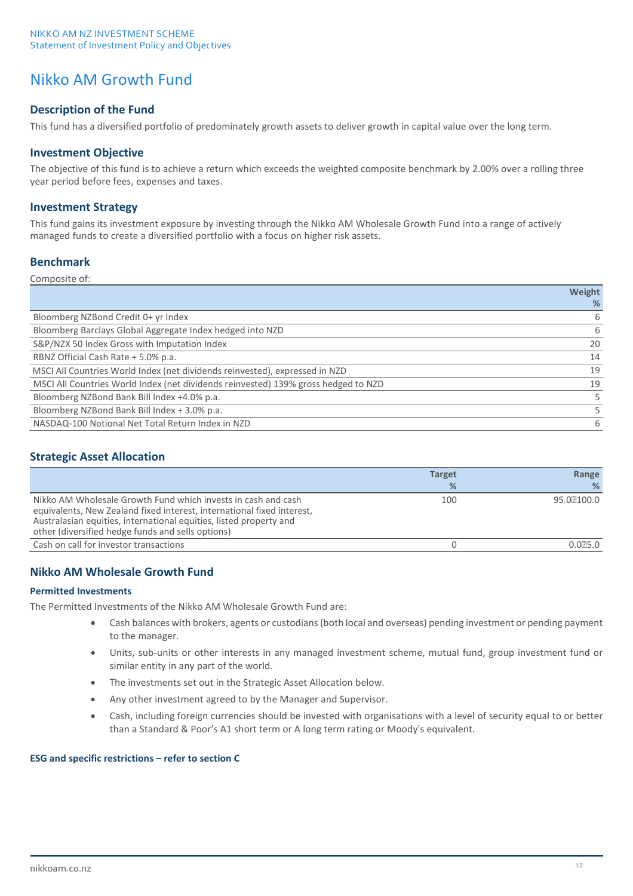# Nikko AM Growth Fund

## Description of the Fund

This fund has a diversified portfolio of predominately growth assets to deliver growth in capital value over the long term.

## Investment Objective

The objective of this fund is to achieve a return which exceeds the weighted composite benchmark by 2.00% over a rolling three year period before fees, expenses and taxes.

## Investment Strategy

This fund gains its investment exposure by investing through the Nikko AM Wholesale Growth Fund into a range of actively managed funds to create a diversified portfolio with a focus on higher risk assets.

## Benchmark

Composite of:

| | Weight % |
|---|---|
| Bloomberg NZBond Credit 0+ yr Index | 6 |
| Bloomberg Barclays Global Aggregate Index hedged into NZD | 6 |
| S&P/NZX 50 Index Gross with Imputation Index | 20 |
| RBNZ Official Cash Rate + 5.0% p.a. | 14 |
| MSCI All Countries World Index (net dividends reinvested), expressed in NZD | 19 |
| MSCI All Countries World Index (net dividends reinvested) 139% gross hedged to NZD | 19 |
| Bloomberg NZBond Bank Bill Index +4.0% p.a. | 5 |
| Bloomberg NZBond Bank Bill Index + 3.0% p.a. | 5 |
| NASDAQ-100 Notional Net Total Return Index in NZD | 6 |

## Strategic Asset Allocation

| | Target % | Range % |
|---|---|---|
| Nikko AM Wholesale Growth Fund which invests in cash and cash equivalents, New Zealand fixed interest, international fixed interest, Australasian equities, international equities, listed property and other (diversified hedge funds and sells options) | 100 | 95.0–100.0 |
| Cash on call for investor transactions | 0 | 0.0–5.0 |

## Nikko AM Wholesale Growth Fund

### Permitted Investments

The Permitted Investments of the Nikko AM Wholesale Growth Fund are:

- Cash balances with brokers, agents or custodians (both local and overseas) pending investment or pending payment to the manager.
- Units, sub-units or other interests in any managed investment scheme, mutual fund, group investment fund or similar entity in any part of the world.
- The investments set out in the Strategic Asset Allocation below.
- Any other investment agreed to by the Manager and Supervisor.
- Cash, including foreign currencies should be invested with organisations with a level of security equal to or better than a Standard & Poor's A1 short term or A long term rating or Moody's equivalent.

**ESG and specific restrictions – refer to section C**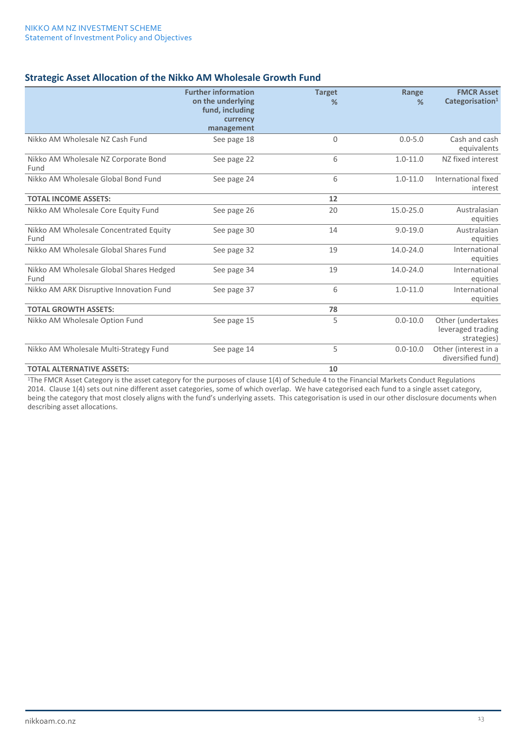## Strategic Asset Allocation of the Nikko AM Wholesale Growth Fund

| | Further information on the underlying fund, including currency management | Target % | Range % | FMCR Asset Categorisation[1] |
|---|---|---|---|---|
| Nikko AM Wholesale NZ Cash Fund | See page 18 | 0 | 0.0-5.0 | Cash and cash equivalents |
| Nikko AM Wholesale NZ Corporate Bond Fund | See page 22 | 6 | 1.0-11.0 | NZ fixed interest |
| Nikko AM Wholesale Global Bond Fund | See page 24 | 6 | 1.0-11.0 | International fixed interest |
| **TOTAL INCOME ASSETS:** | | **12** | | |
| Nikko AM Wholesale Core Equity Fund | See page 26 | 20 | 15.0-25.0 | Australasian equities |
| Nikko AM Wholesale Concentrated Equity Fund | See page 30 | 14 | 9.0-19.0 | Australasian equities |
| Nikko AM Wholesale Global Shares Fund | See page 32 | 19 | 14.0-24.0 | International equities |
| Nikko AM Wholesale Global Shares Hedged Fund | See page 34 | 19 | 14.0-24.0 | International equities |
| Nikko AM ARK Disruptive Innovation Fund | See page 37 | 6 | 1.0-11.0 | International equities |
| **TOTAL GROWTH ASSETS:** | | **78** | | |
| Nikko AM Wholesale Option Fund | See page 15 | 5 | 0.0-10.0 | Other (undertakes leveraged trading strategies) |
| Nikko AM Wholesale Multi-Strategy Fund | See page 14 | 5 | 0.0-10.0 | Other (interest in a diversified fund) |
| **TOTAL ALTERNATIVE ASSETS:** | | **10** | | |

[1]The FMCR Asset Category is the asset category for the purposes of clause 1(4) of Schedule 4 to the Financial Markets Conduct Regulations 2014. Clause 1(4) sets out nine different asset categories, some of which overlap. We have categorised each fund to a single asset category, being the category that most closely aligns with the fund's underlying assets. This categorisation is used in our other disclosure documents when describing asset allocations.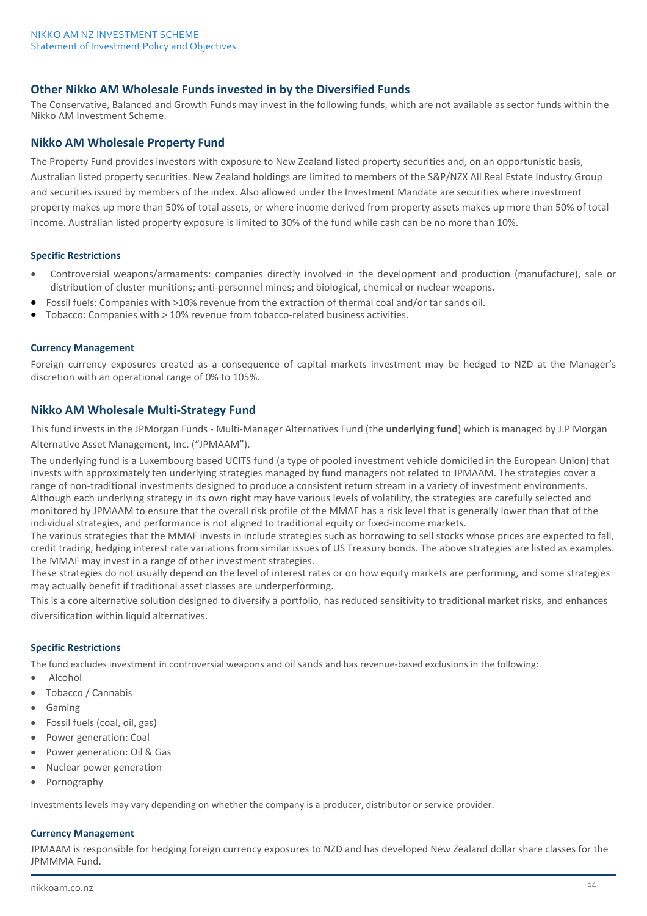## Other Nikko AM Wholesale Funds invested in by the Diversified Funds

The Conservative, Balanced and Growth Funds may invest in the following funds, which are not available as sector funds within the Nikko AM Investment Scheme.

## Nikko AM Wholesale Property Fund

The Property Fund provides investors with exposure to New Zealand listed property securities and, on an opportunistic basis, Australian listed property securities. New Zealand holdings are limited to members of the S&P/NZX All Real Estate Industry Group and securities issued by members of the index. Also allowed under the Investment Mandate are securities where investment property makes up more than 50% of total assets, or where income derived from property assets makes up more than 50% of total income. Australian listed property exposure is limited to 30% of the fund while cash can be no more than 10%.

#### Specific Restrictions

- Controversial weapons/armaments: companies directly involved in the development and production (manufacture), sale or distribution of cluster munitions; anti-personnel mines; and biological, chemical or nuclear weapons.
- Fossil fuels: Companies with >10% revenue from the extraction of thermal coal and/or tar sands oil.
- Tobacco: Companies with > 10% revenue from tobacco-related business activities.

#### Currency Management

Foreign currency exposures created as a consequence of capital markets investment may be hedged to NZD at the Manager's discretion with an operational range of 0% to 105%.

## Nikko AM Wholesale Multi-Strategy Fund

This fund invests in the JPMorgan Funds - Multi-Manager Alternatives Fund (the **underlying fund**) which is managed by J.P Morgan Alternative Asset Management, Inc. ("JPMAAM").

The underlying fund is a Luxembourg based UCITS fund (a type of pooled investment vehicle domiciled in the European Union) that invests with approximately ten underlying strategies managed by fund managers not related to JPMAAM. The strategies cover a range of non-traditional investments designed to produce a consistent return stream in a variety of investment environments. Although each underlying strategy in its own right may have various levels of volatility, the strategies are carefully selected and monitored by JPMAAM to ensure that the overall risk profile of the MMAF has a risk level that is generally lower than that of the individual strategies, and performance is not aligned to traditional equity or fixed-income markets.

The various strategies that the MMAF invests in include strategies such as borrowing to sell stocks whose prices are expected to fall, credit trading, hedging interest rate variations from similar issues of US Treasury bonds. The above strategies are listed as examples. The MMAF may invest in a range of other investment strategies.

These strategies do not usually depend on the level of interest rates or on how equity markets are performing, and some strategies may actually benefit if traditional asset classes are underperforming.

This is a core alternative solution designed to diversify a portfolio, has reduced sensitivity to traditional market risks, and enhances diversification within liquid alternatives.

#### Specific Restrictions

The fund excludes investment in controversial weapons and oil sands and has revenue-based exclusions in the following:

- Alcohol
- Tobacco / Cannabis
- Gaming
- Fossil fuels (coal, oil, gas)
- Power generation: Coal
- Power generation: Oil & Gas
- Nuclear power generation
- Pornography

Investments levels may vary depending on whether the company is a producer, distributor or service provider.

#### Currency Management

JPMAAM is responsible for hedging foreign currency exposures to NZD and has developed New Zealand dollar share classes for the JPMMMA Fund.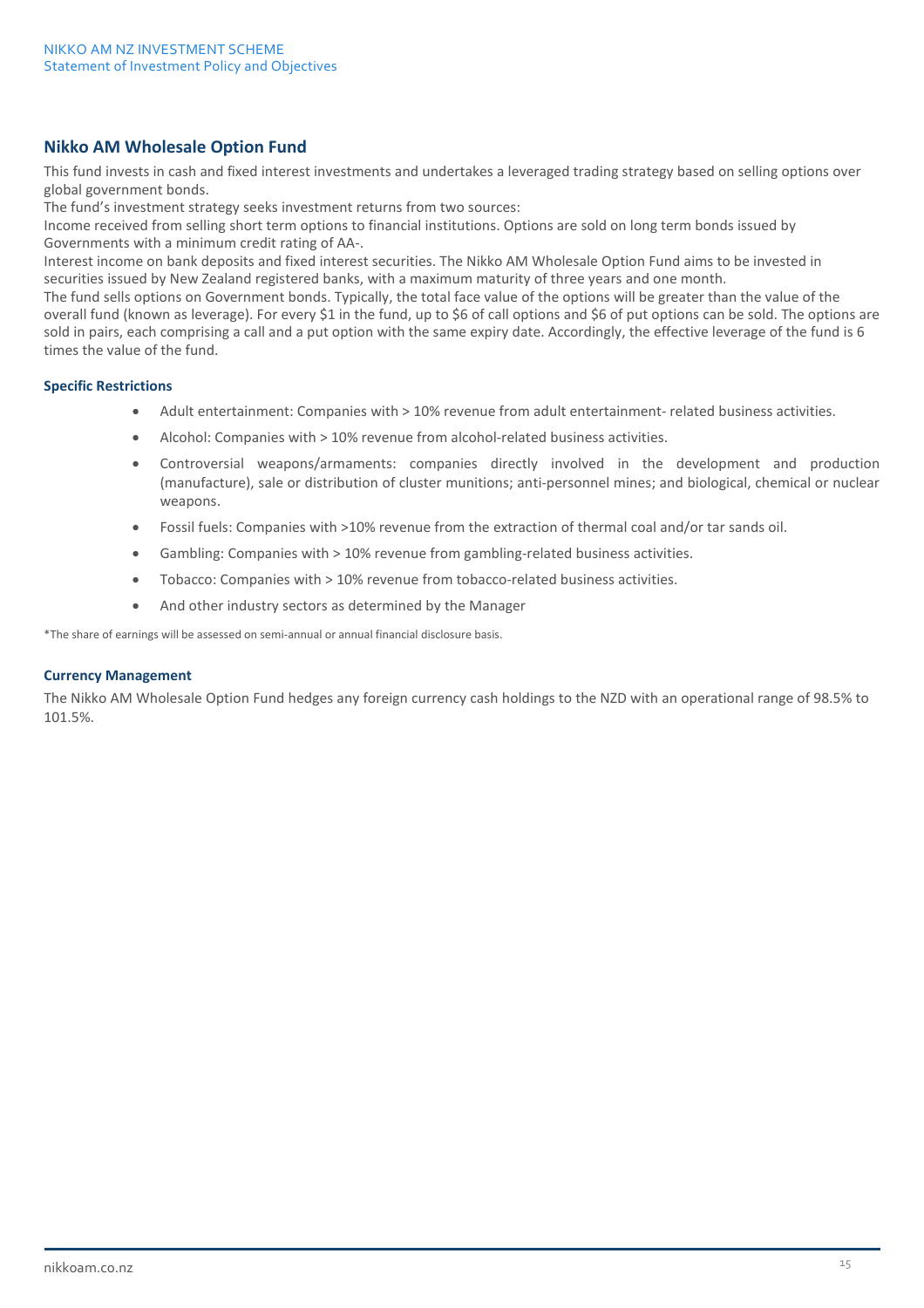## Nikko AM Wholesale Option Fund

This fund invests in cash and fixed interest investments and undertakes a leveraged trading strategy based on selling options over global government bonds.

The fund's investment strategy seeks investment returns from two sources:

Income received from selling short term options to financial institutions. Options are sold on long term bonds issued by Governments with a minimum credit rating of AA-.

Interest income on bank deposits and fixed interest securities. The Nikko AM Wholesale Option Fund aims to be invested in securities issued by New Zealand registered banks, with a maximum maturity of three years and one month.

The fund sells options on Government bonds. Typically, the total face value of the options will be greater than the value of the overall fund (known as leverage). For every $1 in the fund, up to $6 of call options and $6 of put options can be sold. The options are sold in pairs, each comprising a call and a put option with the same expiry date. Accordingly, the effective leverage of the fund is 6 times the value of the fund.

### Specific Restrictions

- Adult entertainment: Companies with > 10% revenue from adult entertainment- related business activities.
- Alcohol: Companies with > 10% revenue from alcohol-related business activities.
- Controversial weapons/armaments: companies directly involved in the development and production (manufacture), sale or distribution of cluster munitions; anti-personnel mines; and biological, chemical or nuclear weapons.
- Fossil fuels: Companies with >10% revenue from the extraction of thermal coal and/or tar sands oil.
- Gambling: Companies with > 10% revenue from gambling-related business activities.
- Tobacco: Companies with > 10% revenue from tobacco-related business activities.
- And other industry sectors as determined by the Manager

*The share of earnings will be assessed on semi-annual or annual financial disclosure basis.

### Currency Management

The Nikko AM Wholesale Option Fund hedges any foreign currency cash holdings to the NZD with an operational range of 98.5% to 101.5%.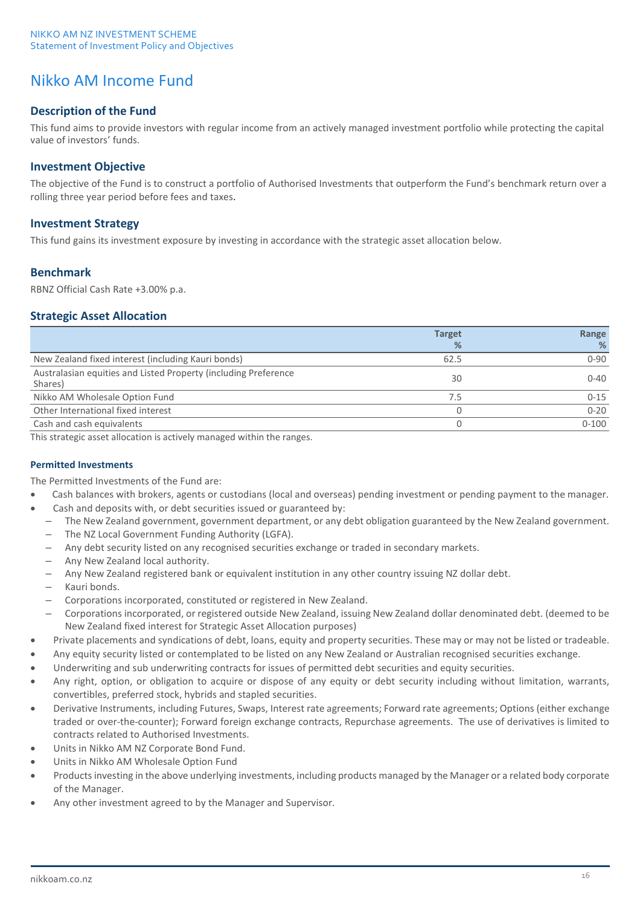# Nikko AM Income Fund

## Description of the Fund

This fund aims to provide investors with regular income from an actively managed investment portfolio while protecting the capital value of investors' funds.

## Investment Objective

The objective of the Fund is to construct a portfolio of Authorised Investments that outperform the Fund's benchmark return over a rolling three year period before fees and taxes.

## Investment Strategy

This fund gains its investment exposure by investing in accordance with the strategic asset allocation below.

## Benchmark

RBNZ Official Cash Rate +3.00% p.a.

## Strategic Asset Allocation

| | Target % | Range % |
|---|---|---|
| New Zealand fixed interest (including Kauri bonds) | 62.5 | 0-90 |
| Australasian equities and Listed Property (including Preference Shares) | 30 | 0-40 |
| Nikko AM Wholesale Option Fund | 7.5 | 0-15 |
| Other International fixed interest | 0 | 0-20 |
| Cash and cash equivalents | 0 | 0-100 |

This strategic asset allocation is actively managed within the ranges.

#### Permitted Investments

The Permitted Investments of the Fund are:

- Cash balances with brokers, agents or custodians (local and overseas) pending investment or pending payment to the manager.
- Cash and deposits with, or debt securities issued or guaranteed by:
  - The New Zealand government, government department, or any debt obligation guaranteed by the New Zealand government.
  - The NZ Local Government Funding Authority (LGFA).
  - Any debt security listed on any recognised securities exchange or traded in secondary markets.
  - Any New Zealand local authority.
  - Any New Zealand registered bank or equivalent institution in any other country issuing NZ dollar debt.
  - Kauri bonds.
  - Corporations incorporated, constituted or registered in New Zealand.
  - Corporations incorporated, or registered outside New Zealand, issuing New Zealand dollar denominated debt. (deemed to be New Zealand fixed interest for Strategic Asset Allocation purposes)
- Private placements and syndications of debt, loans, equity and property securities. These may or may not be listed or tradeable.
- Any equity security listed or contemplated to be listed on any New Zealand or Australian recognised securities exchange.
- Underwriting and sub underwriting contracts for issues of permitted debt securities and equity securities.
- Any right, option, or obligation to acquire or dispose of any equity or debt security including without limitation, warrants, convertibles, preferred stock, hybrids and stapled securities.
- Derivative Instruments, including Futures, Swaps, Interest rate agreements; Forward rate agreements; Options (either exchange traded or over-the-counter); Forward foreign exchange contracts, Repurchase agreements. The use of derivatives is limited to contracts related to Authorised Investments.
- Units in Nikko AM NZ Corporate Bond Fund.
- Units in Nikko AM Wholesale Option Fund
- Products investing in the above underlying investments, including products managed by the Manager or a related body corporate of the Manager.
- Any other investment agreed to by the Manager and Supervisor.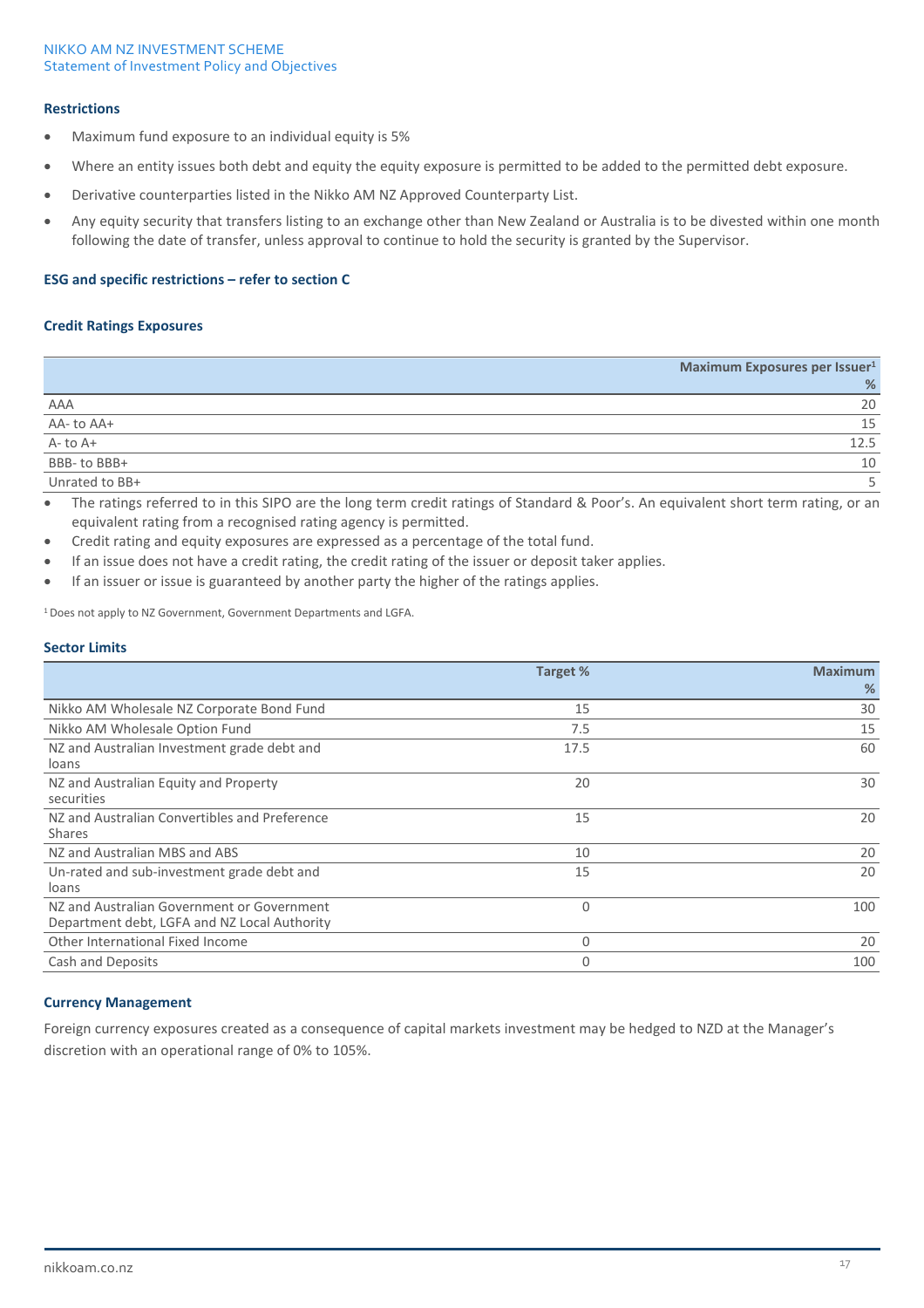### Restrictions

- Maximum fund exposure to an individual equity is 5%
- Where an entity issues both debt and equity the equity exposure is permitted to be added to the permitted debt exposure.
- Derivative counterparties listed in the Nikko AM NZ Approved Counterparty List.
- Any equity security that transfers listing to an exchange other than New Zealand or Australia is to be divested within one month following the date of transfer, unless approval to continue to hold the security is granted by the Supervisor.

### ESG and specific restrictions – refer to section C

### Credit Ratings Exposures

| | Maximum Exposures per Issuer[1] % |
|---|---|
| AAA | 20 |
| AA- to AA+ | 15 |
| A- to A+ | 12.5 |
| BBB- to BBB+ | 10 |
| Unrated to BB+ | 5 |

- The ratings referred to in this SIPO are the long term credit ratings of Standard & Poor's. An equivalent short term rating, or an equivalent rating from a recognised rating agency is permitted.
- Credit rating and equity exposures are expressed as a percentage of the total fund.
- If an issue does not have a credit rating, the credit rating of the issuer or deposit taker applies.
- If an issuer or issue is guaranteed by another party the higher of the ratings applies.

[1] Does not apply to NZ Government, Government Departments and LGFA.

### Sector Limits

| | Target % | Maximum % |
|---|---|---|
| Nikko AM Wholesale NZ Corporate Bond Fund | 15 | 30 |
| Nikko AM Wholesale Option Fund | 7.5 | 15 |
| NZ and Australian Investment grade debt and loans | 17.5 | 60 |
| NZ and Australian Equity and Property securities | 20 | 30 |
| NZ and Australian Convertibles and Preference Shares | 15 | 20 |
| NZ and Australian MBS and ABS | 10 | 20 |
| Un-rated and sub-investment grade debt and loans | 15 | 20 |
| NZ and Australian Government or Government Department debt, LGFA and NZ Local Authority | 0 | 100 |
| Other International Fixed Income | 0 | 20 |
| Cash and Deposits | 0 | 100 |

### Currency Management

Foreign currency exposures created as a consequence of capital markets investment may be hedged to NZD at the Manager's discretion with an operational range of 0% to 105%.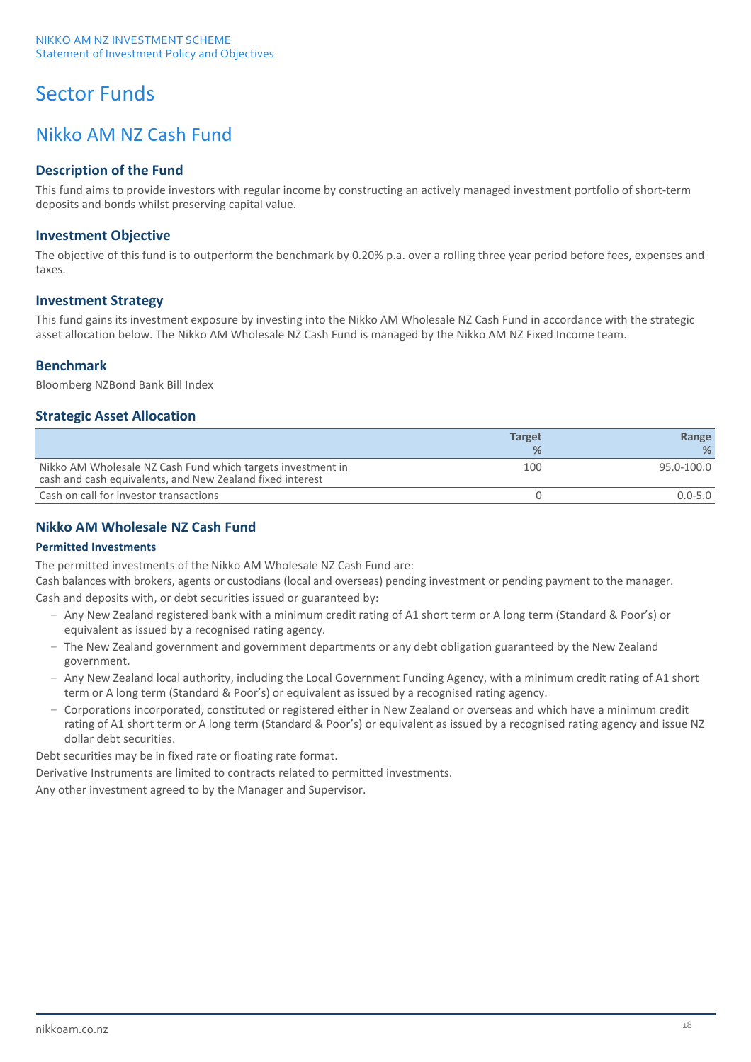# Sector Funds

## Nikko AM NZ Cash Fund

### Description of the Fund

This fund aims to provide investors with regular income by constructing an actively managed investment portfolio of short-term deposits and bonds whilst preserving capital value.

### Investment Objective

The objective of this fund is to outperform the benchmark by 0.20% p.a. over a rolling three year period before fees, expenses and taxes.

### Investment Strategy

This fund gains its investment exposure by investing into the Nikko AM Wholesale NZ Cash Fund in accordance with the strategic asset allocation below. The Nikko AM Wholesale NZ Cash Fund is managed by the Nikko AM NZ Fixed Income team.

### Benchmark

Bloomberg NZBond Bank Bill Index

### Strategic Asset Allocation

| | Target % | Range % |
|---|---|---|
| Nikko AM Wholesale NZ Cash Fund which targets investment in cash and cash equivalents, and New Zealand fixed interest | 100 | 95.0-100.0 |
| Cash on call for investor transactions | 0 | 0.0-5.0 |

### Nikko AM Wholesale NZ Cash Fund

**Permitted Investments**

The permitted investments of the Nikko AM Wholesale NZ Cash Fund are:

Cash balances with brokers, agents or custodians (local and overseas) pending investment or pending payment to the manager.

Cash and deposits with, or debt securities issued or guaranteed by:

- Any New Zealand registered bank with a minimum credit rating of A1 short term or A long term (Standard & Poor's) or equivalent as issued by a recognised rating agency.
- The New Zealand government and government departments or any debt obligation guaranteed by the New Zealand government.
- Any New Zealand local authority, including the Local Government Funding Agency, with a minimum credit rating of A1 short term or A long term (Standard & Poor's) or equivalent as issued by a recognised rating agency.
- Corporations incorporated, constituted or registered either in New Zealand or overseas and which have a minimum credit rating of A1 short term or A long term (Standard & Poor's) or equivalent as issued by a recognised rating agency and issue NZ dollar debt securities.

Debt securities may be in fixed rate or floating rate format.

Derivative Instruments are limited to contracts related to permitted investments.

Any other investment agreed to by the Manager and Supervisor.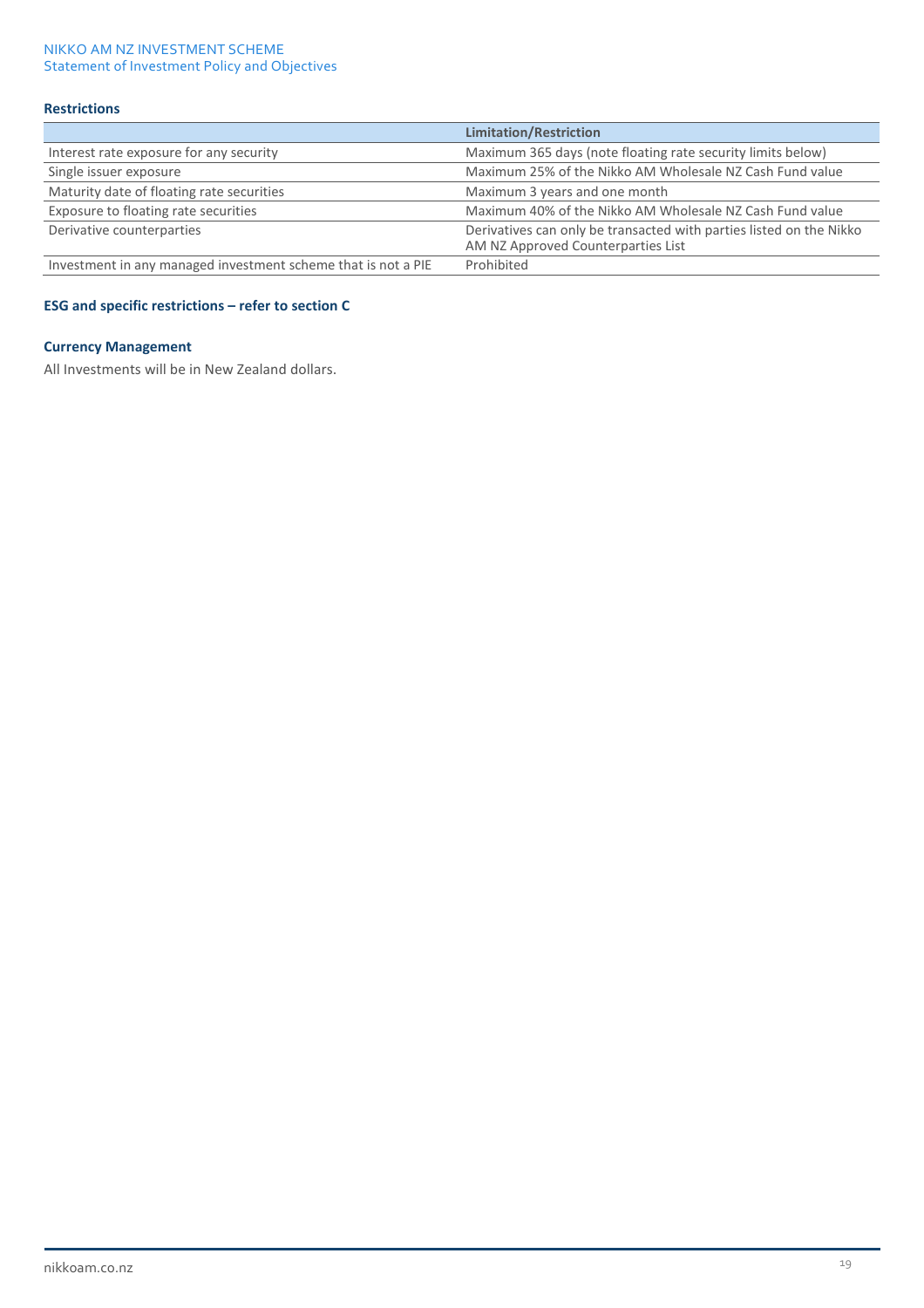### Restrictions

| | Limitation/Restriction |
|---|---|
| Interest rate exposure for any security | Maximum 365 days (note floating rate security limits below) |
| Single issuer exposure | Maximum 25% of the Nikko AM Wholesale NZ Cash Fund value |
| Maturity date of floating rate securities | Maximum 3 years and one month |
| Exposure to floating rate securities | Maximum 40% of the Nikko AM Wholesale NZ Cash Fund value |
| Derivative counterparties | Derivatives can only be transacted with parties listed on the Nikko AM NZ Approved Counterparties List |
| Investment in any managed investment scheme that is not a PIE | Prohibited |

### ESG and specific restrictions – refer to section C

### Currency Management

All Investments will be in New Zealand dollars.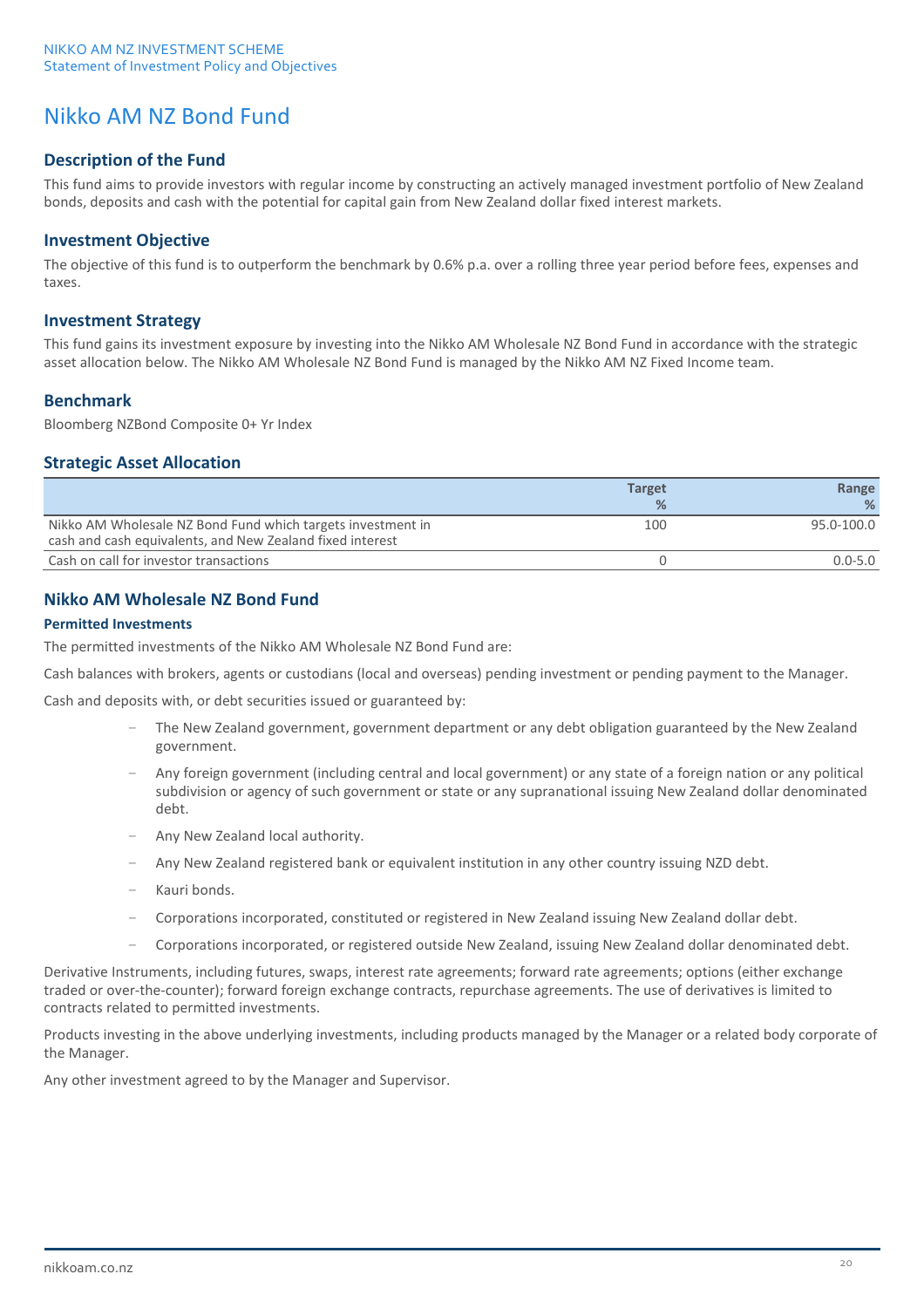# Nikko AM NZ Bond Fund

## Description of the Fund

This fund aims to provide investors with regular income by constructing an actively managed investment portfolio of New Zealand bonds, deposits and cash with the potential for capital gain from New Zealand dollar fixed interest markets.

## Investment Objective

The objective of this fund is to outperform the benchmark by 0.6% p.a. over a rolling three year period before fees, expenses and taxes.

## Investment Strategy

This fund gains its investment exposure by investing into the Nikko AM Wholesale NZ Bond Fund in accordance with the strategic asset allocation below. The Nikko AM Wholesale NZ Bond Fund is managed by the Nikko AM NZ Fixed Income team.

## Benchmark

Bloomberg NZBond Composite 0+ Yr Index

## Strategic Asset Allocation

| | Target % | Range % |
|---|---|---|
| Nikko AM Wholesale NZ Bond Fund which targets investment in cash and cash equivalents, and New Zealand fixed interest | 100 | 95.0-100.0 |
| Cash on call for investor transactions | 0 | 0.0-5.0 |

## Nikko AM Wholesale NZ Bond Fund

### Permitted Investments

The permitted investments of the Nikko AM Wholesale NZ Bond Fund are:

Cash balances with brokers, agents or custodians (local and overseas) pending investment or pending payment to the Manager.

Cash and deposits with, or debt securities issued or guaranteed by:

- The New Zealand government, government department or any debt obligation guaranteed by the New Zealand government.
- Any foreign government (including central and local government) or any state of a foreign nation or any political subdivision or agency of such government or state or any supranational issuing New Zealand dollar denominated debt.
- Any New Zealand local authority.
- Any New Zealand registered bank or equivalent institution in any other country issuing NZD debt.
- Kauri bonds.
- Corporations incorporated, constituted or registered in New Zealand issuing New Zealand dollar debt.
- Corporations incorporated, or registered outside New Zealand, issuing New Zealand dollar denominated debt.

Derivative Instruments, including futures, swaps, interest rate agreements; forward rate agreements; options (either exchange traded or over-the-counter); forward foreign exchange contracts, repurchase agreements. The use of derivatives is limited to contracts related to permitted investments.

Products investing in the above underlying investments, including products managed by the Manager or a related body corporate of the Manager.

Any other investment agreed to by the Manager and Supervisor.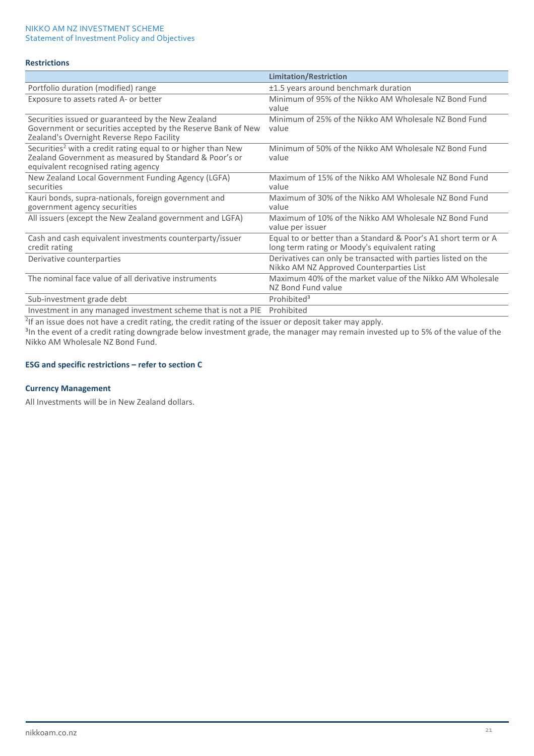### Restrictions

| | Limitation/Restriction |
|---|---|
| Portfolio duration (modified) range | ±1.5 years around benchmark duration |
| Exposure to assets rated A- or better | Minimum of 95% of the Nikko AM Wholesale NZ Bond Fund value |
| Securities issued or guaranteed by the New Zealand Government or securities accepted by the Reserve Bank of New Zealand's Overnight Reverse Repo Facility | Minimum of 25% of the Nikko AM Wholesale NZ Bond Fund value |
| Securities[2] with a credit rating equal to or higher than New Zealand Government as measured by Standard & Poor's or equivalent recognised rating agency | Minimum of 50% of the Nikko AM Wholesale NZ Bond Fund value |
| New Zealand Local Government Funding Agency (LGFA) securities | Maximum of 15% of the Nikko AM Wholesale NZ Bond Fund value |
| Kauri bonds, supra-nationals, foreign government and government agency securities | Maximum of 30% of the Nikko AM Wholesale NZ Bond Fund value |
| All issuers (except the New Zealand government and LGFA) | Maximum of 10% of the Nikko AM Wholesale NZ Bond Fund value per issuer |
| Cash and cash equivalent investments counterparty/issuer credit rating | Equal to or better than a Standard & Poor's A1 short term or A long term rating or Moody's equivalent rating |
| Derivative counterparties | Derivatives can only be transacted with parties listed on the Nikko AM NZ Approved Counterparties List |
| The nominal face value of all derivative instruments | Maximum 40% of the market value of the Nikko AM Wholesale NZ Bond Fund value |
| Sub-investment grade debt | Prohibited[3] |
| Investment in any managed investment scheme that is not a PIE | Prohibited |

[2]If an issue does not have a credit rating, the credit rating of the issuer or deposit taker may apply.
[3]In the event of a credit rating downgrade below investment grade, the manager may remain invested up to 5% of the value of the Nikko AM Wholesale NZ Bond Fund.

#### ESG and specific restrictions – refer to section C

#### Currency Management

All Investments will be in New Zealand dollars.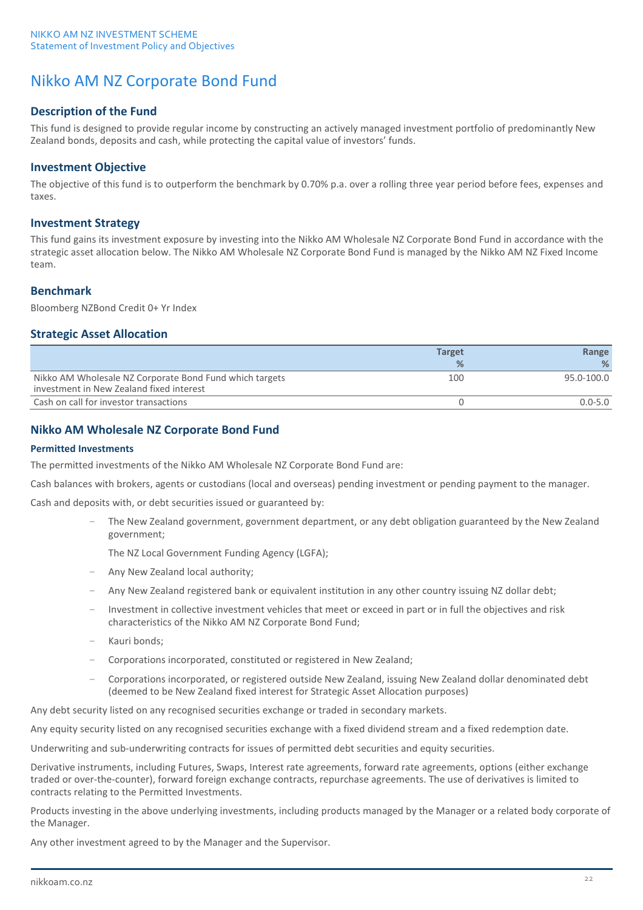# Nikko AM NZ Corporate Bond Fund

## Description of the Fund

This fund is designed to provide regular income by constructing an actively managed investment portfolio of predominantly New Zealand bonds, deposits and cash, while protecting the capital value of investors' funds.

## Investment Objective

The objective of this fund is to outperform the benchmark by 0.70% p.a. over a rolling three year period before fees, expenses and taxes.

## Investment Strategy

This fund gains its investment exposure by investing into the Nikko AM Wholesale NZ Corporate Bond Fund in accordance with the strategic asset allocation below. The Nikko AM Wholesale NZ Corporate Bond Fund is managed by the Nikko AM NZ Fixed Income team.

## Benchmark

Bloomberg NZBond Credit 0+ Yr Index

## Strategic Asset Allocation

| | Target % | Range % |
|---|---|---|
| Nikko AM Wholesale NZ Corporate Bond Fund which targets investment in New Zealand fixed interest | 100 | 95.0-100.0 |
| Cash on call for investor transactions | 0 | 0.0-5.0 |

## Nikko AM Wholesale NZ Corporate Bond Fund

### Permitted Investments

The permitted investments of the Nikko AM Wholesale NZ Corporate Bond Fund are:

Cash balances with brokers, agents or custodians (local and overseas) pending investment or pending payment to the manager.

Cash and deposits with, or debt securities issued or guaranteed by:

- The New Zealand government, government department, or any debt obligation guaranteed by the New Zealand government;

  The NZ Local Government Funding Agency (LGFA);
- Any New Zealand local authority;
- Any New Zealand registered bank or equivalent institution in any other country issuing NZ dollar debt;
- Investment in collective investment vehicles that meet or exceed in part or in full the objectives and risk characteristics of the Nikko AM NZ Corporate Bond Fund;
- Kauri bonds;
- Corporations incorporated, constituted or registered in New Zealand;
- Corporations incorporated, or registered outside New Zealand, issuing New Zealand dollar denominated debt (deemed to be New Zealand fixed interest for Strategic Asset Allocation purposes)

Any debt security listed on any recognised securities exchange or traded in secondary markets.

Any equity security listed on any recognised securities exchange with a fixed dividend stream and a fixed redemption date.

Underwriting and sub-underwriting contracts for issues of permitted debt securities and equity securities.

Derivative instruments, including Futures, Swaps, Interest rate agreements, forward rate agreements, options (either exchange traded or over-the-counter), forward foreign exchange contracts, repurchase agreements. The use of derivatives is limited to contracts relating to the Permitted Investments.

Products investing in the above underlying investments, including products managed by the Manager or a related body corporate of the Manager.

Any other investment agreed to by the Manager and the Supervisor.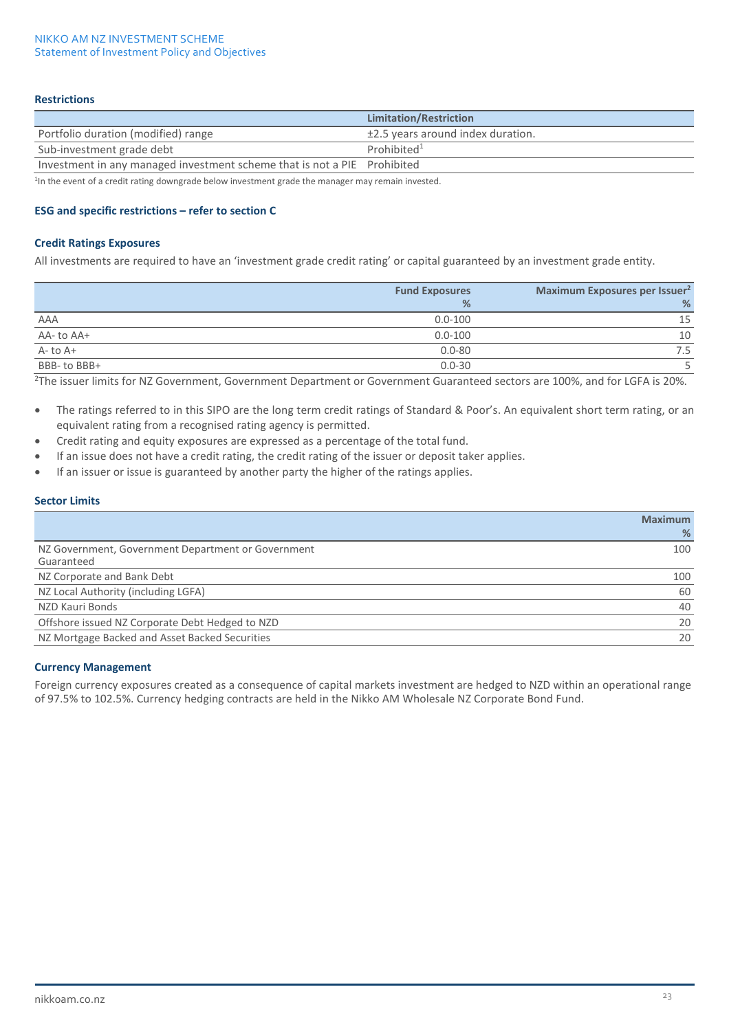### Restrictions

| | Limitation/Restriction |
|---|---|
| Portfolio duration (modified) range | ±2.5 years around index duration. |
| Sub-investment grade debt | Prohibited[1] |
| Investment in any managed investment scheme that is not a PIE | Prohibited |

[1]In the event of a credit rating downgrade below investment grade the manager may remain invested.

#### ESG and specific restrictions – refer to section C

### Credit Ratings Exposures

All investments are required to have an 'investment grade credit rating' or capital guaranteed by an investment grade entity.

| | Fund Exposures % | Maximum Exposures per Issuer[2] % |
|---|---|---|
| AAA | 0.0-100 | 15 |
| AA- to AA+ | 0.0-100 | 10 |
| A- to A+ | 0.0-80 | 7.5 |
| BBB- to BBB+ | 0.0-30 | 5 |

[2]The issuer limits for NZ Government, Government Department or Government Guaranteed sectors are 100%, and for LGFA is 20%.

- The ratings referred to in this SIPO are the long term credit ratings of Standard & Poor's. An equivalent short term rating, or an equivalent rating from a recognised rating agency is permitted.
- Credit rating and equity exposures are expressed as a percentage of the total fund.
- If an issue does not have a credit rating, the credit rating of the issuer or deposit taker applies.
- If an issuer or issue is guaranteed by another party the higher of the ratings applies.

### Sector Limits

| | Maximum % |
|---|---|
| NZ Government, Government Department or Government Guaranteed | 100 |
| NZ Corporate and Bank Debt | 100 |
| NZ Local Authority (including LGFA) | 60 |
| NZD Kauri Bonds | 40 |
| Offshore issued NZ Corporate Debt Hedged to NZD | 20 |
| NZ Mortgage Backed and Asset Backed Securities | 20 |

### Currency Management

Foreign currency exposures created as a consequence of capital markets investment are hedged to NZD within an operational range of 97.5% to 102.5%. Currency hedging contracts are held in the Nikko AM Wholesale NZ Corporate Bond Fund.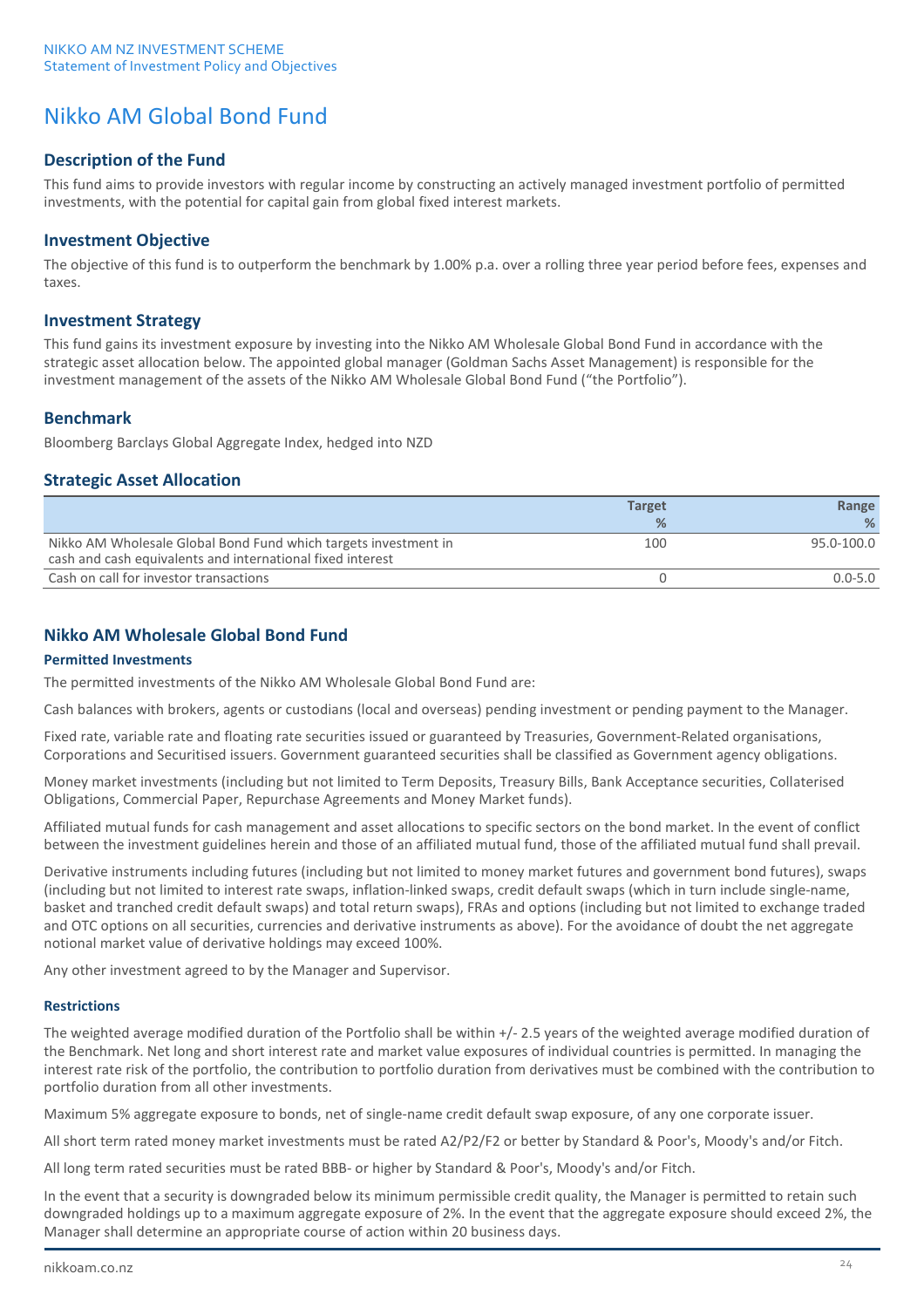# Nikko AM Global Bond Fund

## Description of the Fund

This fund aims to provide investors with regular income by constructing an actively managed investment portfolio of permitted investments, with the potential for capital gain from global fixed interest markets.

## Investment Objective

The objective of this fund is to outperform the benchmark by 1.00% p.a. over a rolling three year period before fees, expenses and taxes.

## Investment Strategy

This fund gains its investment exposure by investing into the Nikko AM Wholesale Global Bond Fund in accordance with the strategic asset allocation below. The appointed global manager (Goldman Sachs Asset Management) is responsible for the investment management of the assets of the Nikko AM Wholesale Global Bond Fund ("the Portfolio").

## Benchmark

Bloomberg Barclays Global Aggregate Index, hedged into NZD

## Strategic Asset Allocation

| | Target % | Range % |
|---|---|---|
| Nikko AM Wholesale Global Bond Fund which targets investment in cash and cash equivalents and international fixed interest | 100 | 95.0-100.0 |
| Cash on call for investor transactions | 0 | 0.0-5.0 |

## Nikko AM Wholesale Global Bond Fund

### Permitted Investments

The permitted investments of the Nikko AM Wholesale Global Bond Fund are:

Cash balances with brokers, agents or custodians (local and overseas) pending investment or pending payment to the Manager.

Fixed rate, variable rate and floating rate securities issued or guaranteed by Treasuries, Government-Related organisations, Corporations and Securitised issuers. Government guaranteed securities shall be classified as Government agency obligations.

Money market investments (including but not limited to Term Deposits, Treasury Bills, Bank Acceptance securities, Collaterised Obligations, Commercial Paper, Repurchase Agreements and Money Market funds).

Affiliated mutual funds for cash management and asset allocations to specific sectors on the bond market. In the event of conflict between the investment guidelines herein and those of an affiliated mutual fund, those of the affiliated mutual fund shall prevail.

Derivative instruments including futures (including but not limited to money market futures and government bond futures), swaps (including but not limited to interest rate swaps, inflation-linked swaps, credit default swaps (which in turn include single-name, basket and tranched credit default swaps) and total return swaps), FRAs and options (including but not limited to exchange traded and OTC options on all securities, currencies and derivative instruments as above). For the avoidance of doubt the net aggregate notional market value of derivative holdings may exceed 100%.

Any other investment agreed to by the Manager and Supervisor.

### Restrictions

The weighted average modified duration of the Portfolio shall be within +/- 2.5 years of the weighted average modified duration of the Benchmark. Net long and short interest rate and market value exposures of individual countries is permitted. In managing the interest rate risk of the portfolio, the contribution to portfolio duration from derivatives must be combined with the contribution to portfolio duration from all other investments.

Maximum 5% aggregate exposure to bonds, net of single-name credit default swap exposure, of any one corporate issuer.

All short term rated money market investments must be rated A2/P2/F2 or better by Standard & Poor's, Moody's and/or Fitch.

All long term rated securities must be rated BBB- or higher by Standard & Poor's, Moody's and/or Fitch.

In the event that a security is downgraded below its minimum permissible credit quality, the Manager is permitted to retain such downgraded holdings up to a maximum aggregate exposure of 2%. In the event that the aggregate exposure should exceed 2%, the Manager shall determine an appropriate course of action within 20 business days.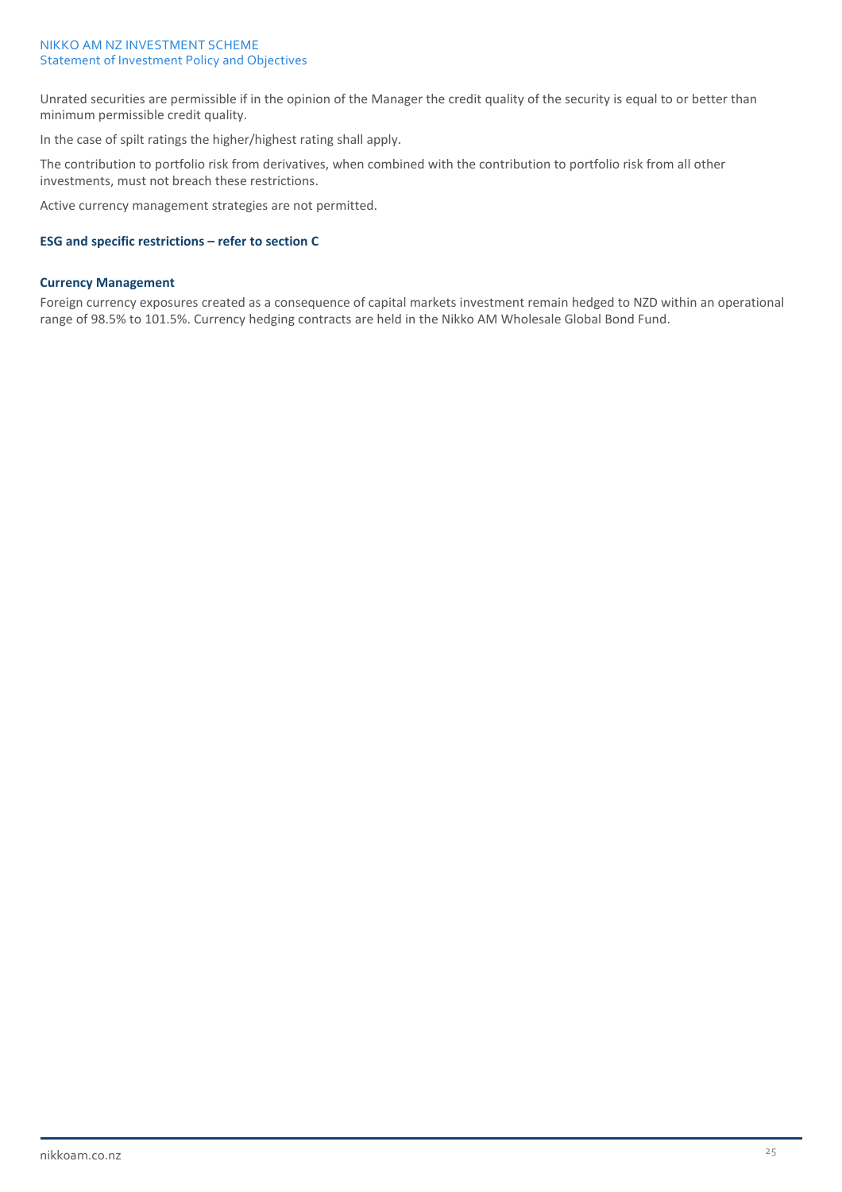Unrated securities are permissible if in the opinion of the Manager the credit quality of the security is equal to or better than minimum permissible credit quality.

In the case of spilt ratings the higher/highest rating shall apply.

The contribution to portfolio risk from derivatives, when combined with the contribution to portfolio risk from all other investments, must not breach these restrictions.

Active currency management strategies are not permitted.

**ESG and specific restrictions – refer to section C**

**Currency Management**

Foreign currency exposures created as a consequence of capital markets investment remain hedged to NZD within an operational range of 98.5% to 101.5%. Currency hedging contracts are held in the Nikko AM Wholesale Global Bond Fund.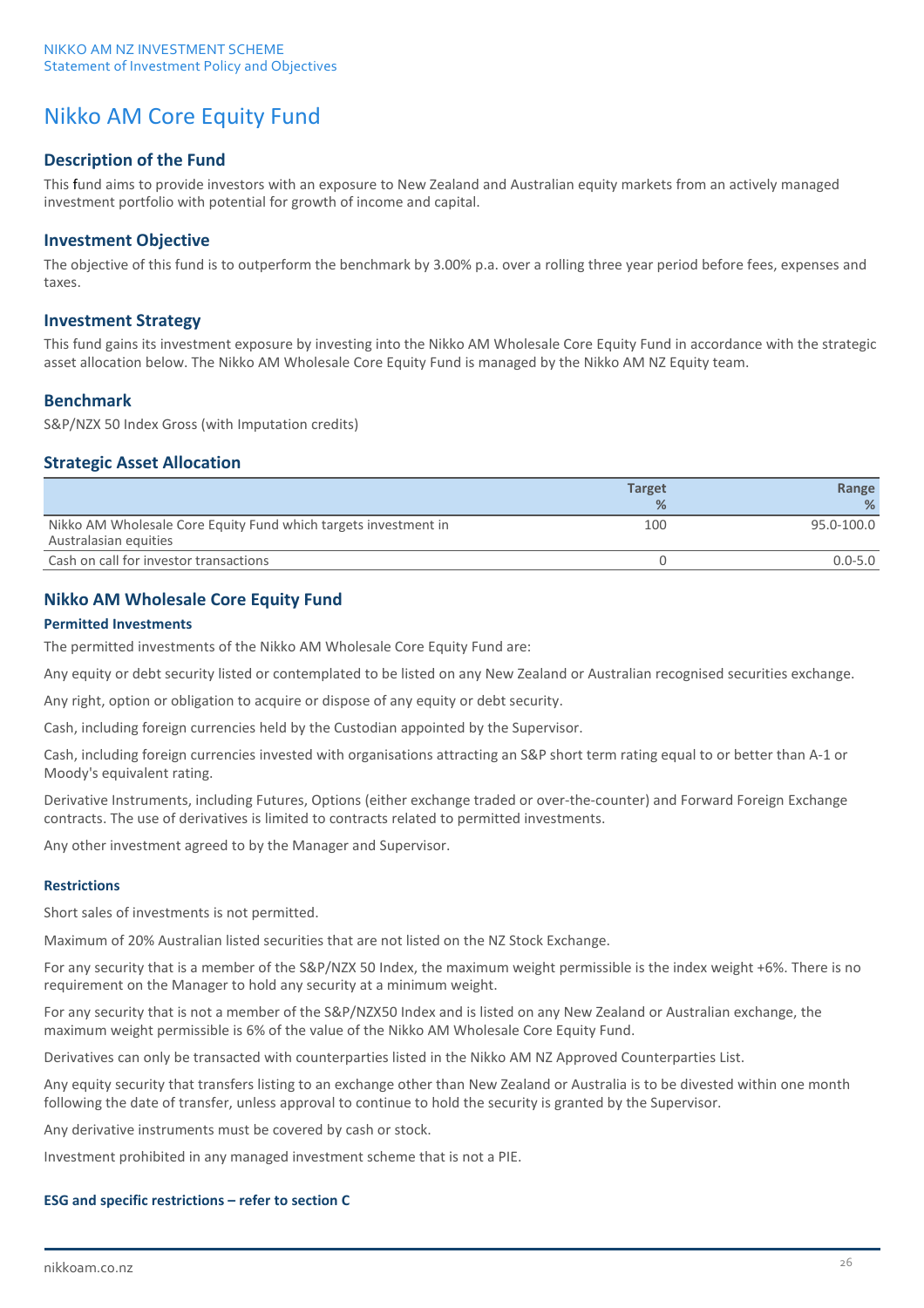# Nikko AM Core Equity Fund

## Description of the Fund

This fund aims to provide investors with an exposure to New Zealand and Australian equity markets from an actively managed investment portfolio with potential for growth of income and capital.

## Investment Objective

The objective of this fund is to outperform the benchmark by 3.00% p.a. over a rolling three year period before fees, expenses and taxes.

## Investment Strategy

This fund gains its investment exposure by investing into the Nikko AM Wholesale Core Equity Fund in accordance with the strategic asset allocation below. The Nikko AM Wholesale Core Equity Fund is managed by the Nikko AM NZ Equity team.

## Benchmark

S&P/NZX 50 Index Gross (with Imputation credits)

## Strategic Asset Allocation

| | Target % | Range % |
|---|---|---|
| Nikko AM Wholesale Core Equity Fund which targets investment in Australasian equities | 100 | 95.0-100.0 |
| Cash on call for investor transactions | 0 | 0.0-5.0 |

## Nikko AM Wholesale Core Equity Fund

### Permitted Investments

The permitted investments of the Nikko AM Wholesale Core Equity Fund are:

Any equity or debt security listed or contemplated to be listed on any New Zealand or Australian recognised securities exchange.

Any right, option or obligation to acquire or dispose of any equity or debt security.

Cash, including foreign currencies held by the Custodian appointed by the Supervisor.

Cash, including foreign currencies invested with organisations attracting an S&P short term rating equal to or better than A-1 or Moody's equivalent rating.

Derivative Instruments, including Futures, Options (either exchange traded or over-the-counter) and Forward Foreign Exchange contracts. The use of derivatives is limited to contracts related to permitted investments.

Any other investment agreed to by the Manager and Supervisor.

### Restrictions

Short sales of investments is not permitted.

Maximum of 20% Australian listed securities that are not listed on the NZ Stock Exchange.

For any security that is a member of the S&P/NZX 50 Index, the maximum weight permissible is the index weight +6%. There is no requirement on the Manager to hold any security at a minimum weight.

For any security that is not a member of the S&P/NZX50 Index and is listed on any New Zealand or Australian exchange, the maximum weight permissible is 6% of the value of the Nikko AM Wholesale Core Equity Fund.

Derivatives can only be transacted with counterparties listed in the Nikko AM NZ Approved Counterparties List.

Any equity security that transfers listing to an exchange other than New Zealand or Australia is to be divested within one month following the date of transfer, unless approval to continue to hold the security is granted by the Supervisor.

Any derivative instruments must be covered by cash or stock.

Investment prohibited in any managed investment scheme that is not a PIE.

### ESG and specific restrictions – refer to section C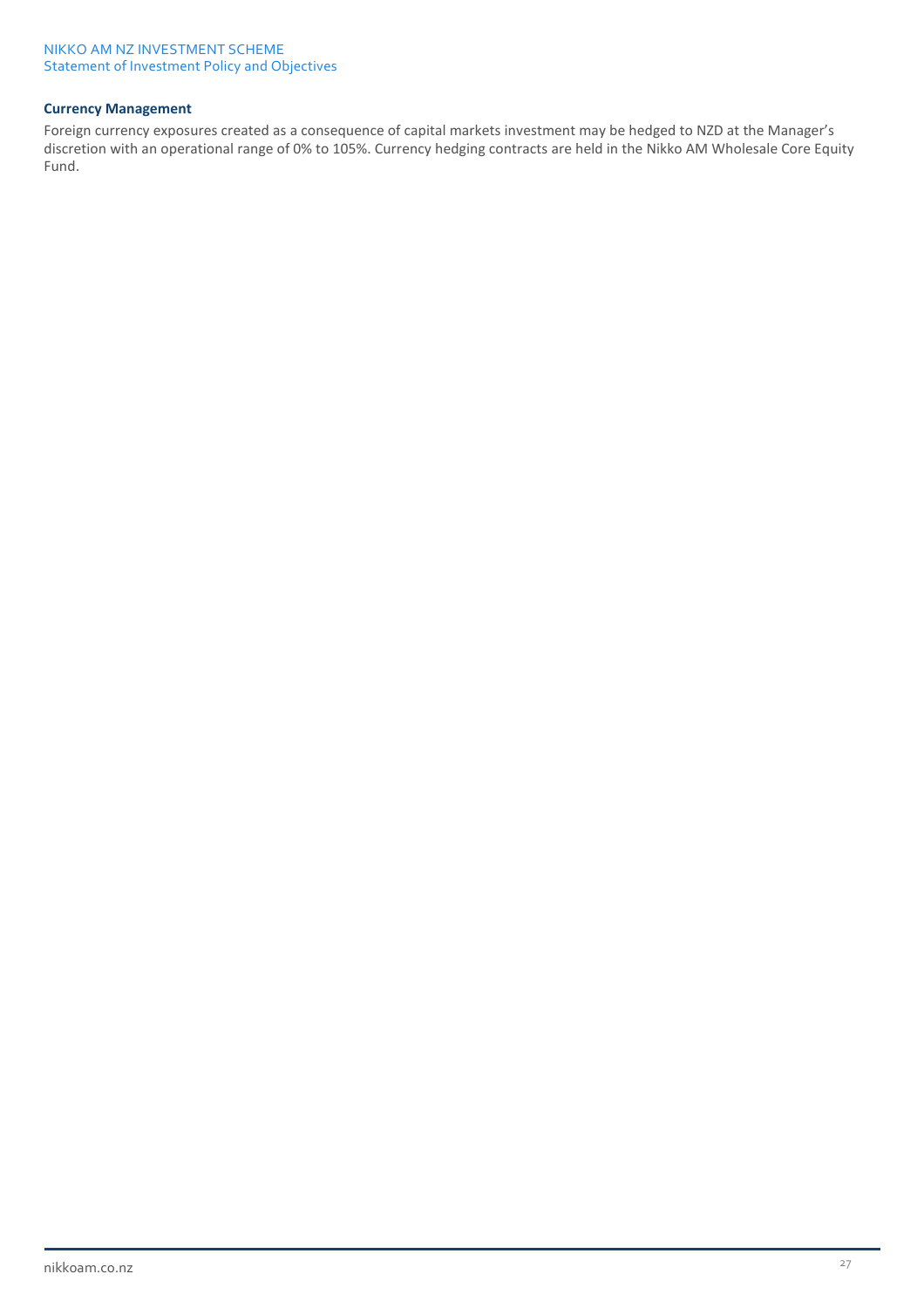### Currency Management

Foreign currency exposures created as a consequence of capital markets investment may be hedged to NZD at the Manager's discretion with an operational range of 0% to 105%. Currency hedging contracts are held in the Nikko AM Wholesale Core Equity Fund.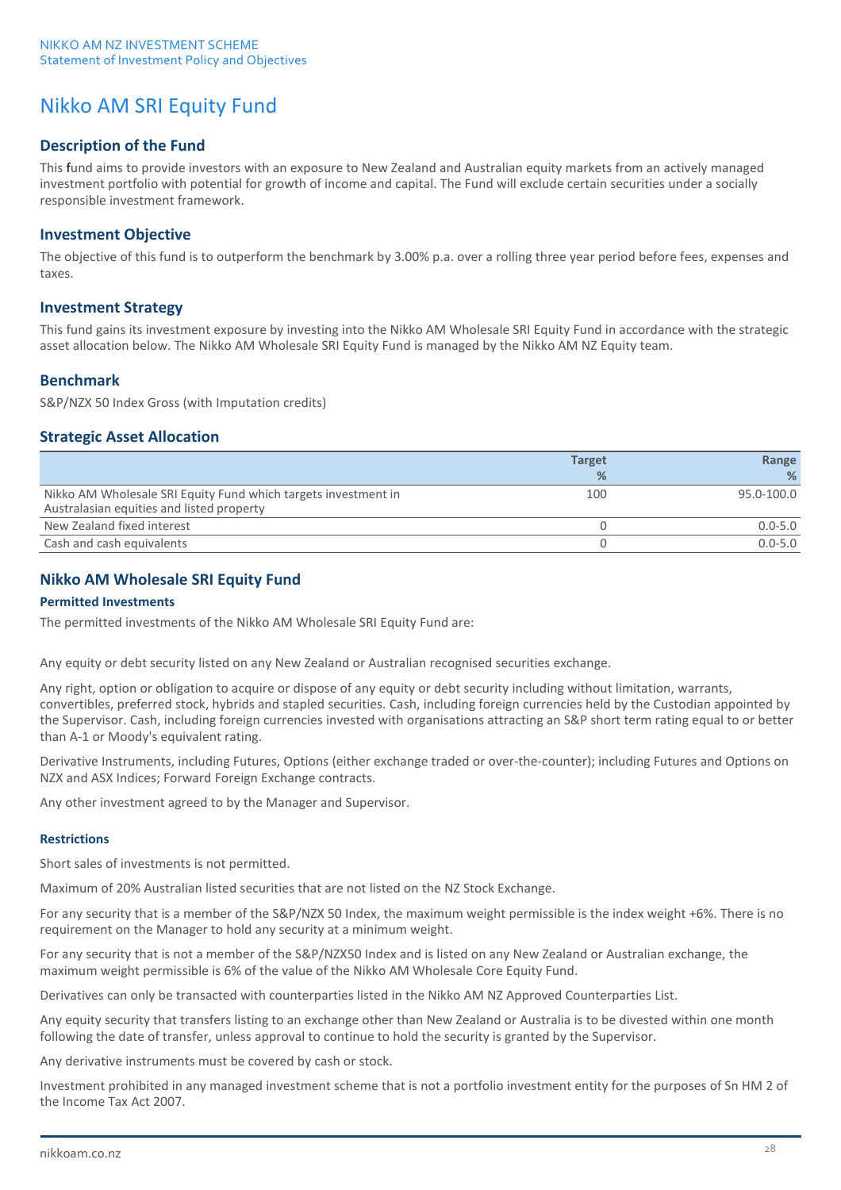# Nikko AM SRI Equity Fund

## Description of the Fund

This fund aims to provide investors with an exposure to New Zealand and Australian equity markets from an actively managed investment portfolio with potential for growth of income and capital. The Fund will exclude certain securities under a socially responsible investment framework.

## Investment Objective

The objective of this fund is to outperform the benchmark by 3.00% p.a. over a rolling three year period before fees, expenses and taxes.

## Investment Strategy

This fund gains its investment exposure by investing into the Nikko AM Wholesale SRI Equity Fund in accordance with the strategic asset allocation below. The Nikko AM Wholesale SRI Equity Fund is managed by the Nikko AM NZ Equity team.

## Benchmark

S&P/NZX 50 Index Gross (with Imputation credits)

## Strategic Asset Allocation

| | Target % | Range % |
|---|---|---|
| Nikko AM Wholesale SRI Equity Fund which targets investment in Australasian equities and listed property | 100 | 95.0-100.0 |
| New Zealand fixed interest | 0 | 0.0-5.0 |
| Cash and cash equivalents | 0 | 0.0-5.0 |

## Nikko AM Wholesale SRI Equity Fund

### Permitted Investments

The permitted investments of the Nikko AM Wholesale SRI Equity Fund are:

Any equity or debt security listed on any New Zealand or Australian recognised securities exchange.

Any right, option or obligation to acquire or dispose of any equity or debt security including without limitation, warrants, convertibles, preferred stock, hybrids and stapled securities. Cash, including foreign currencies held by the Custodian appointed by the Supervisor. Cash, including foreign currencies invested with organisations attracting an S&P short term rating equal to or better than A-1 or Moody's equivalent rating.

Derivative Instruments, including Futures, Options (either exchange traded or over-the-counter); including Futures and Options on NZX and ASX Indices; Forward Foreign Exchange contracts.

Any other investment agreed to by the Manager and Supervisor.

### Restrictions

Short sales of investments is not permitted.

Maximum of 20% Australian listed securities that are not listed on the NZ Stock Exchange.

For any security that is a member of the S&P/NZX 50 Index, the maximum weight permissible is the index weight +6%. There is no requirement on the Manager to hold any security at a minimum weight.

For any security that is not a member of the S&P/NZX50 Index and is listed on any New Zealand or Australian exchange, the maximum weight permissible is 6% of the value of the Nikko AM Wholesale Core Equity Fund.

Derivatives can only be transacted with counterparties listed in the Nikko AM NZ Approved Counterparties List.

Any equity security that transfers listing to an exchange other than New Zealand or Australia is to be divested within one month following the date of transfer, unless approval to continue to hold the security is granted by the Supervisor.

Any derivative instruments must be covered by cash or stock.

Investment prohibited in any managed investment scheme that is not a portfolio investment entity for the purposes of Sn HM 2 of the Income Tax Act 2007.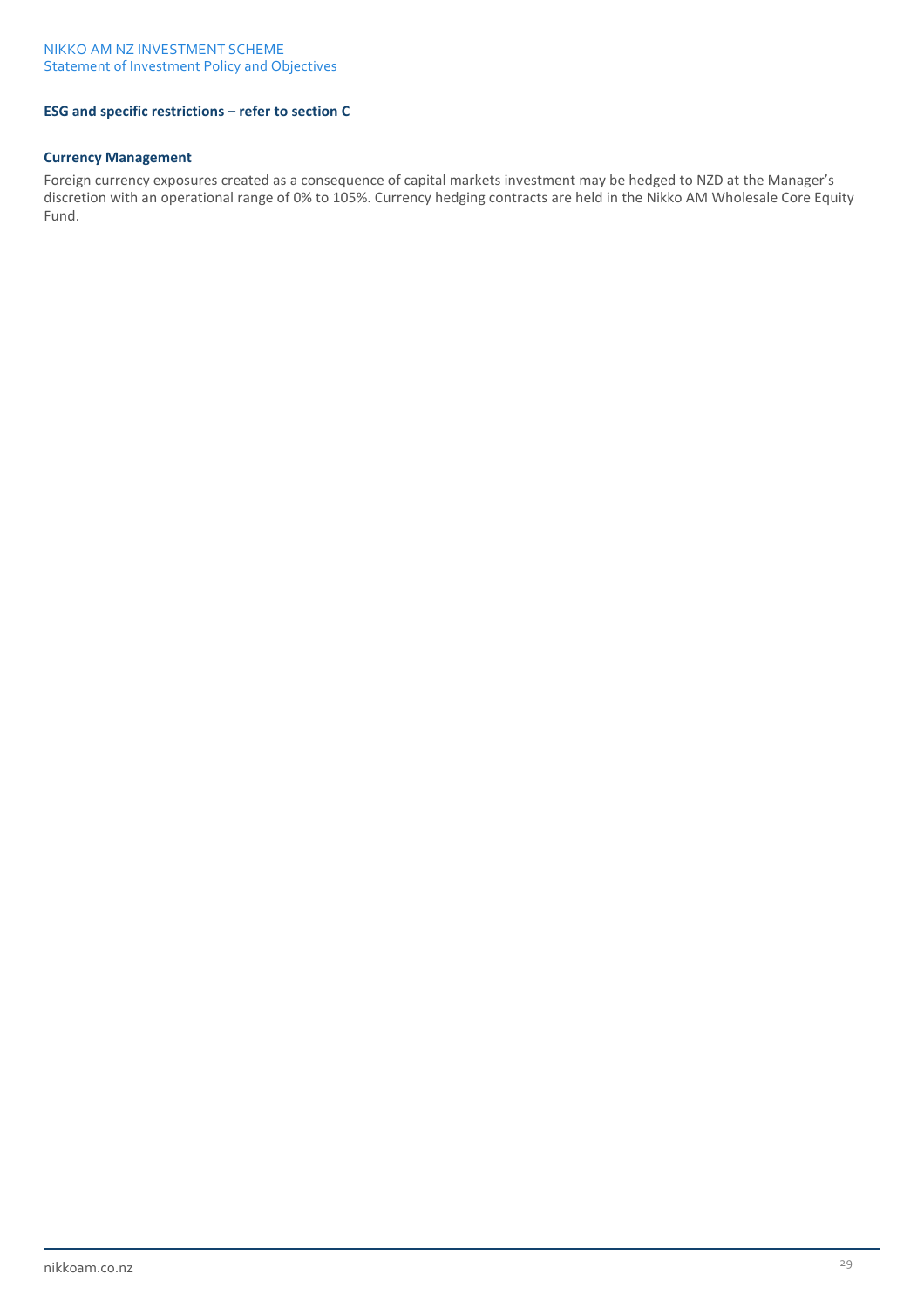**ESG and specific restrictions – refer to section C**

**Currency Management**

Foreign currency exposures created as a consequence of capital markets investment may be hedged to NZD at the Manager's discretion with an operational range of 0% to 105%. Currency hedging contracts are held in the Nikko AM Wholesale Core Equity Fund.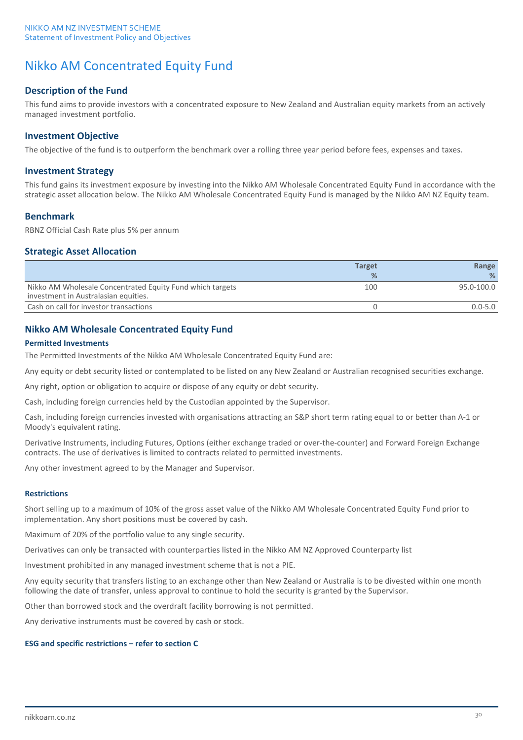# Nikko AM Concentrated Equity Fund

## Description of the Fund

This fund aims to provide investors with a concentrated exposure to New Zealand and Australian equity markets from an actively managed investment portfolio.

## Investment Objective

The objective of the fund is to outperform the benchmark over a rolling three year period before fees, expenses and taxes.

## Investment Strategy

This fund gains its investment exposure by investing into the Nikko AM Wholesale Concentrated Equity Fund in accordance with the strategic asset allocation below. The Nikko AM Wholesale Concentrated Equity Fund is managed by the Nikko AM NZ Equity team.

## Benchmark

RBNZ Official Cash Rate plus 5% per annum

## Strategic Asset Allocation

| | Target % | Range % |
|---|---|---|
| Nikko AM Wholesale Concentrated Equity Fund which targets investment in Australasian equities. | 100 | 95.0-100.0 |
| Cash on call for investor transactions | 0 | 0.0-5.0 |

## Nikko AM Wholesale Concentrated Equity Fund

### Permitted Investments

The Permitted Investments of the Nikko AM Wholesale Concentrated Equity Fund are:

Any equity or debt security listed or contemplated to be listed on any New Zealand or Australian recognised securities exchange.

Any right, option or obligation to acquire or dispose of any equity or debt security.

Cash, including foreign currencies held by the Custodian appointed by the Supervisor.

Cash, including foreign currencies invested with organisations attracting an S&P short term rating equal to or better than A-1 or Moody's equivalent rating.

Derivative Instruments, including Futures, Options (either exchange traded or over-the-counter) and Forward Foreign Exchange contracts. The use of derivatives is limited to contracts related to permitted investments.

Any other investment agreed to by the Manager and Supervisor.

### Restrictions

Short selling up to a maximum of 10% of the gross asset value of the Nikko AM Wholesale Concentrated Equity Fund prior to implementation. Any short positions must be covered by cash.

Maximum of 20% of the portfolio value to any single security.

Derivatives can only be transacted with counterparties listed in the Nikko AM NZ Approved Counterparty list

Investment prohibited in any managed investment scheme that is not a PIE.

Any equity security that transfers listing to an exchange other than New Zealand or Australia is to be divested within one month following the date of transfer, unless approval to continue to hold the security is granted by the Supervisor.

Other than borrowed stock and the overdraft facility borrowing is not permitted.

Any derivative instruments must be covered by cash or stock.

### ESG and specific restrictions – refer to section C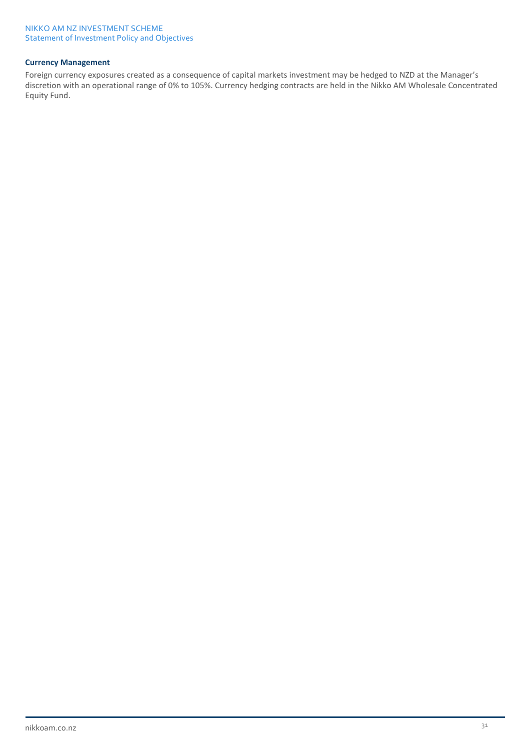### Currency Management

Foreign currency exposures created as a consequence of capital markets investment may be hedged to NZD at the Manager's discretion with an operational range of 0% to 105%. Currency hedging contracts are held in the Nikko AM Wholesale Concentrated Equity Fund.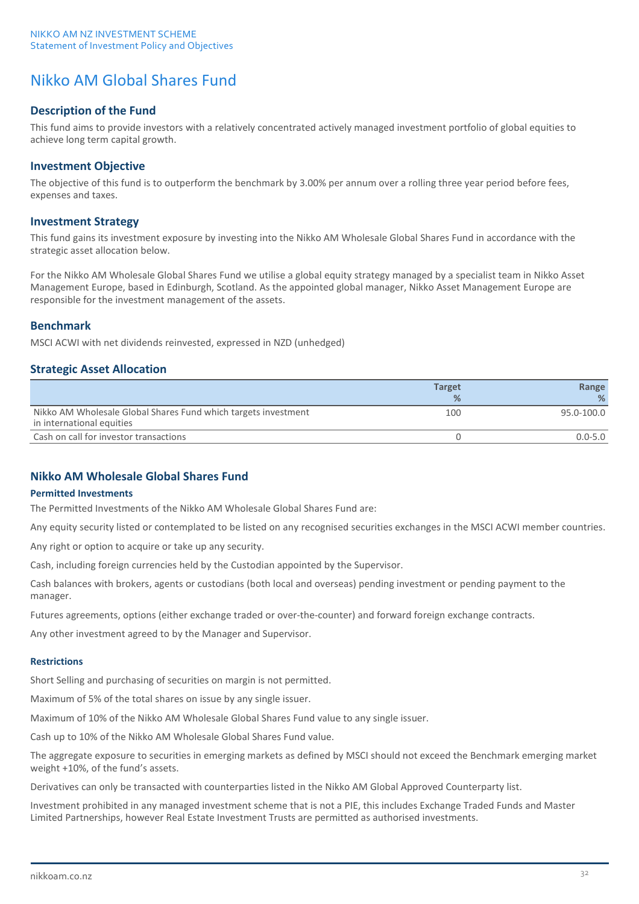# Nikko AM Global Shares Fund

## Description of the Fund

This fund aims to provide investors with a relatively concentrated actively managed investment portfolio of global equities to achieve long term capital growth.

## Investment Objective

The objective of this fund is to outperform the benchmark by 3.00% per annum over a rolling three year period before fees, expenses and taxes.

## Investment Strategy

This fund gains its investment exposure by investing into the Nikko AM Wholesale Global Shares Fund in accordance with the strategic asset allocation below.

For the Nikko AM Wholesale Global Shares Fund we utilise a global equity strategy managed by a specialist team in Nikko Asset Management Europe, based in Edinburgh, Scotland. As the appointed global manager, Nikko Asset Management Europe are responsible for the investment management of the assets.

## Benchmark

MSCI ACWI with net dividends reinvested, expressed in NZD (unhedged)

## Strategic Asset Allocation

| | Target % | Range % |
|---|---|---|
| Nikko AM Wholesale Global Shares Fund which targets investment in international equities | 100 | 95.0-100.0 |
| Cash on call for investor transactions | 0 | 0.0-5.0 |

## Nikko AM Wholesale Global Shares Fund

### Permitted Investments

The Permitted Investments of the Nikko AM Wholesale Global Shares Fund are:

Any equity security listed or contemplated to be listed on any recognised securities exchanges in the MSCI ACWI member countries.

Any right or option to acquire or take up any security.

Cash, including foreign currencies held by the Custodian appointed by the Supervisor.

Cash balances with brokers, agents or custodians (both local and overseas) pending investment or pending payment to the manager.

Futures agreements, options (either exchange traded or over-the-counter) and forward foreign exchange contracts.

Any other investment agreed to by the Manager and Supervisor.

### Restrictions

Short Selling and purchasing of securities on margin is not permitted.

Maximum of 5% of the total shares on issue by any single issuer.

Maximum of 10% of the Nikko AM Wholesale Global Shares Fund value to any single issuer.

Cash up to 10% of the Nikko AM Wholesale Global Shares Fund value.

The aggregate exposure to securities in emerging markets as defined by MSCI should not exceed the Benchmark emerging market weight +10%, of the fund's assets.

Derivatives can only be transacted with counterparties listed in the Nikko AM Global Approved Counterparty list.

Investment prohibited in any managed investment scheme that is not a PIE, this includes Exchange Traded Funds and Master Limited Partnerships, however Real Estate Investment Trusts are permitted as authorised investments.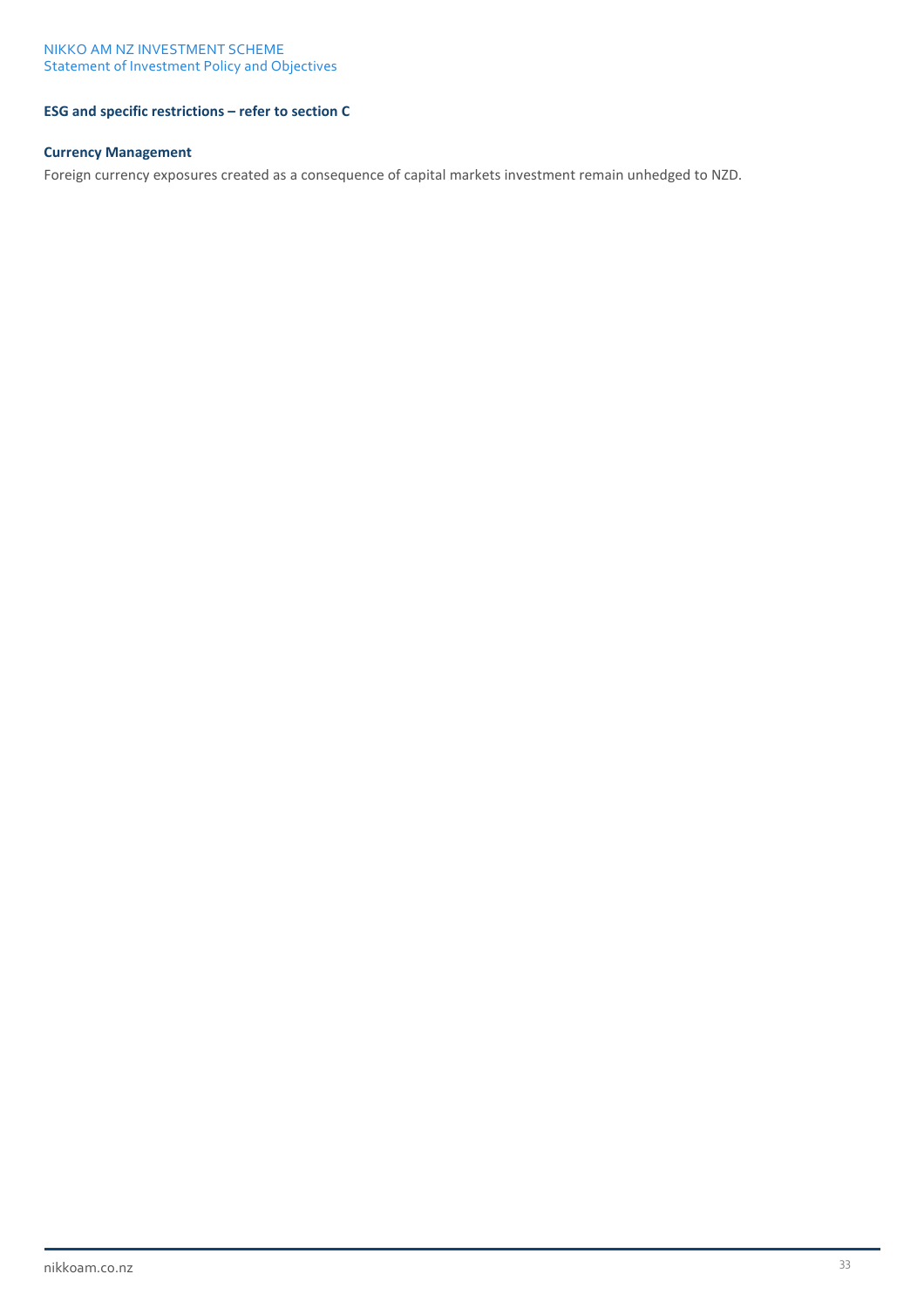**ESG and specific restrictions – refer to section C**

**Currency Management**

Foreign currency exposures created as a consequence of capital markets investment remain unhedged to NZD.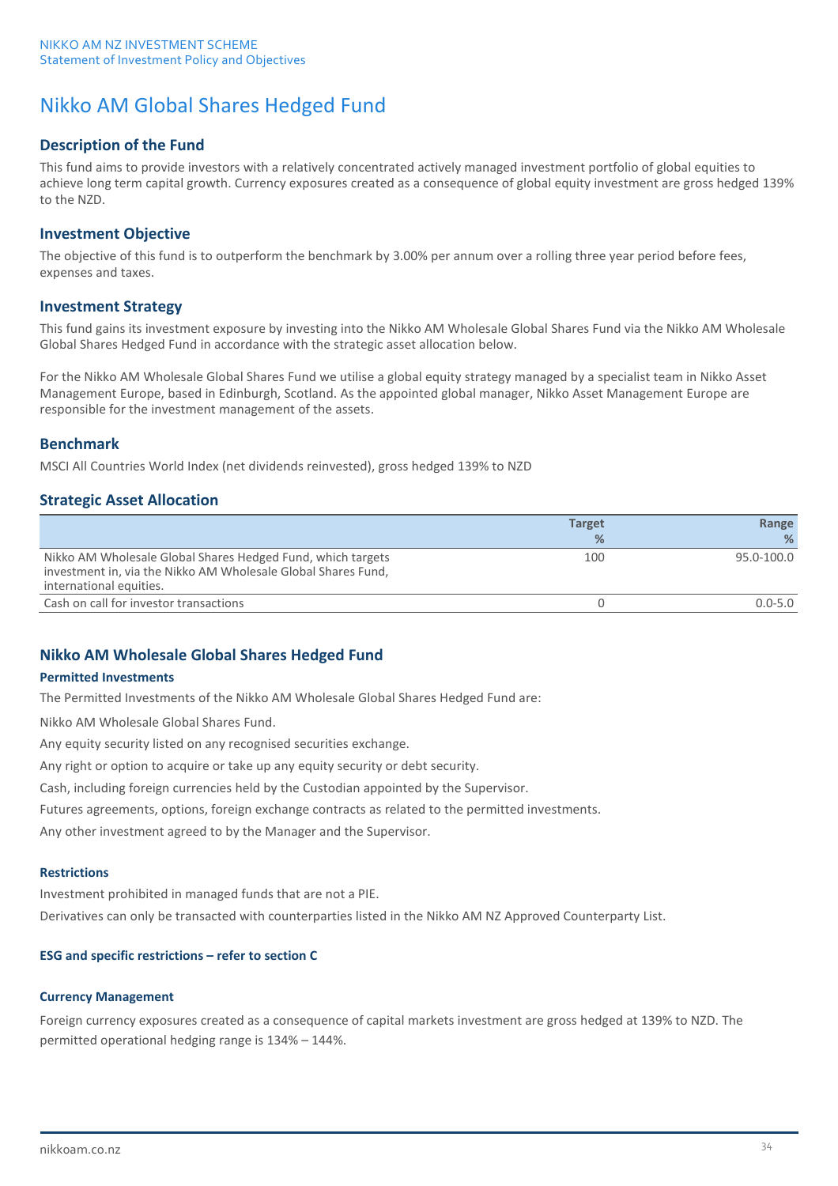# Nikko AM Global Shares Hedged Fund

## Description of the Fund

This fund aims to provide investors with a relatively concentrated actively managed investment portfolio of global equities to achieve long term capital growth. Currency exposures created as a consequence of global equity investment are gross hedged 139% to the NZD.

## Investment Objective

The objective of this fund is to outperform the benchmark by 3.00% per annum over a rolling three year period before fees, expenses and taxes.

## Investment Strategy

This fund gains its investment exposure by investing into the Nikko AM Wholesale Global Shares Fund via the Nikko AM Wholesale Global Shares Hedged Fund in accordance with the strategic asset allocation below.

For the Nikko AM Wholesale Global Shares Fund we utilise a global equity strategy managed by a specialist team in Nikko Asset Management Europe, based in Edinburgh, Scotland. As the appointed global manager, Nikko Asset Management Europe are responsible for the investment management of the assets.

## Benchmark

MSCI All Countries World Index (net dividends reinvested), gross hedged 139% to NZD

## Strategic Asset Allocation

| | Target % | Range % |
|---|---|---|
| Nikko AM Wholesale Global Shares Hedged Fund, which targets investment in, via the Nikko AM Wholesale Global Shares Fund, international equities. | 100 | 95.0-100.0 |
| Cash on call for investor transactions | 0 | 0.0-5.0 |

## Nikko AM Wholesale Global Shares Hedged Fund

### Permitted Investments

The Permitted Investments of the Nikko AM Wholesale Global Shares Hedged Fund are:

Nikko AM Wholesale Global Shares Fund.

Any equity security listed on any recognised securities exchange.

Any right or option to acquire or take up any equity security or debt security.

Cash, including foreign currencies held by the Custodian appointed by the Supervisor.

Futures agreements, options, foreign exchange contracts as related to the permitted investments.

Any other investment agreed to by the Manager and the Supervisor.

### Restrictions

Investment prohibited in managed funds that are not a PIE.

Derivatives can only be transacted with counterparties listed in the Nikko AM NZ Approved Counterparty List.

### ESG and specific restrictions – refer to section C

### Currency Management

Foreign currency exposures created as a consequence of capital markets investment are gross hedged at 139% to NZD. The permitted operational hedging range is 134% – 144%.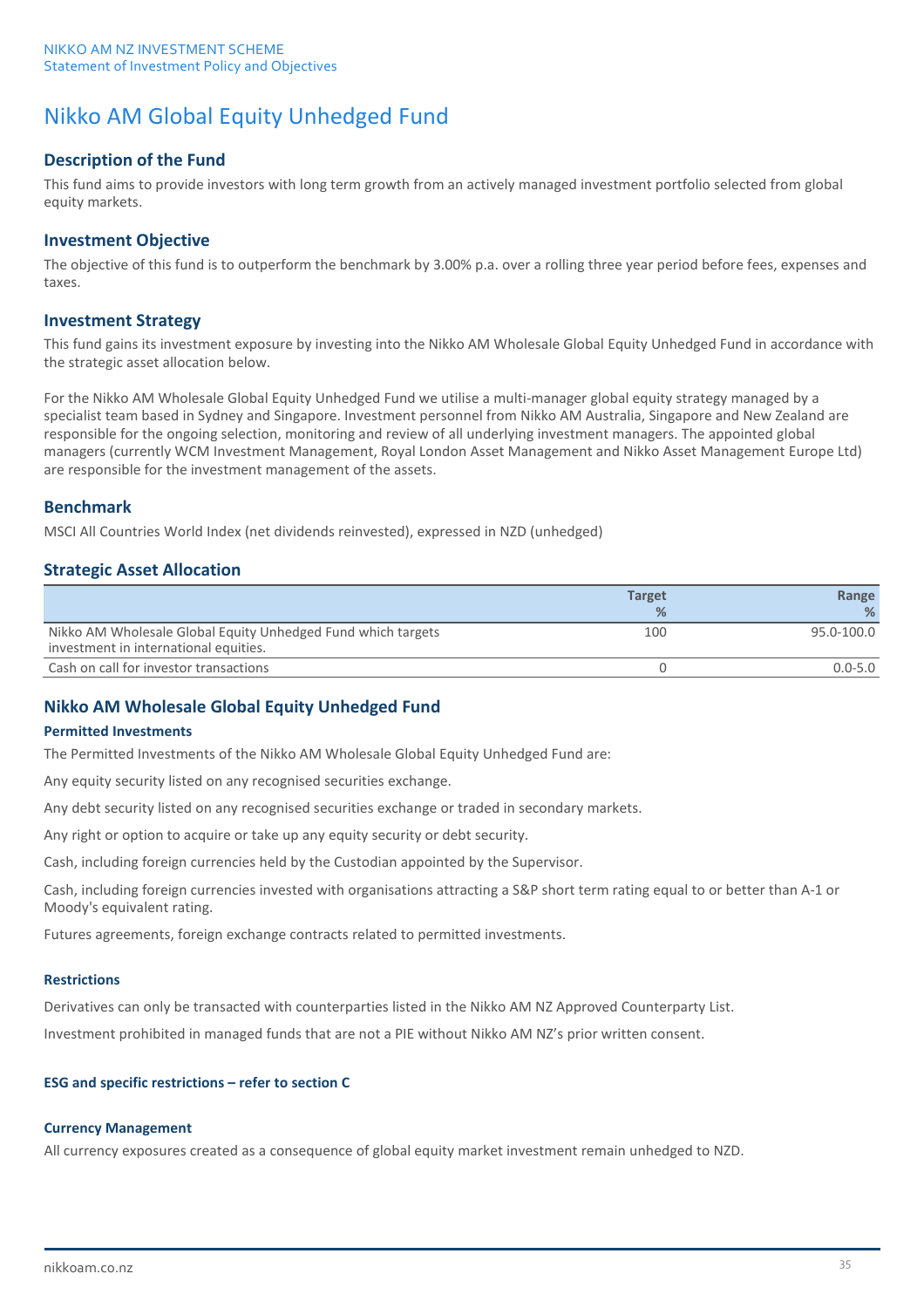# Nikko AM Global Equity Unhedged Fund

## Description of the Fund

This fund aims to provide investors with long term growth from an actively managed investment portfolio selected from global equity markets.

## Investment Objective

The objective of this fund is to outperform the benchmark by 3.00% p.a. over a rolling three year period before fees, expenses and taxes.

## Investment Strategy

This fund gains its investment exposure by investing into the Nikko AM Wholesale Global Equity Unhedged Fund in accordance with the strategic asset allocation below.

For the Nikko AM Wholesale Global Equity Unhedged Fund we utilise a multi-manager global equity strategy managed by a specialist team based in Sydney and Singapore. Investment personnel from Nikko AM Australia, Singapore and New Zealand are responsible for the ongoing selection, monitoring and review of all underlying investment managers. The appointed global managers (currently WCM Investment Management, Royal London Asset Management and Nikko Asset Management Europe Ltd) are responsible for the investment management of the assets.

## Benchmark

MSCI All Countries World Index (net dividends reinvested), expressed in NZD (unhedged)

## Strategic Asset Allocation

| | Target % | Range % |
|---|---|---|
| Nikko AM Wholesale Global Equity Unhedged Fund which targets investment in international equities. | 100 | 95.0-100.0 |
| Cash on call for investor transactions | 0 | 0.0-5.0 |

## Nikko AM Wholesale Global Equity Unhedged Fund

### Permitted Investments

The Permitted Investments of the Nikko AM Wholesale Global Equity Unhedged Fund are:

Any equity security listed on any recognised securities exchange.

Any debt security listed on any recognised securities exchange or traded in secondary markets.

Any right or option to acquire or take up any equity security or debt security.

Cash, including foreign currencies held by the Custodian appointed by the Supervisor.

Cash, including foreign currencies invested with organisations attracting a S&P short term rating equal to or better than A-1 or Moody's equivalent rating.

Futures agreements, foreign exchange contracts related to permitted investments.

### Restrictions

Derivatives can only be transacted with counterparties listed in the Nikko AM NZ Approved Counterparty List.

Investment prohibited in managed funds that are not a PIE without Nikko AM NZ's prior written consent.

### ESG and specific restrictions – refer to section C

### Currency Management

All currency exposures created as a consequence of global equity market investment remain unhedged to NZD.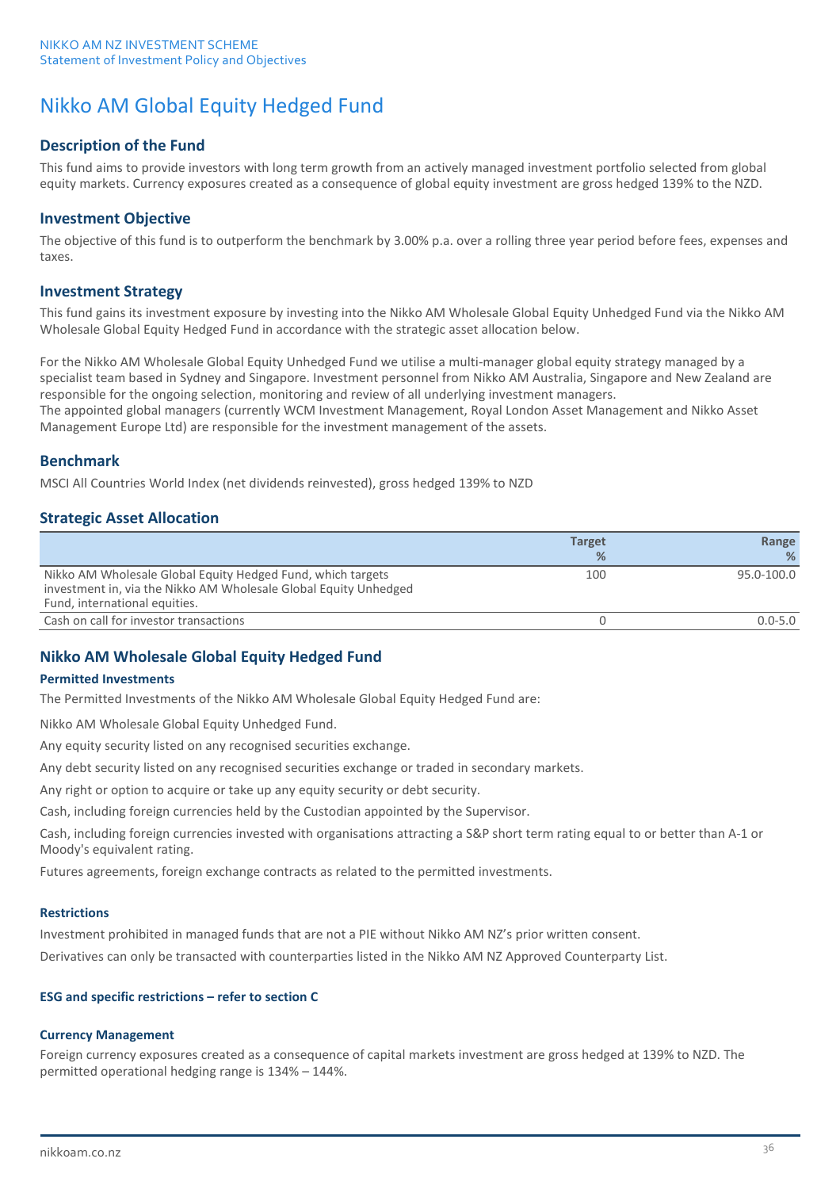# Nikko AM Global Equity Hedged Fund

## Description of the Fund

This fund aims to provide investors with long term growth from an actively managed investment portfolio selected from global equity markets. Currency exposures created as a consequence of global equity investment are gross hedged 139% to the NZD.

## Investment Objective

The objective of this fund is to outperform the benchmark by 3.00% p.a. over a rolling three year period before fees, expenses and taxes.

## Investment Strategy

This fund gains its investment exposure by investing into the Nikko AM Wholesale Global Equity Unhedged Fund via the Nikko AM Wholesale Global Equity Hedged Fund in accordance with the strategic asset allocation below.

For the Nikko AM Wholesale Global Equity Unhedged Fund we utilise a multi-manager global equity strategy managed by a specialist team based in Sydney and Singapore. Investment personnel from Nikko AM Australia, Singapore and New Zealand are responsible for the ongoing selection, monitoring and review of all underlying investment managers.
The appointed global managers (currently WCM Investment Management, Royal London Asset Management and Nikko Asset Management Europe Ltd) are responsible for the investment management of the assets.

## Benchmark

MSCI All Countries World Index (net dividends reinvested), gross hedged 139% to NZD

## Strategic Asset Allocation

| | Target % | Range % |
|---|---|---|
| Nikko AM Wholesale Global Equity Hedged Fund, which targets investment in, via the Nikko AM Wholesale Global Equity Unhedged Fund, international equities. | 100 | 95.0-100.0 |
| Cash on call for investor transactions | 0 | 0.0-5.0 |

## Nikko AM Wholesale Global Equity Hedged Fund

### Permitted Investments

The Permitted Investments of the Nikko AM Wholesale Global Equity Hedged Fund are:

Nikko AM Wholesale Global Equity Unhedged Fund.

Any equity security listed on any recognised securities exchange.

Any debt security listed on any recognised securities exchange or traded in secondary markets.

Any right or option to acquire or take up any equity security or debt security.

Cash, including foreign currencies held by the Custodian appointed by the Supervisor.

Cash, including foreign currencies invested with organisations attracting a S&P short term rating equal to or better than A-1 or Moody's equivalent rating.

Futures agreements, foreign exchange contracts as related to the permitted investments.

### Restrictions

Investment prohibited in managed funds that are not a PIE without Nikko AM NZ's prior written consent.

Derivatives can only be transacted with counterparties listed in the Nikko AM NZ Approved Counterparty List.

### ESG and specific restrictions – refer to section C

### Currency Management

Foreign currency exposures created as a consequence of capital markets investment are gross hedged at 139% to NZD. The permitted operational hedging range is 134% – 144%.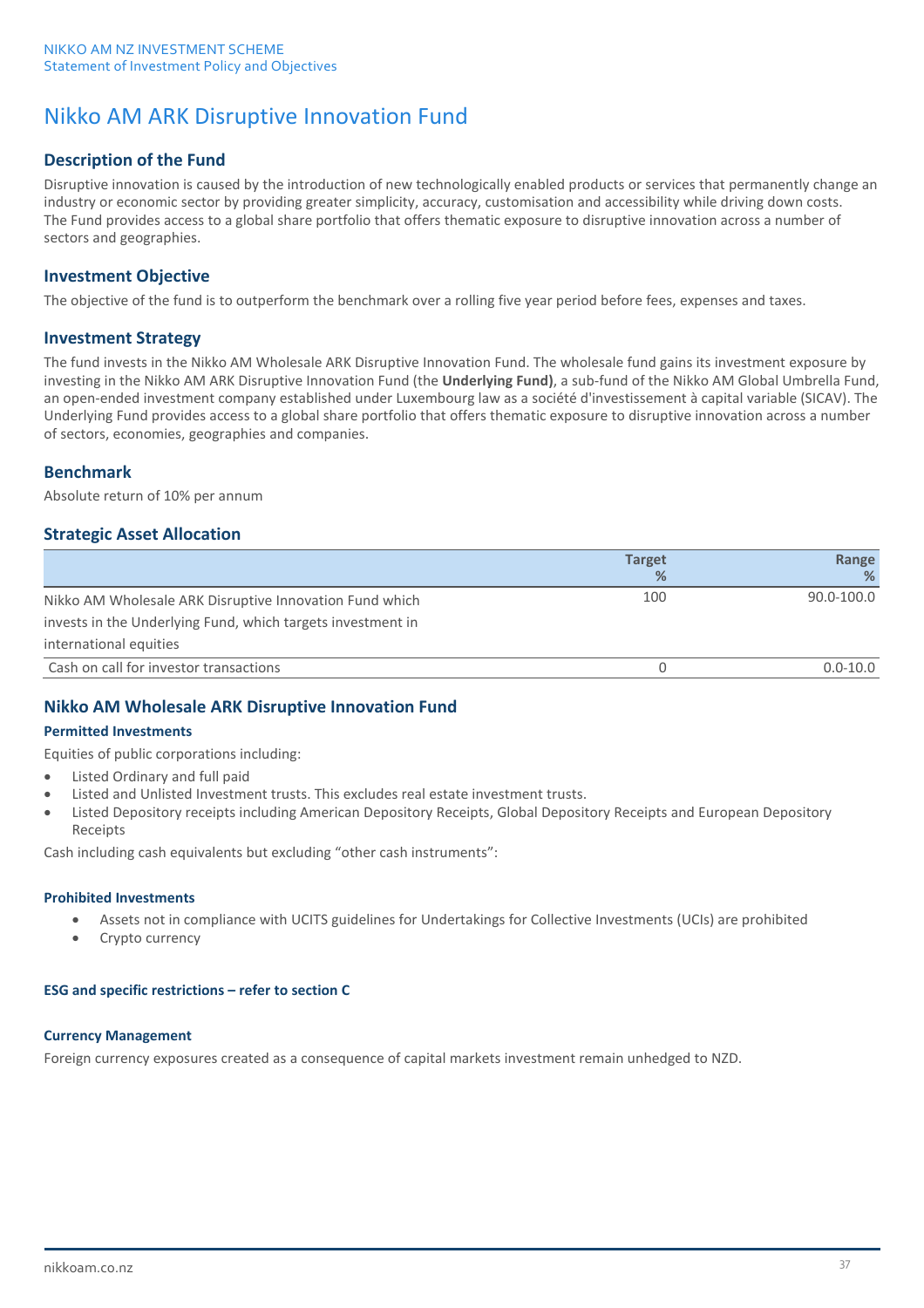# Nikko AM ARK Disruptive Innovation Fund

## Description of the Fund

Disruptive innovation is caused by the introduction of new technologically enabled products or services that permanently change an industry or economic sector by providing greater simplicity, accuracy, customisation and accessibility while driving down costs. The Fund provides access to a global share portfolio that offers thematic exposure to disruptive innovation across a number of sectors and geographies.

## Investment Objective

The objective of the fund is to outperform the benchmark over a rolling five year period before fees, expenses and taxes.

## Investment Strategy

The fund invests in the Nikko AM Wholesale ARK Disruptive Innovation Fund. The wholesale fund gains its investment exposure by investing in the Nikko AM ARK Disruptive Innovation Fund (the **Underlying Fund)**, a sub-fund of the Nikko AM Global Umbrella Fund, an open-ended investment company established under Luxembourg law as a société d'investissement à capital variable (SICAV). The Underlying Fund provides access to a global share portfolio that offers thematic exposure to disruptive innovation across a number of sectors, economies, geographies and companies.

## Benchmark

Absolute return of 10% per annum

## Strategic Asset Allocation

| | Target % | Range % |
|---|---|---|
| Nikko AM Wholesale ARK Disruptive Innovation Fund which invests in the Underlying Fund, which targets investment in international equities | 100 | 90.0-100.0 |
| Cash on call for investor transactions | 0 | 0.0-10.0 |

## Nikko AM Wholesale ARK Disruptive Innovation Fund

### Permitted Investments

Equities of public corporations including:

- Listed Ordinary and full paid
- Listed and Unlisted Investment trusts. This excludes real estate investment trusts.
- Listed Depository receipts including American Depository Receipts, Global Depository Receipts and European Depository Receipts

Cash including cash equivalents but excluding "other cash instruments":

### Prohibited Investments

- Assets not in compliance with UCITS guidelines for Undertakings for Collective Investments (UCIs) are prohibited
- Crypto currency

### ESG and specific restrictions – refer to section C

### Currency Management

Foreign currency exposures created as a consequence of capital markets investment remain unhedged to NZD.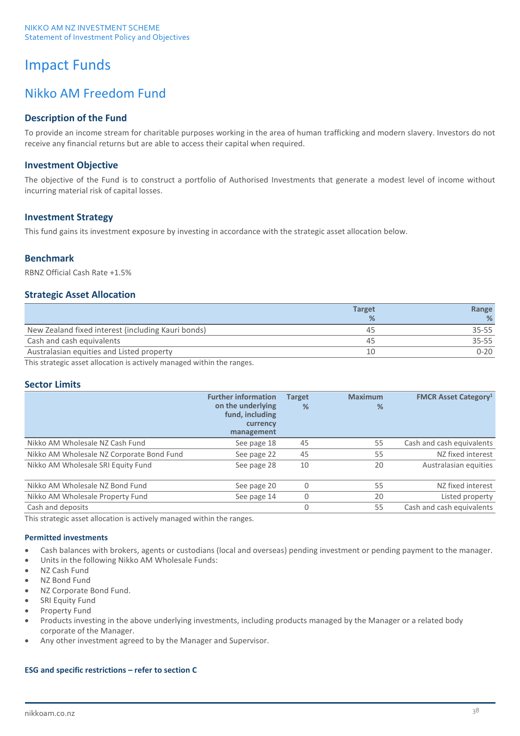# Impact Funds

## Nikko AM Freedom Fund

### Description of the Fund

To provide an income stream for charitable purposes working in the area of human trafficking and modern slavery. Investors do not receive any financial returns but are able to access their capital when required.

### Investment Objective

The objective of the Fund is to construct a portfolio of Authorised Investments that generate a modest level of income without incurring material risk of capital losses.

### Investment Strategy

This fund gains its investment exposure by investing in accordance with the strategic asset allocation below.

### Benchmark

RBNZ Official Cash Rate +1.5%

### Strategic Asset Allocation

| | Target % | Range % |
|---|---|---|
| New Zealand fixed interest (including Kauri bonds) | 45 | 35-55 |
| Cash and cash equivalents | 45 | 35-55 |
| Australasian equities and Listed property | 10 | 0-20 |

This strategic asset allocation is actively managed within the ranges.

### Sector Limits

| | Further information on the underlying fund, including currency management | Target % | Maximum % | FMCR Asset Category[1] |
|---|---|---|---|---|
| Nikko AM Wholesale NZ Cash Fund | See page 18 | 45 | 55 | Cash and cash equivalents |
| Nikko AM Wholesale NZ Corporate Bond Fund | See page 22 | 45 | 55 | NZ fixed interest |
| Nikko AM Wholesale SRI Equity Fund | See page 28 | 10 | 20 | Australasian equities |
| Nikko AM Wholesale NZ Bond Fund | See page 20 | 0 | 55 | NZ fixed interest |
| Nikko AM Wholesale Property Fund | See page 14 | 0 | 20 | Listed property |
| Cash and deposits | | 0 | 55 | Cash and cash equivalents |

This strategic asset allocation is actively managed within the ranges.

#### Permitted investments

- Cash balances with brokers, agents or custodians (local and overseas) pending investment or pending payment to the manager.
- Units in the following Nikko AM Wholesale Funds:
- NZ Cash Fund
- NZ Bond Fund
- NZ Corporate Bond Fund.
- SRI Equity Fund
- Property Fund
- Products investing in the above underlying investments, including products managed by the Manager or a related body corporate of the Manager.
- Any other investment agreed to by the Manager and Supervisor.

#### ESG and specific restrictions – refer to section C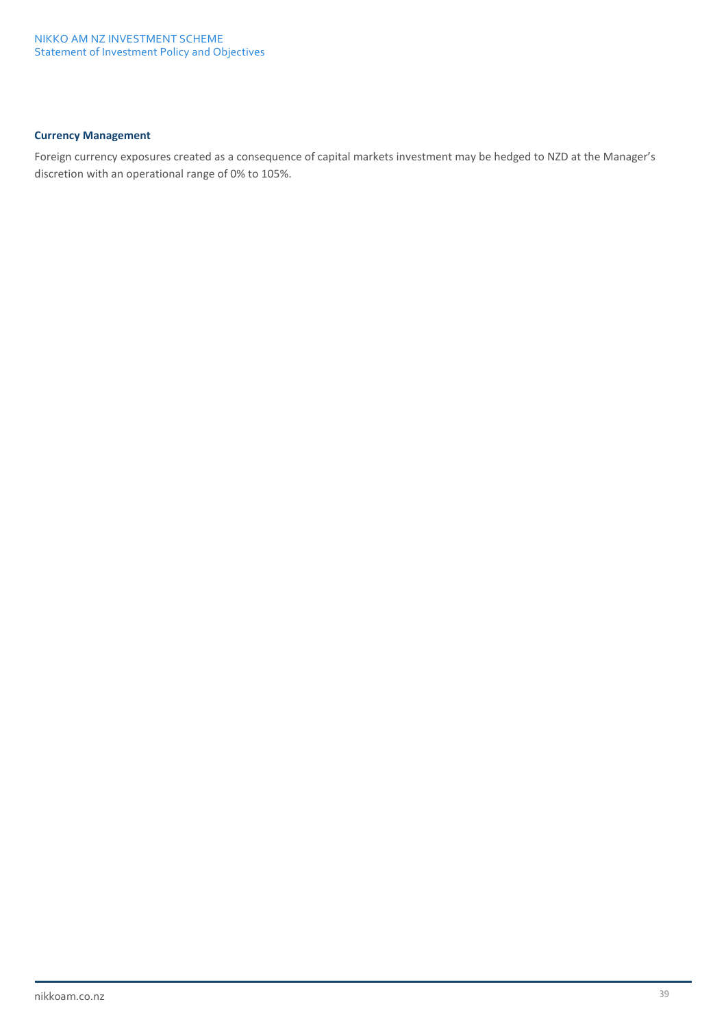**Currency Management**

Foreign currency exposures created as a consequence of capital markets investment may be hedged to NZD at the Manager's discretion with an operational range of 0% to 105%.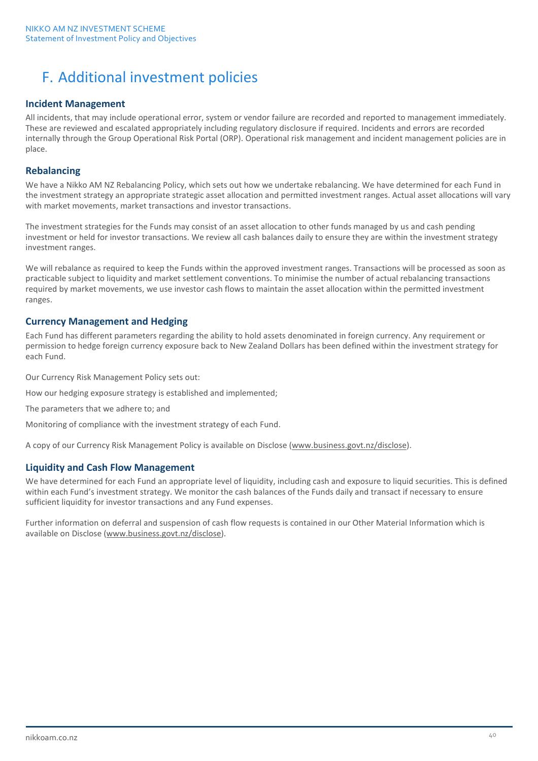# F. Additional investment policies

### Incident Management

All incidents, that may include operational error, system or vendor failure are recorded and reported to management immediately. These are reviewed and escalated appropriately including regulatory disclosure if required. Incidents and errors are recorded internally through the Group Operational Risk Portal (ORP). Operational risk management and incident management policies are in place.

### Rebalancing

We have a Nikko AM NZ Rebalancing Policy, which sets out how we undertake rebalancing. We have determined for each Fund in the investment strategy an appropriate strategic asset allocation and permitted investment ranges. Actual asset allocations will vary with market movements, market transactions and investor transactions.

The investment strategies for the Funds may consist of an asset allocation to other funds managed by us and cash pending investment or held for investor transactions. We review all cash balances daily to ensure they are within the investment strategy investment ranges.

We will rebalance as required to keep the Funds within the approved investment ranges. Transactions will be processed as soon as practicable subject to liquidity and market settlement conventions. To minimise the number of actual rebalancing transactions required by market movements, we use investor cash flows to maintain the asset allocation within the permitted investment ranges.

### Currency Management and Hedging

Each Fund has different parameters regarding the ability to hold assets denominated in foreign currency. Any requirement or permission to hedge foreign currency exposure back to New Zealand Dollars has been defined within the investment strategy for each Fund.

Our Currency Risk Management Policy sets out:

How our hedging exposure strategy is established and implemented;

The parameters that we adhere to; and

Monitoring of compliance with the investment strategy of each Fund.

A copy of our Currency Risk Management Policy is available on Disclose (www.business.govt.nz/disclose).

### Liquidity and Cash Flow Management

We have determined for each Fund an appropriate level of liquidity, including cash and exposure to liquid securities. This is defined within each Fund's investment strategy. We monitor the cash balances of the Funds daily and transact if necessary to ensure sufficient liquidity for investor transactions and any Fund expenses.

Further information on deferral and suspension of cash flow requests is contained in our Other Material Information which is available on Disclose (www.business.govt.nz/disclose).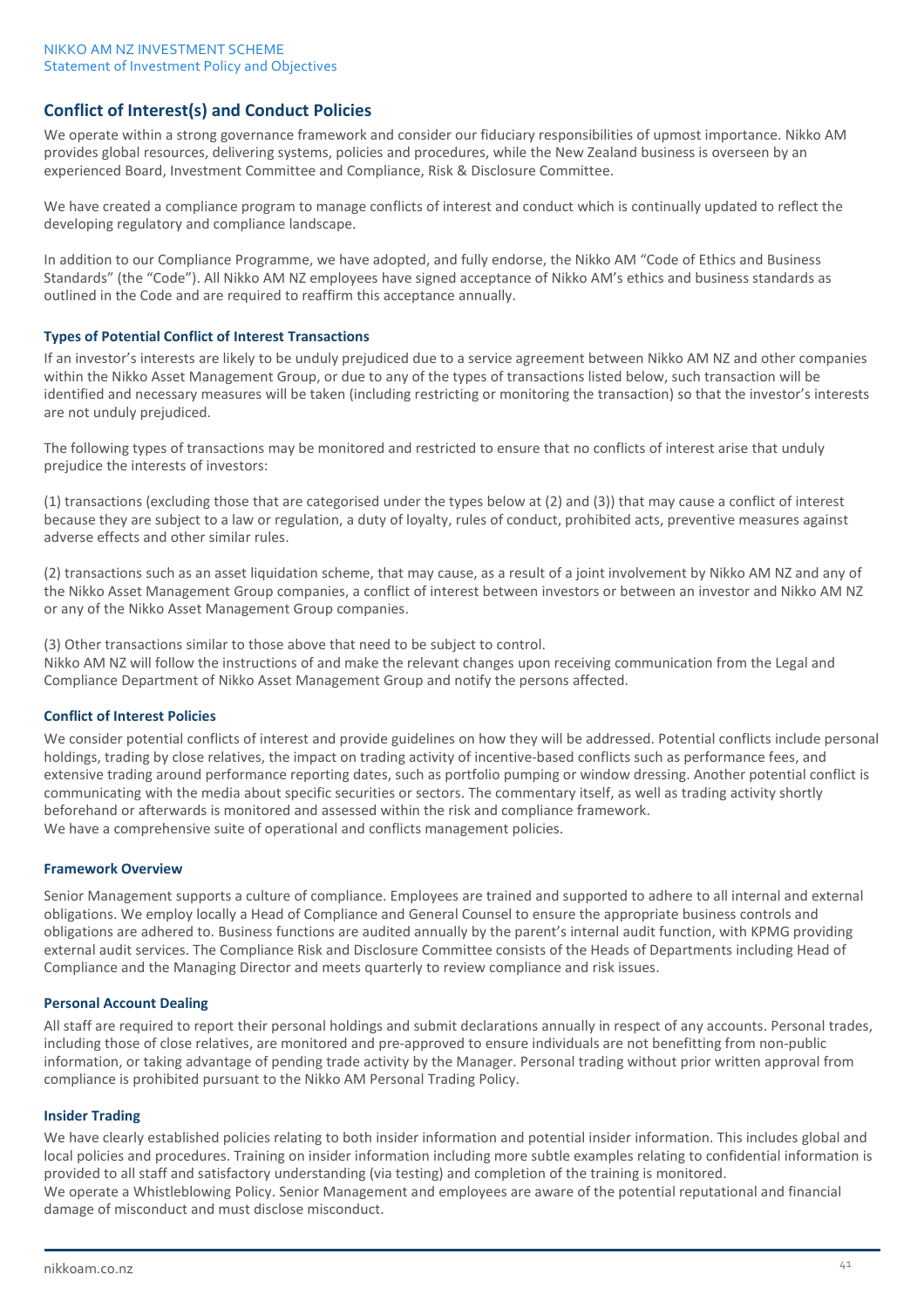## Conflict of Interest(s) and Conduct Policies

We operate within a strong governance framework and consider our fiduciary responsibilities of upmost importance. Nikko AM provides global resources, delivering systems, policies and procedures, while the New Zealand business is overseen by an experienced Board, Investment Committee and Compliance, Risk & Disclosure Committee.

We have created a compliance program to manage conflicts of interest and conduct which is continually updated to reflect the developing regulatory and compliance landscape.

In addition to our Compliance Programme, we have adopted, and fully endorse, the Nikko AM "Code of Ethics and Business Standards" (the "Code"). All Nikko AM NZ employees have signed acceptance of Nikko AM's ethics and business standards as outlined in the Code and are required to reaffirm this acceptance annually.

### Types of Potential Conflict of Interest Transactions

If an investor's interests are likely to be unduly prejudiced due to a service agreement between Nikko AM NZ and other companies within the Nikko Asset Management Group, or due to any of the types of transactions listed below, such transaction will be identified and necessary measures will be taken (including restricting or monitoring the transaction) so that the investor's interests are not unduly prejudiced.

The following types of transactions may be monitored and restricted to ensure that no conflicts of interest arise that unduly prejudice the interests of investors:

(1) transactions (excluding those that are categorised under the types below at (2) and (3)) that may cause a conflict of interest because they are subject to a law or regulation, a duty of loyalty, rules of conduct, prohibited acts, preventive measures against adverse effects and other similar rules.

(2) transactions such as an asset liquidation scheme, that may cause, as a result of a joint involvement by Nikko AM NZ and any of the Nikko Asset Management Group companies, a conflict of interest between investors or between an investor and Nikko AM NZ or any of the Nikko Asset Management Group companies.

(3) Other transactions similar to those above that need to be subject to control.
Nikko AM NZ will follow the instructions of and make the relevant changes upon receiving communication from the Legal and Compliance Department of Nikko Asset Management Group and notify the persons affected.

### Conflict of Interest Policies

We consider potential conflicts of interest and provide guidelines on how they will be addressed. Potential conflicts include personal holdings, trading by close relatives, the impact on trading activity of incentive-based conflicts such as performance fees, and extensive trading around performance reporting dates, such as portfolio pumping or window dressing. Another potential conflict is communicating with the media about specific securities or sectors. The commentary itself, as well as trading activity shortly beforehand or afterwards is monitored and assessed within the risk and compliance framework.
We have a comprehensive suite of operational and conflicts management policies.

### Framework Overview

Senior Management supports a culture of compliance. Employees are trained and supported to adhere to all internal and external obligations. We employ locally a Head of Compliance and General Counsel to ensure the appropriate business controls and obligations are adhered to. Business functions are audited annually by the parent's internal audit function, with KPMG providing external audit services. The Compliance Risk and Disclosure Committee consists of the Heads of Departments including Head of Compliance and the Managing Director and meets quarterly to review compliance and risk issues.

### Personal Account Dealing

All staff are required to report their personal holdings and submit declarations annually in respect of any accounts. Personal trades, including those of close relatives, are monitored and pre-approved to ensure individuals are not benefitting from non-public information, or taking advantage of pending trade activity by the Manager. Personal trading without prior written approval from compliance is prohibited pursuant to the Nikko AM Personal Trading Policy.

### Insider Trading

We have clearly established policies relating to both insider information and potential insider information. This includes global and local policies and procedures. Training on insider information including more subtle examples relating to confidential information is provided to all staff and satisfactory understanding (via testing) and completion of the training is monitored.
We operate a Whistleblowing Policy. Senior Management and employees are aware of the potential reputational and financial damage of misconduct and must disclose misconduct.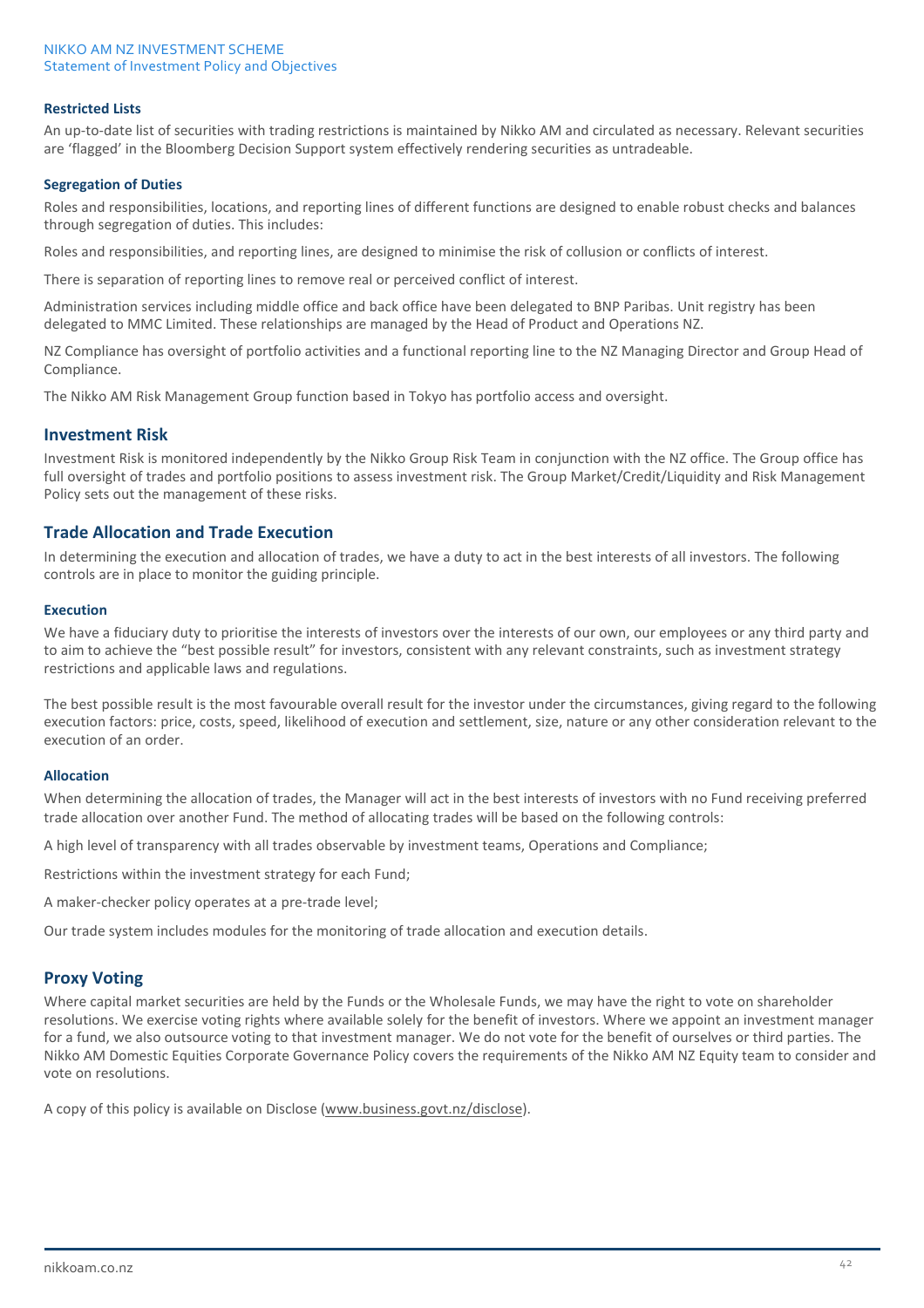#### Restricted Lists

An up-to-date list of securities with trading restrictions is maintained by Nikko AM and circulated as necessary. Relevant securities are 'flagged' in the Bloomberg Decision Support system effectively rendering securities as untradeable.

#### Segregation of Duties

Roles and responsibilities, locations, and reporting lines of different functions are designed to enable robust checks and balances through segregation of duties. This includes:

Roles and responsibilities, and reporting lines, are designed to minimise the risk of collusion or conflicts of interest.

There is separation of reporting lines to remove real or perceived conflict of interest.

Administration services including middle office and back office have been delegated to BNP Paribas. Unit registry has been delegated to MMC Limited. These relationships are managed by the Head of Product and Operations NZ.

NZ Compliance has oversight of portfolio activities and a functional reporting line to the NZ Managing Director and Group Head of Compliance.

The Nikko AM Risk Management Group function based in Tokyo has portfolio access and oversight.

## Investment Risk

Investment Risk is monitored independently by the Nikko Group Risk Team in conjunction with the NZ office. The Group office has full oversight of trades and portfolio positions to assess investment risk. The Group Market/Credit/Liquidity and Risk Management Policy sets out the management of these risks.

## Trade Allocation and Trade Execution

In determining the execution and allocation of trades, we have a duty to act in the best interests of all investors. The following controls are in place to monitor the guiding principle.

#### Execution

We have a fiduciary duty to prioritise the interests of investors over the interests of our own, our employees or any third party and to aim to achieve the "best possible result" for investors, consistent with any relevant constraints, such as investment strategy restrictions and applicable laws and regulations.

The best possible result is the most favourable overall result for the investor under the circumstances, giving regard to the following execution factors: price, costs, speed, likelihood of execution and settlement, size, nature or any other consideration relevant to the execution of an order.

#### Allocation

When determining the allocation of trades, the Manager will act in the best interests of investors with no Fund receiving preferred trade allocation over another Fund. The method of allocating trades will be based on the following controls:

A high level of transparency with all trades observable by investment teams, Operations and Compliance;

Restrictions within the investment strategy for each Fund;

A maker-checker policy operates at a pre-trade level;

Our trade system includes modules for the monitoring of trade allocation and execution details.

## Proxy Voting

Where capital market securities are held by the Funds or the Wholesale Funds, we may have the right to vote on shareholder resolutions. We exercise voting rights where available solely for the benefit of investors. Where we appoint an investment manager for a fund, we also outsource voting to that investment manager. We do not vote for the benefit of ourselves or third parties. The Nikko AM Domestic Equities Corporate Governance Policy covers the requirements of the Nikko AM NZ Equity team to consider and vote on resolutions.

A copy of this policy is available on Disclose (www.business.govt.nz/disclose).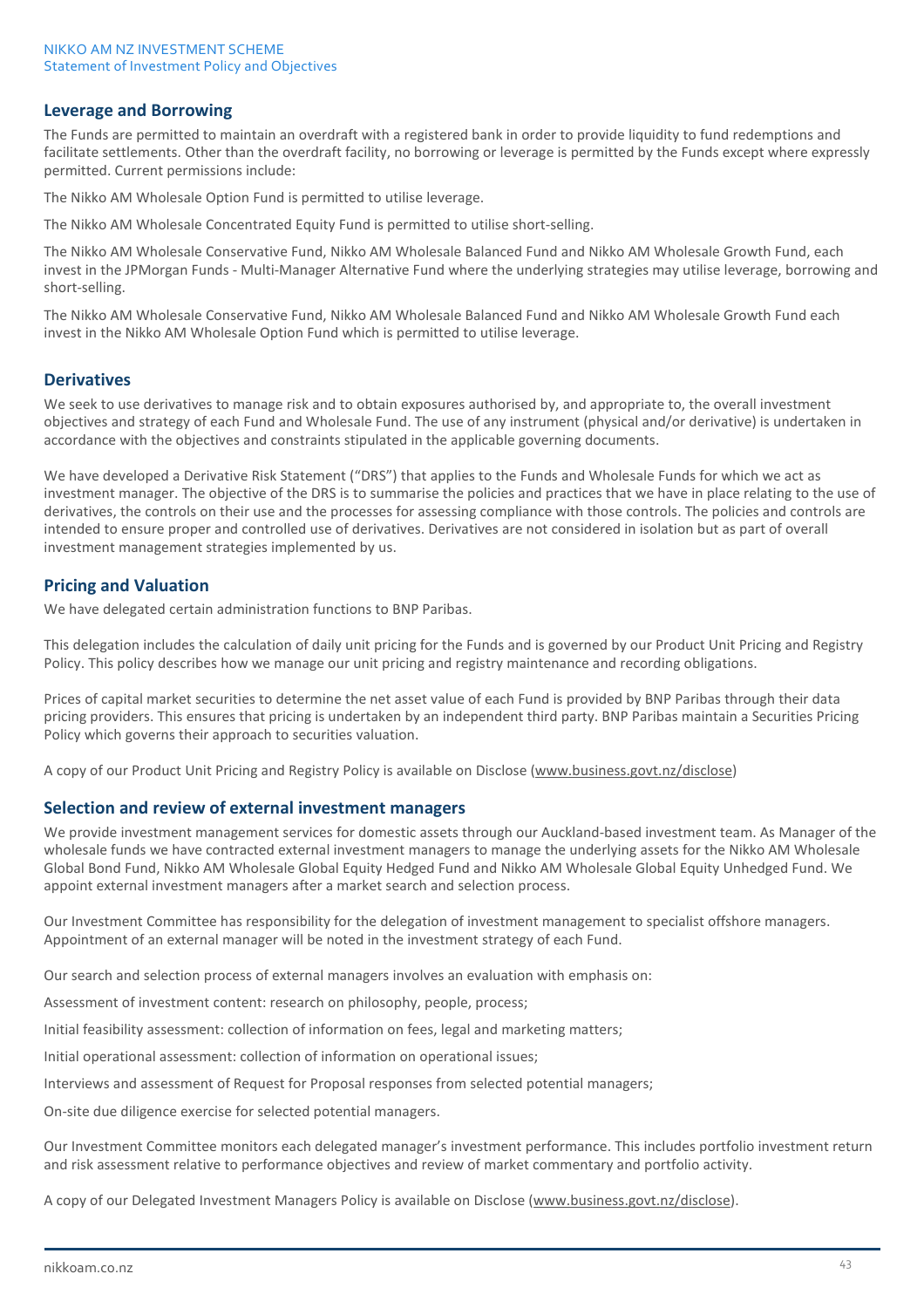## Leverage and Borrowing

The Funds are permitted to maintain an overdraft with a registered bank in order to provide liquidity to fund redemptions and facilitate settlements. Other than the overdraft facility, no borrowing or leverage is permitted by the Funds except where expressly permitted. Current permissions include:

The Nikko AM Wholesale Option Fund is permitted to utilise leverage.

The Nikko AM Wholesale Concentrated Equity Fund is permitted to utilise short-selling.

The Nikko AM Wholesale Conservative Fund, Nikko AM Wholesale Balanced Fund and Nikko AM Wholesale Growth Fund, each invest in the JPMorgan Funds - Multi-Manager Alternative Fund where the underlying strategies may utilise leverage, borrowing and short-selling.

The Nikko AM Wholesale Conservative Fund, Nikko AM Wholesale Balanced Fund and Nikko AM Wholesale Growth Fund each invest in the Nikko AM Wholesale Option Fund which is permitted to utilise leverage.

## Derivatives

We seek to use derivatives to manage risk and to obtain exposures authorised by, and appropriate to, the overall investment objectives and strategy of each Fund and Wholesale Fund. The use of any instrument (physical and/or derivative) is undertaken in accordance with the objectives and constraints stipulated in the applicable governing documents.

We have developed a Derivative Risk Statement ("DRS") that applies to the Funds and Wholesale Funds for which we act as investment manager. The objective of the DRS is to summarise the policies and practices that we have in place relating to the use of derivatives, the controls on their use and the processes for assessing compliance with those controls. The policies and controls are intended to ensure proper and controlled use of derivatives. Derivatives are not considered in isolation but as part of overall investment management strategies implemented by us.

## Pricing and Valuation

We have delegated certain administration functions to BNP Paribas.

This delegation includes the calculation of daily unit pricing for the Funds and is governed by our Product Unit Pricing and Registry Policy. This policy describes how we manage our unit pricing and registry maintenance and recording obligations.

Prices of capital market securities to determine the net asset value of each Fund is provided by BNP Paribas through their data pricing providers. This ensures that pricing is undertaken by an independent third party. BNP Paribas maintain a Securities Pricing Policy which governs their approach to securities valuation.

A copy of our Product Unit Pricing and Registry Policy is available on Disclose (www.business.govt.nz/disclose)

## Selection and review of external investment managers

We provide investment management services for domestic assets through our Auckland-based investment team. As Manager of the wholesale funds we have contracted external investment managers to manage the underlying assets for the Nikko AM Wholesale Global Bond Fund, Nikko AM Wholesale Global Equity Hedged Fund and Nikko AM Wholesale Global Equity Unhedged Fund. We appoint external investment managers after a market search and selection process.

Our Investment Committee has responsibility for the delegation of investment management to specialist offshore managers. Appointment of an external manager will be noted in the investment strategy of each Fund.

Our search and selection process of external managers involves an evaluation with emphasis on:

Assessment of investment content: research on philosophy, people, process;

Initial feasibility assessment: collection of information on fees, legal and marketing matters;

Initial operational assessment: collection of information on operational issues;

Interviews and assessment of Request for Proposal responses from selected potential managers;

On-site due diligence exercise for selected potential managers.

Our Investment Committee monitors each delegated manager's investment performance. This includes portfolio investment return and risk assessment relative to performance objectives and review of market commentary and portfolio activity.

A copy of our Delegated Investment Managers Policy is available on Disclose (www.business.govt.nz/disclose).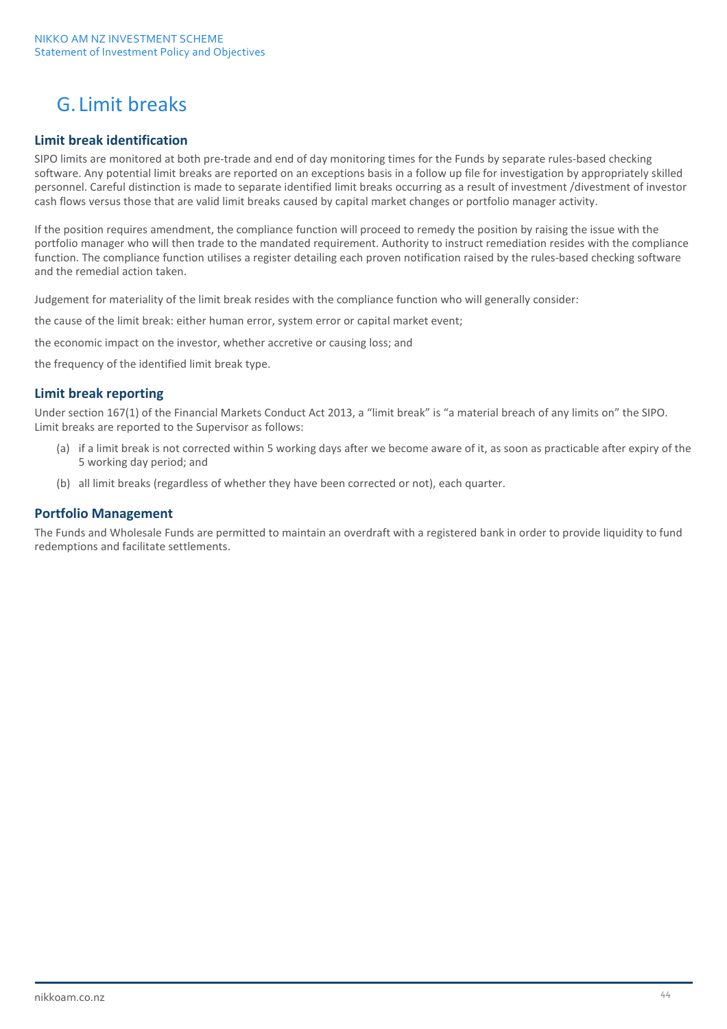# G. Limit breaks

## Limit break identification

SIPO limits are monitored at both pre-trade and end of day monitoring times for the Funds by separate rules-based checking software. Any potential limit breaks are reported on an exceptions basis in a follow up file for investigation by appropriately skilled personnel. Careful distinction is made to separate identified limit breaks occurring as a result of investment /divestment of investor cash flows versus those that are valid limit breaks caused by capital market changes or portfolio manager activity.

If the position requires amendment, the compliance function will proceed to remedy the position by raising the issue with the portfolio manager who will then trade to the mandated requirement. Authority to instruct remediation resides with the compliance function. The compliance function utilises a register detailing each proven notification raised by the rules-based checking software and the remedial action taken.

Judgement for materiality of the limit break resides with the compliance function who will generally consider:

the cause of the limit break: either human error, system error or capital market event;

the economic impact on the investor, whether accretive or causing loss; and

the frequency of the identified limit break type.

## Limit break reporting

Under section 167(1) of the Financial Markets Conduct Act 2013, a "limit break" is "a material breach of any limits on" the SIPO. Limit breaks are reported to the Supervisor as follows:

(a) if a limit break is not corrected within 5 working days after we become aware of it, as soon as practicable after expiry of the 5 working day period; and

(b) all limit breaks (regardless of whether they have been corrected or not), each quarter.

## Portfolio Management

The Funds and Wholesale Funds are permitted to maintain an overdraft with a registered bank in order to provide liquidity to fund redemptions and facilitate settlements.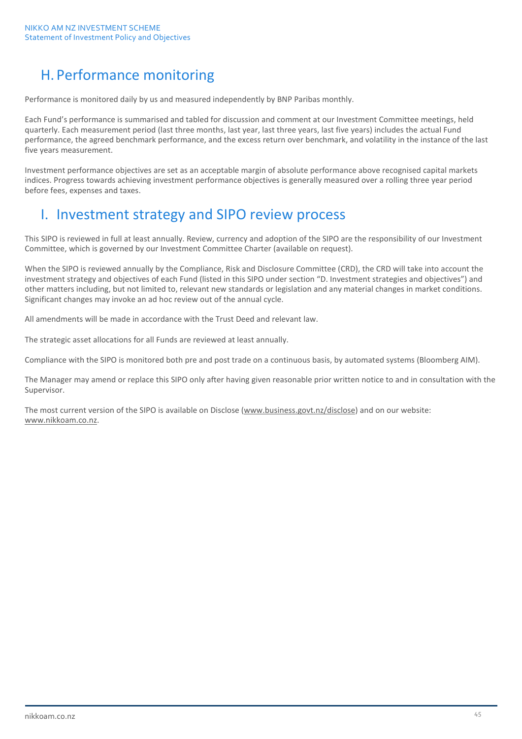# H. Performance monitoring

Performance is monitored daily by us and measured independently by BNP Paribas monthly.

Each Fund's performance is summarised and tabled for discussion and comment at our Investment Committee meetings, held quarterly. Each measurement period (last three months, last year, last three years, last five years) includes the actual Fund performance, the agreed benchmark performance, and the excess return over benchmark, and volatility in the instance of the last five years measurement.

Investment performance objectives are set as an acceptable margin of absolute performance above recognised capital markets indices. Progress towards achieving investment performance objectives is generally measured over a rolling three year period before fees, expenses and taxes.

# I. Investment strategy and SIPO review process

This SIPO is reviewed in full at least annually. Review, currency and adoption of the SIPO are the responsibility of our Investment Committee, which is governed by our Investment Committee Charter (available on request).

When the SIPO is reviewed annually by the Compliance, Risk and Disclosure Committee (CRD), the CRD will take into account the investment strategy and objectives of each Fund (listed in this SIPO under section "D. Investment strategies and objectives") and other matters including, but not limited to, relevant new standards or legislation and any material changes in market conditions. Significant changes may invoke an ad hoc review out of the annual cycle.

All amendments will be made in accordance with the Trust Deed and relevant law.

The strategic asset allocations for all Funds are reviewed at least annually.

Compliance with the SIPO is monitored both pre and post trade on a continuous basis, by automated systems (Bloomberg AIM).

The Manager may amend or replace this SIPO only after having given reasonable prior written notice to and in consultation with the Supervisor.

The most current version of the SIPO is available on Disclose (www.business.govt.nz/disclose) and on our website: www.nikkoam.co.nz.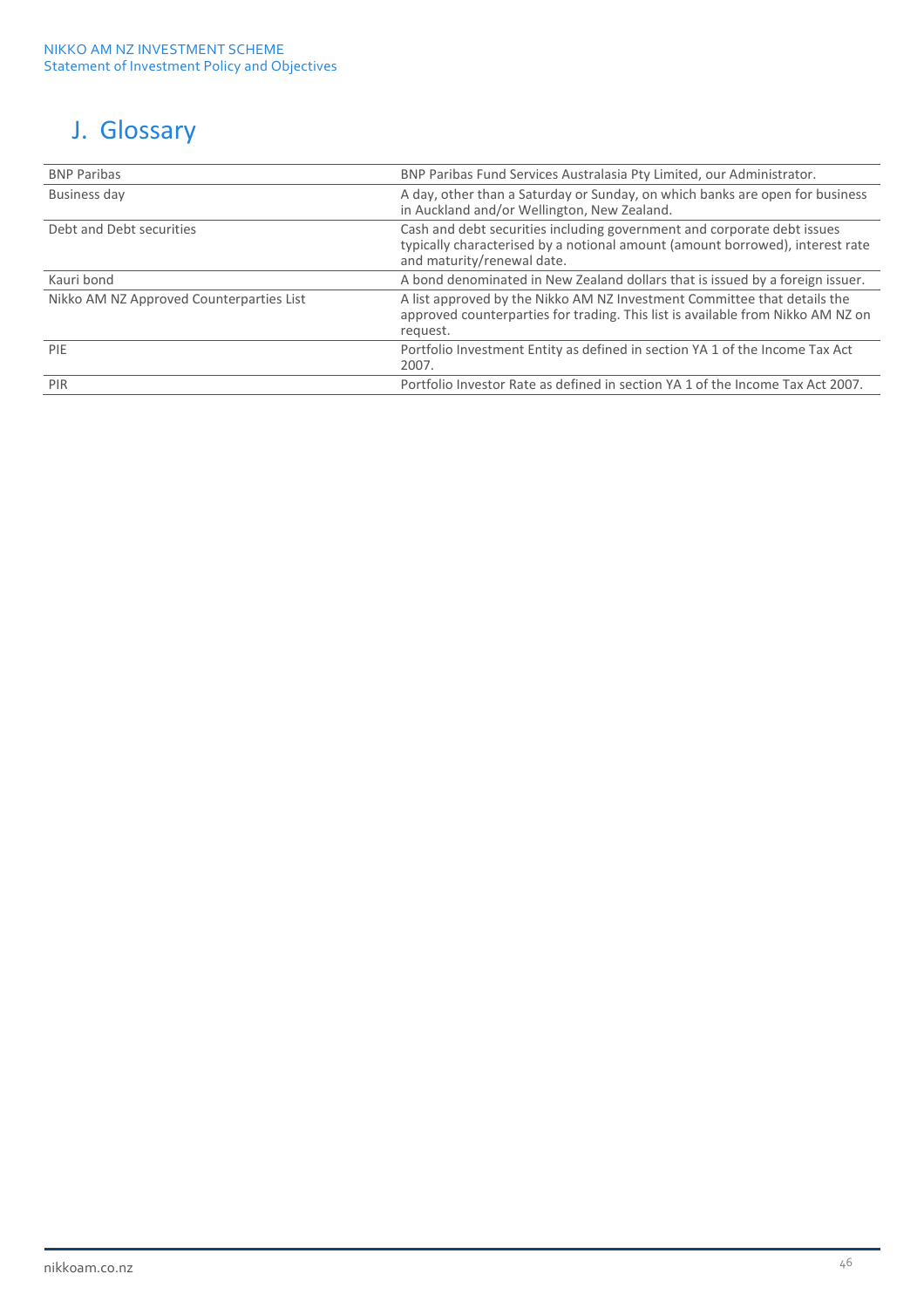# J. Glossary

| | |
|---|---|
| BNP Paribas | BNP Paribas Fund Services Australasia Pty Limited, our Administrator. |
| Business day | A day, other than a Saturday or Sunday, on which banks are open for business in Auckland and/or Wellington, New Zealand. |
| Debt and Debt securities | Cash and debt securities including government and corporate debt issues typically characterised by a notional amount (amount borrowed), interest rate and maturity/renewal date. |
| Kauri bond | A bond denominated in New Zealand dollars that is issued by a foreign issuer. |
| Nikko AM NZ Approved Counterparties List | A list approved by the Nikko AM NZ Investment Committee that details the approved counterparties for trading. This list is available from Nikko AM NZ on request. |
| PIE | Portfolio Investment Entity as defined in section YA 1 of the Income Tax Act 2007. |
| PIR | Portfolio Investor Rate as defined in section YA 1 of the Income Tax Act 2007. |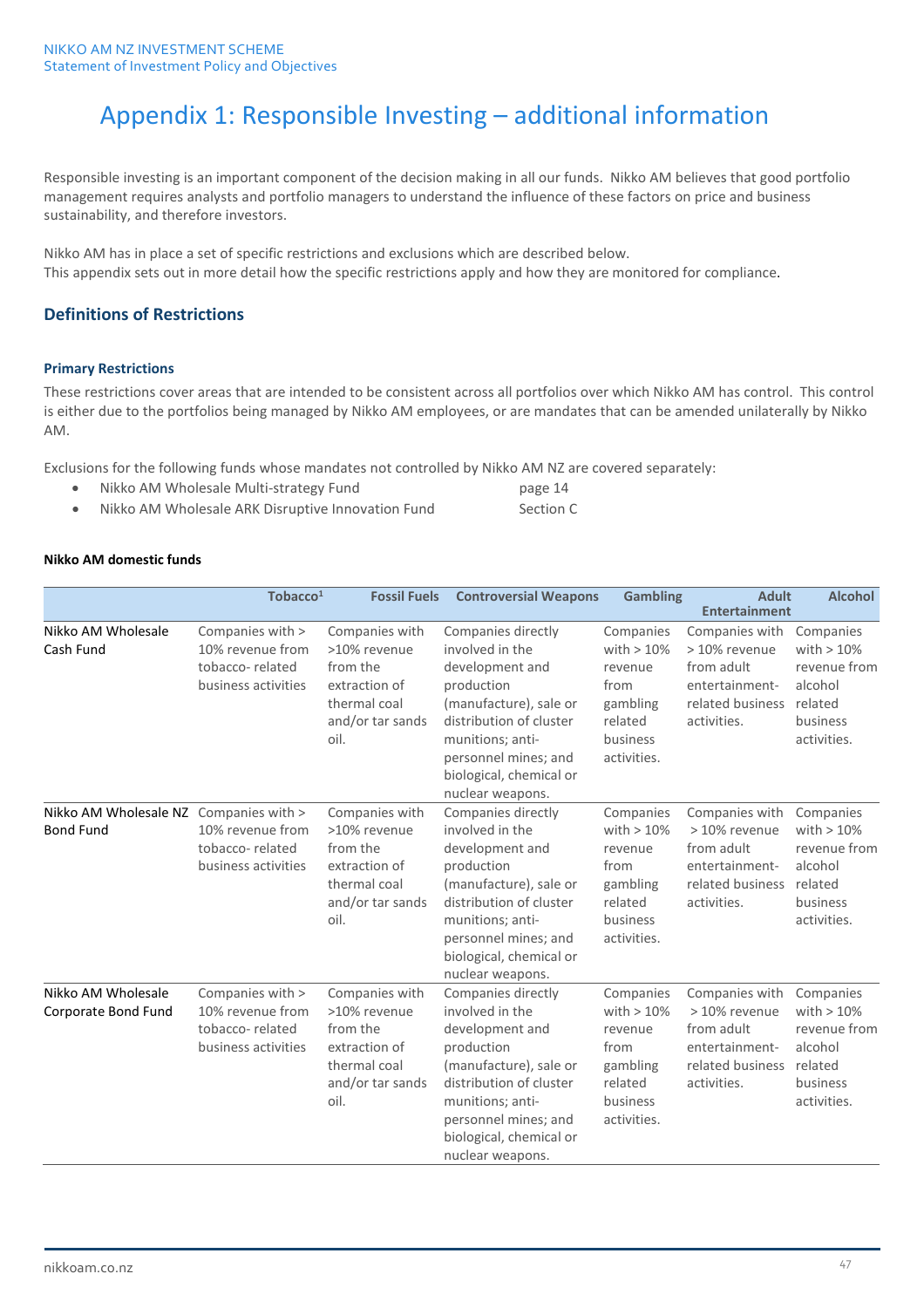# Appendix 1: Responsible Investing – additional information

Responsible investing is an important component of the decision making in all our funds. Nikko AM believes that good portfolio management requires analysts and portfolio managers to understand the influence of these factors on price and business sustainability, and therefore investors.

Nikko AM has in place a set of specific restrictions and exclusions which are described below.
This appendix sets out in more detail how the specific restrictions apply and how they are monitored for compliance.

## Definitions of Restrictions

### Primary Restrictions

These restrictions cover areas that are intended to be consistent across all portfolios over which Nikko AM has control. This control is either due to the portfolios being managed by Nikko AM employees, or are mandates that can be amended unilaterally by Nikko AM.

Exclusions for the following funds whose mandates not controlled by Nikko AM NZ are covered separately:

- Nikko AM Wholesale Multi-strategy Fund — page 14
- Nikko AM Wholesale ARK Disruptive Innovation Fund — Section C

**Nikko AM domestic funds**

| | Tobacco[1] | Fossil Fuels | Controversial Weapons | Gambling | Adult Entertainment | Alcohol |
|---|---|---|---|---|---|---|
| Nikko AM Wholesale Cash Fund | Companies with > 10% revenue from tobacco- related business activities | Companies with >10% revenue from the extraction of thermal coal and/or tar sands oil. | Companies directly involved in the development and production (manufacture), sale or distribution of cluster munitions; anti-personnel mines; and biological, chemical or nuclear weapons. | Companies with > 10% revenue from gambling related business activities. | Companies with > 10% revenue from adult entertainment-related business activities. | Companies with > 10% revenue from alcohol related business activities. |
| Nikko AM Wholesale NZ Bond Fund | Companies with > 10% revenue from tobacco- related business activities | Companies with >10% revenue from the extraction of thermal coal and/or tar sands oil. | Companies directly involved in the development and production (manufacture), sale or distribution of cluster munitions; anti-personnel mines; and biological, chemical or nuclear weapons. | Companies with > 10% revenue from gambling related business activities. | Companies with > 10% revenue from adult entertainment-related business activities. | Companies with > 10% revenue from alcohol related business activities. |
| Nikko AM Wholesale Corporate Bond Fund | Companies with > 10% revenue from tobacco- related business activities | Companies with >10% revenue from the extraction of thermal coal and/or tar sands oil. | Companies directly involved in the development and production (manufacture), sale or distribution of cluster munitions; anti-personnel mines; and biological, chemical or nuclear weapons. | Companies with > 10% revenue from gambling related business activities. | Companies with > 10% revenue from adult entertainment-related business activities. | Companies with > 10% revenue from alcohol related business activities. |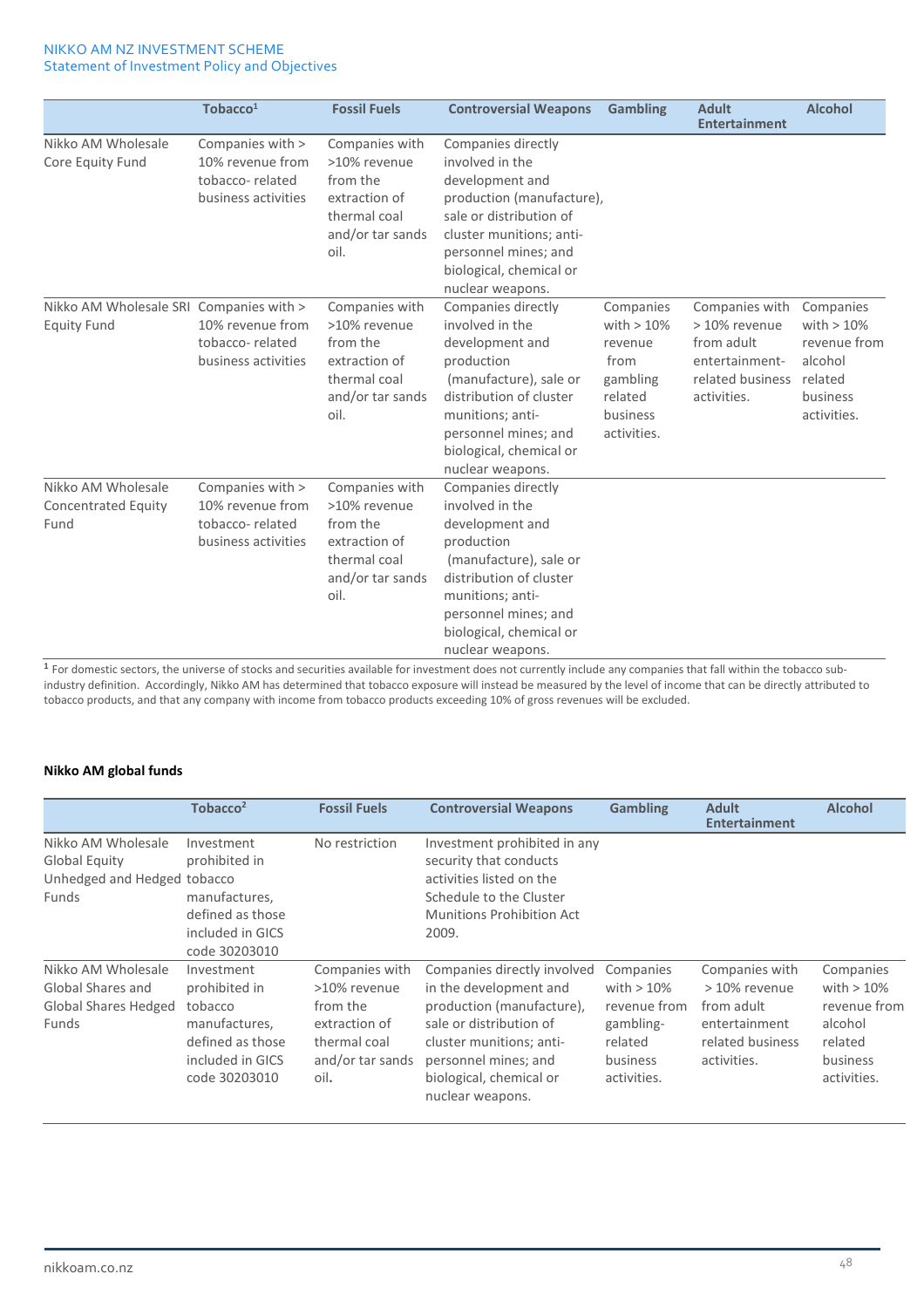| | Tobacco[1] | Fossil Fuels | Controversial Weapons | Gambling | Adult Entertainment | Alcohol |
|---|---|---|---|---|---|---|
| Nikko AM Wholesale Core Equity Fund | Companies with > 10% revenue from tobacco- related business activities | Companies with >10% revenue from the extraction of thermal coal and/or tar sands oil. | Companies directly involved in the development and production (manufacture), sale or distribution of cluster munitions; anti-personnel mines; and biological, chemical or nuclear weapons. | | | |
| Nikko AM Wholesale SRI Equity Fund | Companies with > 10% revenue from tobacco- related business activities | Companies with >10% revenue from the extraction of thermal coal and/or tar sands oil. | Companies directly involved in the development and production (manufacture), sale or distribution of cluster munitions; anti-personnel mines; and biological, chemical or nuclear weapons. | Companies with > 10% revenue from gambling related business activities. | Companies with > 10% revenue from adult entertainment-related business activities. | Companies with > 10% revenue from alcohol related business activities. |
| Nikko AM Wholesale Concentrated Equity Fund | Companies with > 10% revenue from tobacco- related business activities | Companies with >10% revenue from the extraction of thermal coal and/or tar sands oil. | Companies directly involved in the development and production (manufacture), sale or distribution of cluster munitions; anti-personnel mines; and biological, chemical or nuclear weapons. | | | |

[1] For domestic sectors, the universe of stocks and securities available for investment does not currently include any companies that fall within the tobacco sub-industry definition. Accordingly, Nikko AM has determined that tobacco exposure will instead be measured by the level of income that can be directly attributed to tobacco products, and that any company with income from tobacco products exceeding 10% of gross revenues will be excluded.

**Nikko AM global funds**

| | Tobacco[2] | Fossil Fuels | Controversial Weapons | Gambling | Adult Entertainment | Alcohol |
|---|---|---|---|---|---|---|
| Nikko AM Wholesale Global Equity Unhedged and Hedged Funds | Investment prohibited in tobacco manufactures, defined as those included in GICS code 30203010 | No restriction | Investment prohibited in any security that conducts activities listed on the Schedule to the Cluster Munitions Prohibition Act 2009. | | | |
| Nikko AM Wholesale Global Shares and Global Shares Hedged Funds | Investment prohibited in tobacco manufactures, defined as those included in GICS code 30203010 | Companies with >10% revenue from the extraction of thermal coal and/or tar sands oil. | Companies directly involved in the development and production (manufacture), sale or distribution of cluster munitions; anti-personnel mines; and biological, chemical or nuclear weapons. | Companies with > 10% revenue from gambling-related business activities. | Companies with > 10% revenue from adult entertainment related business activities. | Companies with > 10% revenue from alcohol related business activities. |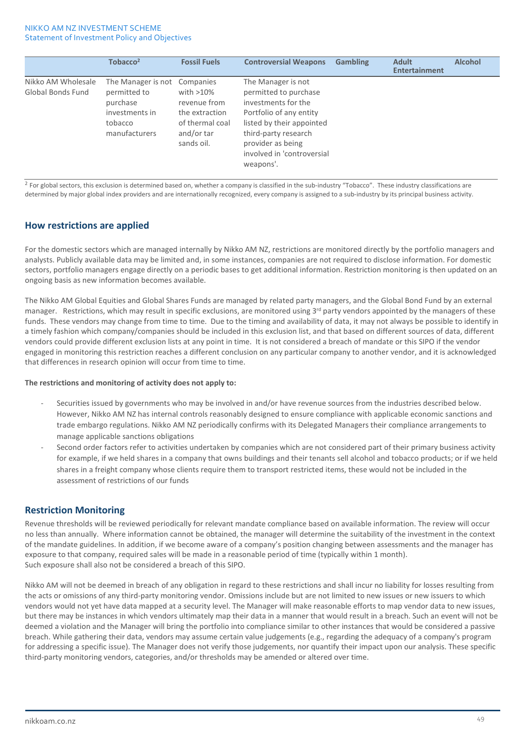| | Tobacco[2] | Fossil Fuels | Controversial Weapons | Gambling | Adult Entertainment | Alcohol |
|---|---|---|---|---|---|---|
| Nikko AM Wholesale Global Bonds Fund | The Manager is not permitted to purchase investments in tobacco manufacturers | Companies with >10% revenue from the extraction of thermal coal and/or tar sands oil. | The Manager is not permitted to purchase investments for the Portfolio of any entity listed by their appointed third-party research provider as being involved in 'controversial weapons'. | | | |

[2] For global sectors, this exclusion is determined based on, whether a company is classified in the sub-industry "Tobacco". These industry classifications are determined by major global index providers and are internationally recognized, every company is assigned to a sub-industry by its principal business activity.

## How restrictions are applied

For the domestic sectors which are managed internally by Nikko AM NZ, restrictions are monitored directly by the portfolio managers and analysts. Publicly available data may be limited and, in some instances, companies are not required to disclose information. For domestic sectors, portfolio managers engage directly on a periodic bases to get additional information. Restriction monitoring is then updated on an ongoing basis as new information becomes available.

The Nikko AM Global Equities and Global Shares Funds are managed by related party managers, and the Global Bond Fund by an external manager. Restrictions, which may result in specific exclusions, are monitored using 3rd party vendors appointed by the managers of these funds. These vendors may change from time to time. Due to the timing and availability of data, it may not always be possible to identify in a timely fashion which company/companies should be included in this exclusion list, and that based on different sources of data, different vendors could provide different exclusion lists at any point in time. It is not considered a breach of mandate or this SIPO if the vendor engaged in monitoring this restriction reaches a different conclusion on any particular company to another vendor, and it is acknowledged that differences in research opinion will occur from time to time.

**The restrictions and monitoring of activity does not apply to:**

- Securities issued by governments who may be involved in and/or have revenue sources from the industries described below. However, Nikko AM NZ has internal controls reasonably designed to ensure compliance with applicable economic sanctions and trade embargo regulations. Nikko AM NZ periodically confirms with its Delegated Managers their compliance arrangements to manage applicable sanctions obligations
- Second order factors refer to activities undertaken by companies which are not considered part of their primary business activity for example, if we held shares in a company that owns buildings and their tenants sell alcohol and tobacco products; or if we held shares in a freight company whose clients require them to transport restricted items, these would not be included in the assessment of restrictions of our funds

## Restriction Monitoring

Revenue thresholds will be reviewed periodically for relevant mandate compliance based on available information. The review will occur no less than annually. Where information cannot be obtained, the manager will determine the suitability of the investment in the context of the mandate guidelines. In addition, if we become aware of a company's position changing between assessments and the manager has exposure to that company, required sales will be made in a reasonable period of time (typically within 1 month).
Such exposure shall also not be considered a breach of this SIPO.

Nikko AM will not be deemed in breach of any obligation in regard to these restrictions and shall incur no liability for losses resulting from the acts or omissions of any third-party monitoring vendor. Omissions include but are not limited to new issues or new issuers to which vendors would not yet have data mapped at a security level. The Manager will make reasonable efforts to map vendor data to new issues, but there may be instances in which vendors ultimately map their data in a manner that would result in a breach. Such an event will not be deemed a violation and the Manager will bring the portfolio into compliance similar to other instances that would be considered a passive breach. While gathering their data, vendors may assume certain value judgements (e.g., regarding the adequacy of a company's program for addressing a specific issue). The Manager does not verify those judgements, nor quantify their impact upon our analysis. These specific third-party monitoring vendors, categories, and/or thresholds may be amended or altered over time.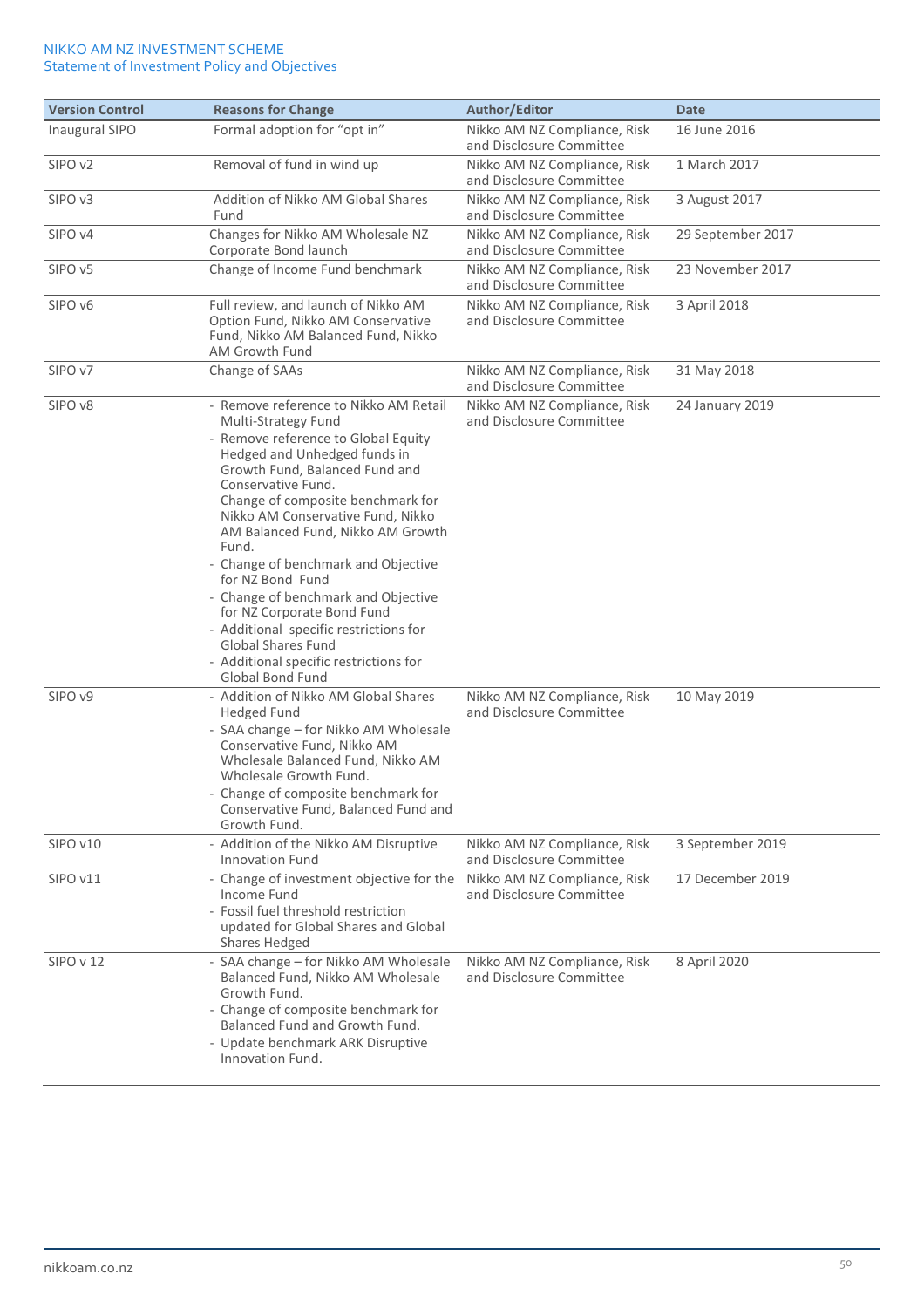| Version Control | Reasons for Change | Author/Editor | Date |
|---|---|---|---|
| Inaugural SIPO | Formal adoption for "opt in" | Nikko AM NZ Compliance, Risk and Disclosure Committee | 16 June 2016 |
| SIPO v2 | Removal of fund in wind up | Nikko AM NZ Compliance, Risk and Disclosure Committee | 1 March 2017 |
| SIPO v3 | Addition of Nikko AM Global Shares Fund | Nikko AM NZ Compliance, Risk and Disclosure Committee | 3 August 2017 |
| SIPO v4 | Changes for Nikko AM Wholesale NZ Corporate Bond launch | Nikko AM NZ Compliance, Risk and Disclosure Committee | 29 September 2017 |
| SIPO v5 | Change of Income Fund benchmark | Nikko AM NZ Compliance, Risk and Disclosure Committee | 23 November 2017 |
| SIPO v6 | Full review, and launch of Nikko AM Option Fund, Nikko AM Conservative Fund, Nikko AM Balanced Fund, Nikko AM Growth Fund | Nikko AM NZ Compliance, Risk and Disclosure Committee | 3 April 2018 |
| SIPO v7 | Change of SAAs | Nikko AM NZ Compliance, Risk and Disclosure Committee | 31 May 2018 |
| SIPO v8 | - Remove reference to Nikko AM Retail Multi-Strategy Fund<br>- Remove reference to Global Equity Hedged and Unhedged funds in Growth Fund, Balanced Fund and Conservative Fund. Change of composite benchmark for Nikko AM Conservative Fund, Nikko AM Balanced Fund, Nikko AM Growth Fund.<br>- Change of benchmark and Objective for NZ Bond Fund<br>- Change of benchmark and Objective for NZ Corporate Bond Fund<br>- Additional specific restrictions for Global Shares Fund<br>- Additional specific restrictions for Global Bond Fund | Nikko AM NZ Compliance, Risk and Disclosure Committee | 24 January 2019 |
| SIPO v9 | - Addition of Nikko AM Global Shares Hedged Fund<br>- SAA change – for Nikko AM Wholesale Conservative Fund, Nikko AM Wholesale Balanced Fund, Nikko AM Wholesale Growth Fund.<br>- Change of composite benchmark for Conservative Fund, Balanced Fund and Growth Fund. | Nikko AM NZ Compliance, Risk and Disclosure Committee | 10 May 2019 |
| SIPO v10 | - Addition of the Nikko AM Disruptive Innovation Fund | Nikko AM NZ Compliance, Risk and Disclosure Committee | 3 September 2019 |
| SIPO v11 | - Change of investment objective for the Income Fund<br>- Fossil fuel threshold restriction updated for Global Shares and Global Shares Hedged | Nikko AM NZ Compliance, Risk and Disclosure Committee | 17 December 2019 |
| SIPO v 12 | - SAA change – for Nikko AM Wholesale Balanced Fund, Nikko AM Wholesale Growth Fund.<br>- Change of composite benchmark for Balanced Fund and Growth Fund.<br>- Update benchmark ARK Disruptive Innovation Fund. | Nikko AM NZ Compliance, Risk and Disclosure Committee | 8 April 2020 |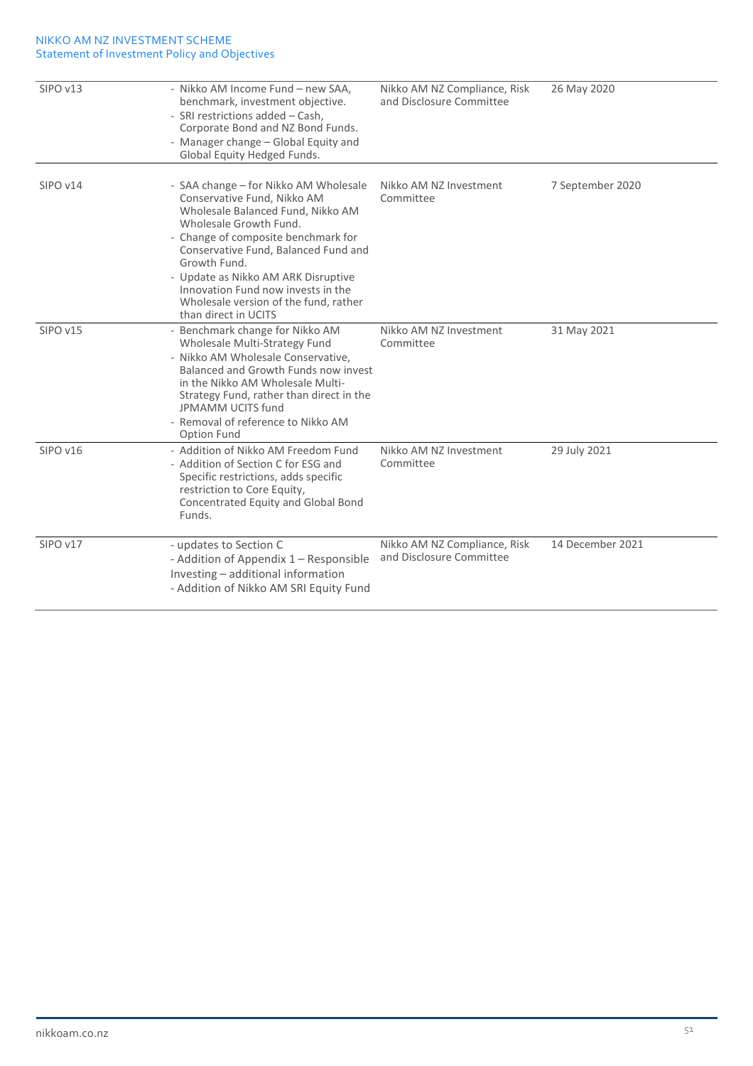| | | | |
|---|---|---|---|
| SIPO v13 | - Nikko AM Income Fund – new SAA, benchmark, investment objective.<br>- SRI restrictions added – Cash, Corporate Bond and NZ Bond Funds.<br>- Manager change – Global Equity and Global Equity Hedged Funds. | Nikko AM NZ Compliance, Risk and Disclosure Committee | 26 May 2020 |
| SIPO v14 | - SAA change – for Nikko AM Wholesale Conservative Fund, Nikko AM Wholesale Balanced Fund, Nikko AM Wholesale Growth Fund.<br>- Change of composite benchmark for Conservative Fund, Balanced Fund and Growth Fund.<br>- Update as Nikko AM ARK Disruptive Innovation Fund now invests in the Wholesale version of the fund, rather than direct in UCITS | Nikko AM NZ Investment Committee | 7 September 2020 |
| SIPO v15 | - Benchmark change for Nikko AM Wholesale Multi-Strategy Fund<br>- Nikko AM Wholesale Conservative, Balanced and Growth Funds now invest in the Nikko AM Wholesale Multi-Strategy Fund, rather than direct in the JPMAMM UCITS fund<br>- Removal of reference to Nikko AM Option Fund | Nikko AM NZ Investment Committee | 31 May 2021 |
| SIPO v16 | - Addition of Nikko AM Freedom Fund<br>- Addition of Section C for ESG and Specific restrictions, adds specific restriction to Core Equity, Concentrated Equity and Global Bond Funds. | Nikko AM NZ Investment Committee | 29 July 2021 |
| SIPO v17 | - updates to Section C<br>- Addition of Appendix 1 – Responsible Investing – additional information<br>- Addition of Nikko AM SRI Equity Fund | Nikko AM NZ Compliance, Risk and Disclosure Committee | 14 December 2021 |